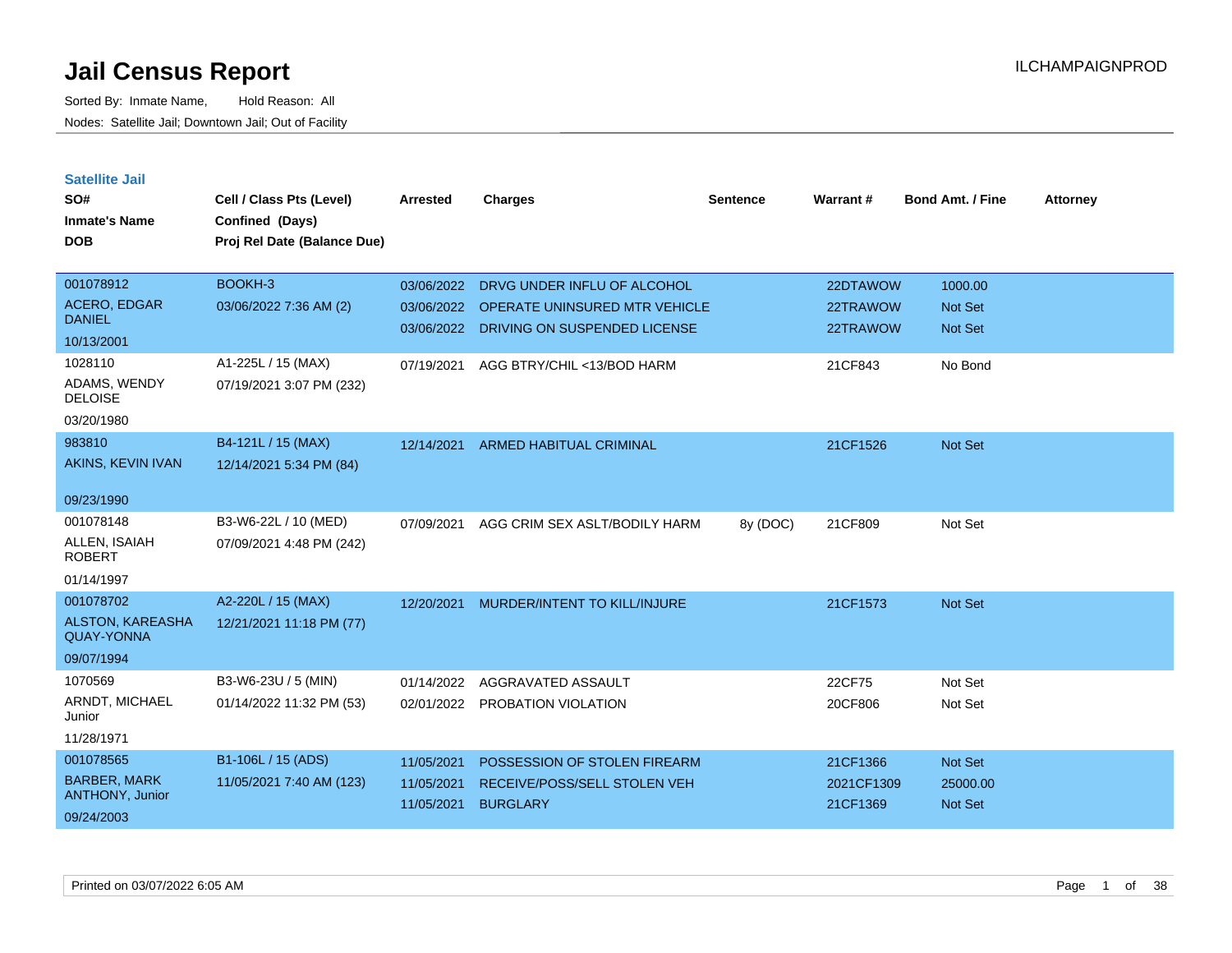# Jail Census Report

ILCHAMPAIGNPROD

Sorted By: Inmate Name, Hold Reason: All

Nodes: Satellite Jail; Downtown Jail; Out of Facility

## Satellite Jail

| SO# / Inmate's Name / DOB | Cell / Class Pts (Level) / Confined (Days) / Proj Rel Date (Balance Due) | Arrested | Charges | Sentence | Warrant # | Bond Amt. / Fine | Attorney |
|---|---|---|---|---|---|---|---|
| 001078912<br>ACERO, EDGAR DANIEL<br>10/13/2001 | BOOKH-3<br>03/06/2022 7:36 AM (2) | 03/06/2022<br>03/06/2022<br>03/06/2022 | DRVG UNDER INFLU OF ALCOHOL<br>OPERATE UNINSURED MTR VEHICLE<br>DRIVING ON SUSPENDED LICENSE | | 22DTAWOW<br>22TRAWOW<br>22TRAWOW | 1000.00<br>Not Set<br>Not Set | |
| 1028110<br>ADAMS, WENDY DELOISE<br>03/20/1980 | A1-225L / 15 (MAX)<br>07/19/2021 3:07 PM (232) | 07/19/2021 | AGG BTRY/CHIL <13/BOD HARM | | 21CF843 | No Bond | |
| 983810<br>AKINS, KEVIN IVAN<br>09/23/1990 | B4-121L / 15 (MAX)<br>12/14/2021 5:34 PM (84) | 12/14/2021 | ARMED HABITUAL CRIMINAL | | 21CF1526 | Not Set | |
| 001078148<br>ALLEN, ISAIAH ROBERT<br>01/14/1997 | B3-W6-22L / 10 (MED)<br>07/09/2021 4:48 PM (242) | 07/09/2021 | AGG CRIM SEX ASLT/BODILY HARM | 8y (DOC) | 21CF809 | Not Set | |
| 001078702<br>ALSTON, KAREASHA QUAY-YONNA<br>09/07/1994 | A2-220L / 15 (MAX)<br>12/21/2021 11:18 PM (77) | 12/20/2021 | MURDER/INTENT TO KILL/INJURE | | 21CF1573 | Not Set | |
| 1070569<br>ARNDT, MICHAEL Junior<br>11/28/1971 | B3-W6-23U / 5 (MIN)<br>01/14/2022 11:32 PM (53) | 01/14/2022<br>02/01/2022 | AGGRAVATED ASSAULT<br>PROBATION VIOLATION | | 22CF75<br>20CF806 | Not Set<br>Not Set | |
| 001078565<br>BARBER, MARK ANTHONY, Junior<br>09/24/2003 | B1-106L / 15 (ADS)<br>11/05/2021 7:40 AM (123) | 11/05/2021<br>11/05/2021<br>11/05/2021 | POSSESSION OF STOLEN FIREARM<br>RECEIVE/POSS/SELL STOLEN VEH<br>BURGLARY | | 21CF1366<br>2021CF1309<br>21CF1369 | Not Set<br>25000.00<br>Not Set | |

Printed on 03/07/2022 6:05 AM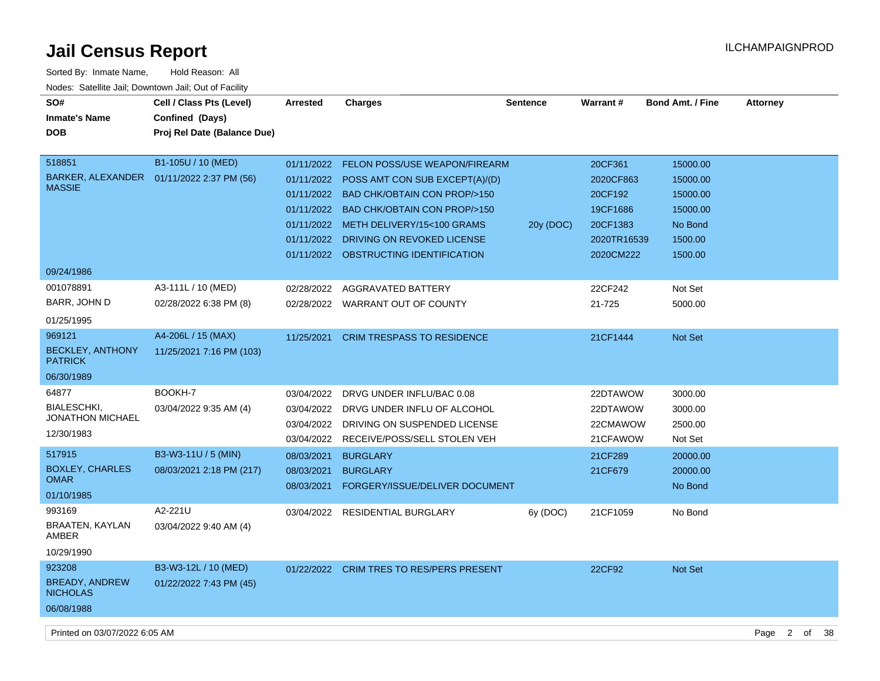# Jail Census Report

ILCHAMPAIGNPROD

Sorted By: Inmate Name, Hold Reason: All

Nodes: Satellite Jail; Downtown Jail; Out of Facility

| SO# / Inmate's Name / DOB | Cell / Class Pts (Level) / Confined (Days) / Proj Rel Date (Balance Due) | Arrested | Charges | Sentence | Warrant # | Bond Amt. / Fine | Attorney |
|---|---|---|---|---|---|---|---|
| 518851<br>BARKER, ALEXANDER MASSIE<br>09/24/1986 | B1-105U / 10 (MED)<br>01/11/2022 2:37 PM (56) | 01/11/2022 | FELON POSS/USE WEAPON/FIREARM | | 20CF361 | 15000.00 | |
| | | 01/11/2022 | POSS AMT CON SUB EXCEPT(A)/(D) | | 2020CF863 | 15000.00 | |
| | | 01/11/2022 | BAD CHK/OBTAIN CON PROP/>150 | | 20CF192 | 15000.00 | |
| | | 01/11/2022 | BAD CHK/OBTAIN CON PROP/>150 | | 19CF1686 | 15000.00 | |
| | | 01/11/2022 | METH DELIVERY/15<100 GRAMS | 20y (DOC) | 20CF1383 | No Bond | |
| | | 01/11/2022 | DRIVING ON REVOKED LICENSE | | 2020TR16539 | 1500.00 | |
| | | 01/11/2022 | OBSTRUCTING IDENTIFICATION | | 2020CM222 | 1500.00 | |
| 001078891<br>BARR, JOHN D<br>01/25/1995 | A3-111L / 10 (MED)<br>02/28/2022 6:38 PM (8) | 02/28/2022 | AGGRAVATED BATTERY | | 22CF242 | Not Set | |
| | | 02/28/2022 | WARRANT OUT OF COUNTY | | 21-725 | 5000.00 | |
| 969121<br>BECKLEY, ANTHONY PATRICK<br>06/30/1989 | A4-206L / 15 (MAX)<br>11/25/2021 7:16 PM (103) | 11/25/2021 | CRIM TRESPASS TO RESIDENCE | | 21CF1444 | Not Set | |
| 64877<br>BIALESCHKI, JONATHON MICHAEL<br>12/30/1983 | BOOKH-7<br>03/04/2022 9:35 AM (4) | 03/04/2022 | DRVG UNDER INFLU/BAC 0.08 | | 22DTAWOW | 3000.00 | |
| | | 03/04/2022 | DRVG UNDER INFLU OF ALCOHOL | | 22DTAWOW | 3000.00 | |
| | | 03/04/2022 | DRIVING ON SUSPENDED LICENSE | | 22CMAWOW | 2500.00 | |
| | | 03/04/2022 | RECEIVE/POSS/SELL STOLEN VEH | | 21CFAWOW | Not Set | |
| 517915<br>BOXLEY, CHARLES OMAR<br>01/10/1985 | B3-W3-11U / 5 (MIN)<br>08/03/2021 2:18 PM (217) | 08/03/2021 | BURGLARY | | 21CF289 | 20000.00 | |
| | | 08/03/2021 | BURGLARY | | 21CF679 | 20000.00 | |
| | | 08/03/2021 | FORGERY/ISSUE/DELIVER DOCUMENT | | | No Bond | |
| 993169<br>BRAATEN, KAYLAN AMBER<br>10/29/1990 | A2-221U<br>03/04/2022 9:40 AM (4) | 03/04/2022 | RESIDENTIAL BURGLARY | 6y (DOC) | 21CF1059 | No Bond | |
| 923208<br>BREADY, ANDREW NICHOLAS<br>06/08/1988 | B3-W3-12L / 10 (MED)<br>01/22/2022 7:43 PM (45) | 01/22/2022 | CRIM TRES TO RES/PERS PRESENT | | 22CF92 | Not Set | |

Printed on 03/07/2022 6:05 AM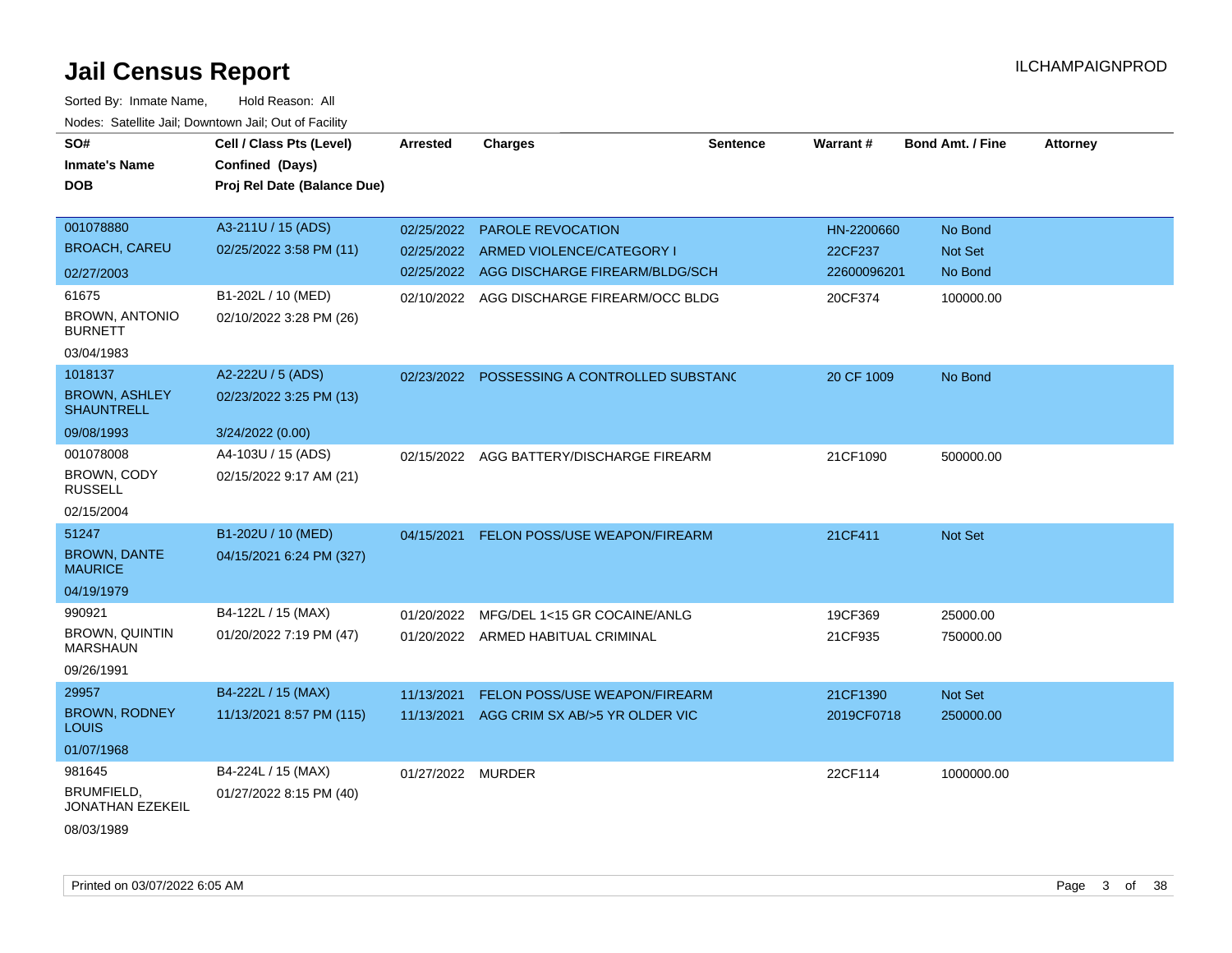# Jail Census Report

ILCHAMPAIGNPROD

Sorted By: Inmate Name, Hold Reason: All

Nodes: Satellite Jail; Downtown Jail; Out of Facility

| SO# / Inmate's Name / DOB | Cell / Class Pts (Level) / Confined (Days) / Proj Rel Date (Balance Due) | Arrested | Charges | Sentence | Warrant # | Bond Amt. / Fine | Attorney |
|---|---|---|---|---|---|---|---|
| 001078880<br>BROACH, CAREU<br>02/27/2003 | A3-211U / 15 (ADS)<br>02/25/2022 3:58 PM (11) | 02/25/2022<br>02/25/2022<br>02/25/2022 | PAROLE REVOCATION<br>ARMED VIOLENCE/CATEGORY I<br>AGG DISCHARGE FIREARM/BLDG/SCH | | HN-2200660<br>22CF237<br>22600096201 | No Bond<br>Not Set<br>No Bond | |
| 61675<br>BROWN, ANTONIO BURNETT<br>03/04/1983 | B1-202L / 10 (MED)<br>02/10/2022 3:28 PM (26) | 02/10/2022 | AGG DISCHARGE FIREARM/OCC BLDG | | 20CF374 | 100000.00 | |
| 1018137<br>BROWN, ASHLEY SHAUNTRELL<br>09/08/1993 | A2-222U / 5 (ADS)<br>02/23/2022 3:25 PM (13)<br>3/24/2022 (0.00) | 02/23/2022 | POSSESSING A CONTROLLED SUBSTANC | | 20 CF 1009 | No Bond | |
| 001078008<br>BROWN, CODY RUSSELL<br>02/15/2004 | A4-103U / 15 (ADS)<br>02/15/2022 9:17 AM (21) | 02/15/2022 | AGG BATTERY/DISCHARGE FIREARM | | 21CF1090 | 500000.00 | |
| 51247<br>BROWN, DANTE MAURICE<br>04/19/1979 | B1-202U / 10 (MED)<br>04/15/2021 6:24 PM (327) | 04/15/2021 | FELON POSS/USE WEAPON/FIREARM | | 21CF411 | Not Set | |
| 990921<br>BROWN, QUINTIN MARSHAUN<br>09/26/1991 | B4-122L / 15 (MAX)<br>01/20/2022 7:19 PM (47) | 01/20/2022<br>01/20/2022 | MFG/DEL 1<15 GR COCAINE/ANLG<br>ARMED HABITUAL CRIMINAL | | 19CF369<br>21CF935 | 25000.00<br>750000.00 | |
| 29957<br>BROWN, RODNEY LOUIS<br>01/07/1968 | B4-222L / 15 (MAX)<br>11/13/2021 8:57 PM (115) | 11/13/2021<br>11/13/2021 | FELON POSS/USE WEAPON/FIREARM<br>AGG CRIM SX AB/>5 YR OLDER VIC | | 21CF1390<br>2019CF0718 | Not Set<br>250000.00 | |
| 981645<br>BRUMFIELD, JONATHAN EZEKEIL<br>08/03/1989 | B4-224L / 15 (MAX)<br>01/27/2022 8:15 PM (40) | 01/27/2022 | MURDER | | 22CF114 | 1000000.00 | |

Printed on 03/07/2022 6:05 AM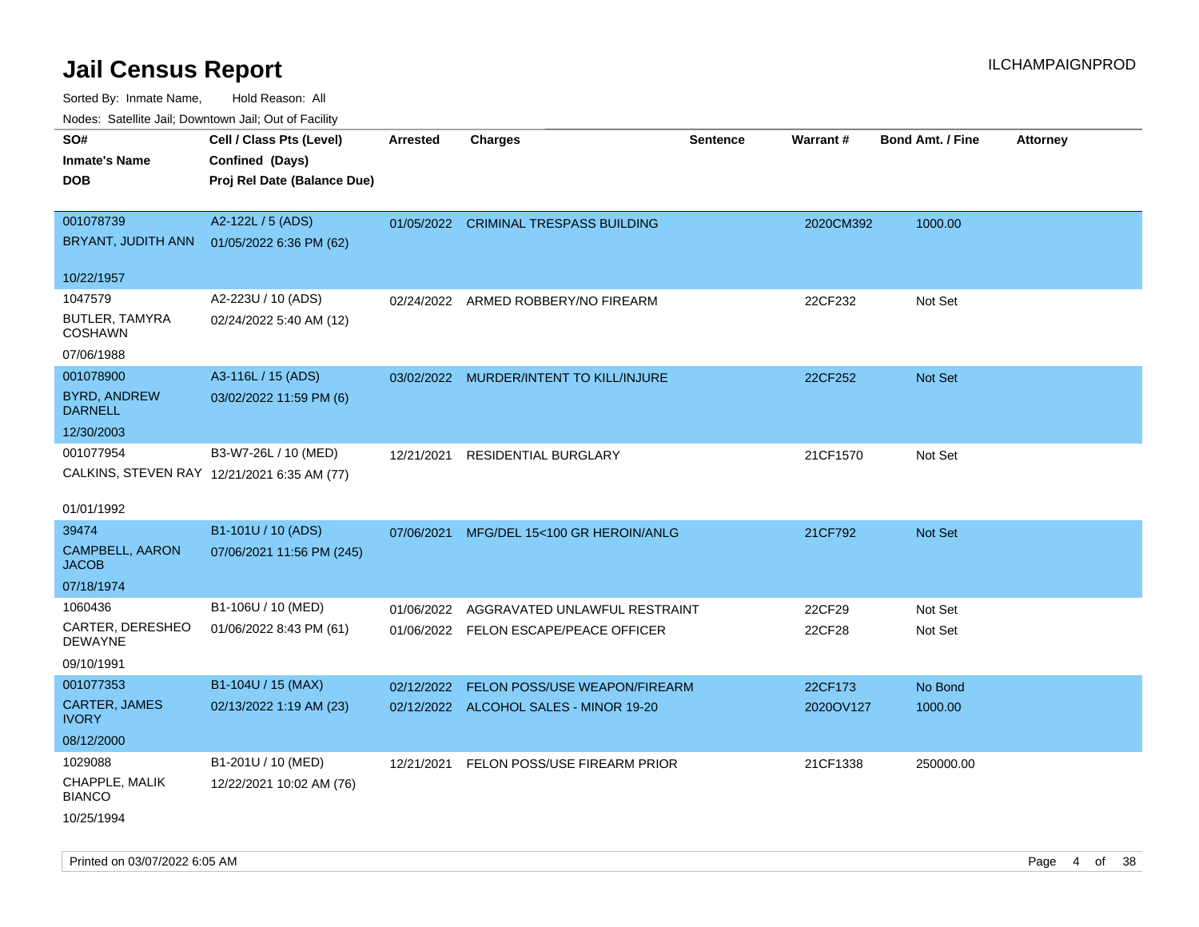# Jail Census Report

ILCHAMPAIGNPROD

Sorted By: Inmate Name, Hold Reason: All

Nodes: Satellite Jail; Downtown Jail; Out of Facility

| SO# / Inmate's Name / DOB | Cell / Class Pts (Level) / Confined (Days) / Proj Rel Date (Balance Due) | Arrested | Charges | Sentence | Warrant # | Bond Amt. / Fine | Attorney |
|---|---|---|---|---|---|---|---|
| 001078739<br>BRYANT, JUDITH ANN<br>10/22/1957 | A2-122L / 5 (ADS)<br>01/05/2022 6:36 PM (62) | 01/05/2022 | CRIMINAL TRESPASS BUILDING | | 2020CM392 | 1000.00 | |
| 1047579<br>BUTLER, TAMYRA COSHAWN<br>07/06/1988 | A2-223U / 10 (ADS)<br>02/24/2022 5:40 AM (12) | 02/24/2022 | ARMED ROBBERY/NO FIREARM | | 22CF232 | Not Set | |
| 001078900<br>BYRD, ANDREW DARNELL<br>12/30/2003 | A3-116L / 15 (ADS)<br>03/02/2022 11:59 PM (6) | 03/02/2022 | MURDER/INTENT TO KILL/INJURE | | 22CF252 | Not Set | |
| 001077954<br>CALKINS, STEVEN RAY<br>01/01/1992 | B3-W7-26L / 10 (MED)<br>12/21/2021 6:35 AM (77) | 12/21/2021 | RESIDENTIAL BURGLARY | | 21CF1570 | Not Set | |
| 39474<br>CAMPBELL, AARON JACOB<br>07/18/1974 | B1-101U / 10 (ADS)<br>07/06/2021 11:56 PM (245) | 07/06/2021 | MFG/DEL 15<100 GR HEROIN/ANLG | | 21CF792 | Not Set | |
| 1060436<br>CARTER, DERESHEO DEWAYNE<br>09/10/1991 | B1-106U / 10 (MED)<br>01/06/2022 8:43 PM (61) | 01/06/2022<br>01/06/2022 | AGGRAVATED UNLAWFUL RESTRAINT<br>FELON ESCAPE/PEACE OFFICER | | 22CF29<br>22CF28 | Not Set<br>Not Set | |
| 001077353<br>CARTER, JAMES IVORY<br>08/12/2000 | B1-104U / 15 (MAX)<br>02/13/2022 1:19 AM (23) | 02/12/2022<br>02/12/2022 | FELON POSS/USE WEAPON/FIREARM<br>ALCOHOL SALES - MINOR 19-20 | | 22CF173<br>2020OV127 | No Bond<br>1000.00 | |
| 1029088<br>CHAPPLE, MALIK BIANCO<br>10/25/1994 | B1-201U / 10 (MED)<br>12/22/2021 10:02 AM (76) | 12/21/2021 | FELON POSS/USE FIREARM PRIOR | | 21CF1338 | 250000.00 | |

Printed on 03/07/2022 6:05 AM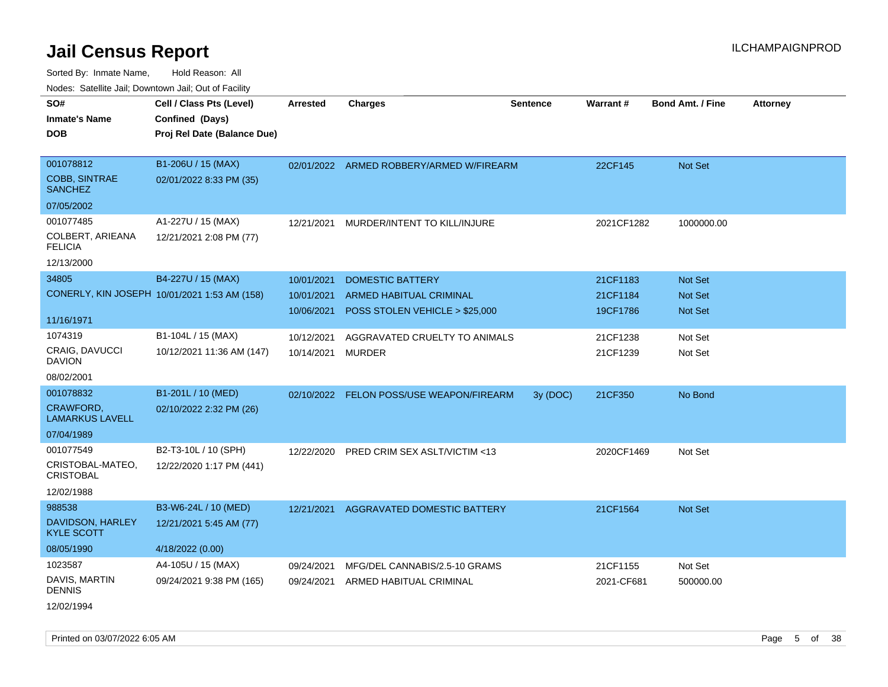# Jail Census Report

ILCHAMPAIGNPROD

Sorted By: Inmate Name, Hold Reason: All

Nodes: Satellite Jail; Downtown Jail; Out of Facility

| SO# / Inmate's Name / DOB | Cell / Class Pts (Level) / Confined (Days) / Proj Rel Date (Balance Due) | Arrested | Charges | Sentence | Warrant # | Bond Amt. / Fine | Attorney |
|---|---|---|---|---|---|---|---|
| 001078812<br>COBB, SINTRAE SANCHEZ<br>07/05/2002 | B1-206U / 15 (MAX)<br>02/01/2022 8:33 PM (35) | 02/01/2022 | ARMED ROBBERY/ARMED W/FIREARM | | 22CF145 | Not Set | |
| 001077485<br>COLBERT, ARIEANA FELICIA<br>12/13/2000 | A1-227U / 15 (MAX)<br>12/21/2021 2:08 PM (77) | 12/21/2021 | MURDER/INTENT TO KILL/INJURE | | 2021CF1282 | 1000000.00 | |
| 34805<br>CONERLY, KIN JOSEPH<br>11/16/1971 | B4-227U / 15 (MAX)<br>10/01/2021 1:53 AM (158) | 10/01/2021 | DOMESTIC BATTERY | | 21CF1183 | Not Set | |
| | | 10/01/2021 | ARMED HABITUAL CRIMINAL | | 21CF1184 | Not Set | |
| | | 10/06/2021 | POSS STOLEN VEHICLE > $25,000 | | 19CF1786 | Not Set | |
| 1074319<br>CRAIG, DAVUCCI DAVION<br>08/02/2001 | B1-104L / 15 (MAX)<br>10/12/2021 11:36 AM (147) | 10/12/2021 | AGGRAVATED CRUELTY TO ANIMALS | | 21CF1238 | Not Set | |
| | | 10/14/2021 | MURDER | | 21CF1239 | Not Set | |
| 001078832<br>CRAWFORD, LAMARKUS LAVELL<br>07/04/1989 | B1-201L / 10 (MED)<br>02/10/2022 2:32 PM (26) | 02/10/2022 | FELON POSS/USE WEAPON/FIREARM | 3y (DOC) | 21CF350 | No Bond | |
| 001077549<br>CRISTOBAL-MATEO, CRISTOBAL<br>12/02/1988 | B2-T3-10L / 10 (SPH)<br>12/22/2020 1:17 PM (441) | 12/22/2020 | PRED CRIM SEX ASLT/VICTIM <13 | | 2020CF1469 | Not Set | |
| 988538<br>DAVIDSON, HARLEY KYLE SCOTT<br>08/05/1990 | B3-W6-24L / 10 (MED)<br>12/21/2021 5:45 AM (77)<br>4/18/2022 (0.00) | 12/21/2021 | AGGRAVATED DOMESTIC BATTERY | | 21CF1564 | Not Set | |
| 1023587<br>DAVIS, MARTIN DENNIS<br>12/02/1994 | A4-105U / 15 (MAX)<br>09/24/2021 9:38 PM (165) | 09/24/2021 | MFG/DEL CANNABIS/2.5-10 GRAMS | | 21CF1155 | Not Set | |
| | | 09/24/2021 | ARMED HABITUAL CRIMINAL | | 2021-CF681 | 500000.00 | |

Printed on 03/07/2022 6:05 AM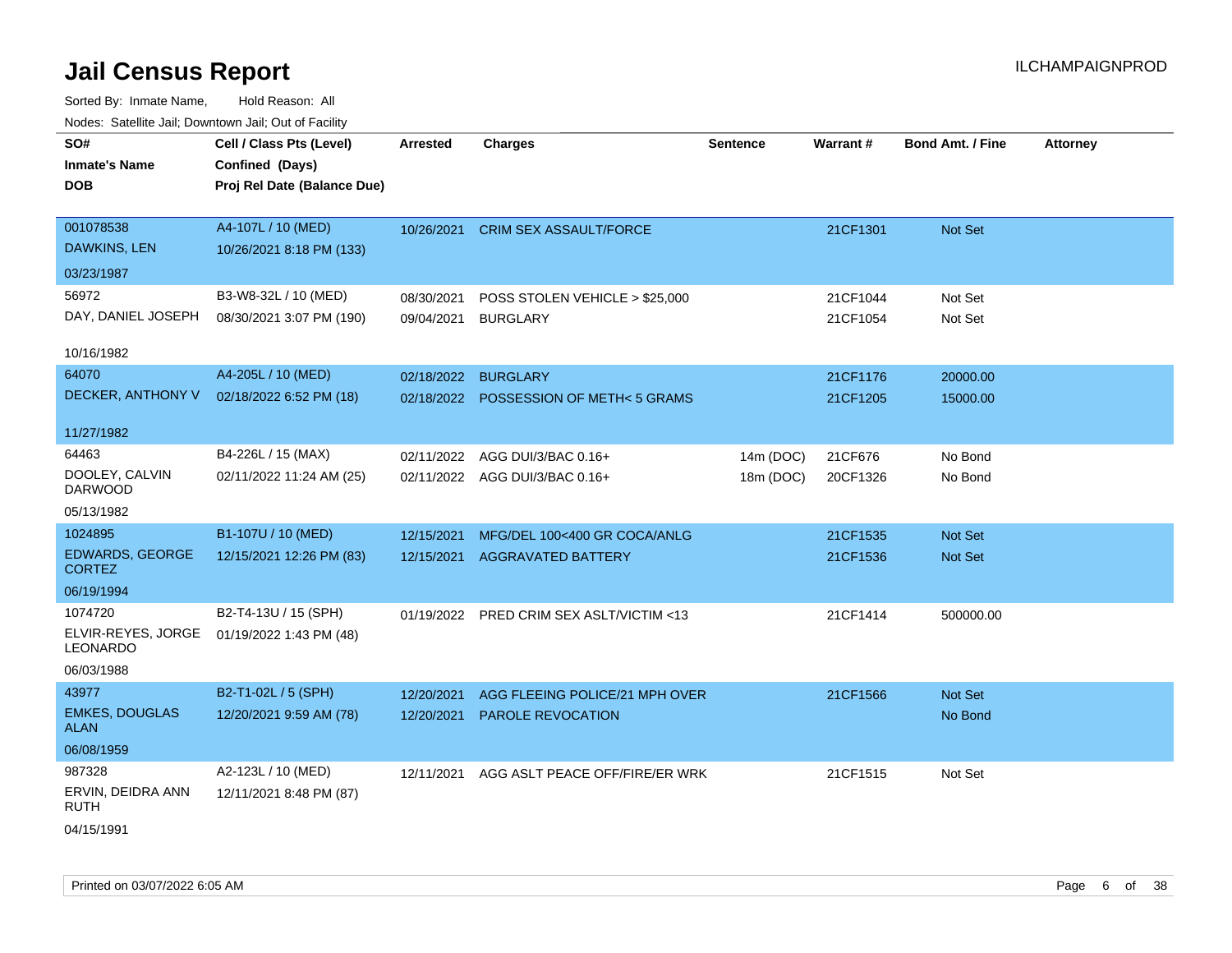# Jail Census Report

ILCHAMPAIGNPROD

Sorted By: Inmate Name, Hold Reason: All

Nodes: Satellite Jail; Downtown Jail; Out of Facility

| SO# / Inmate's Name / DOB | Cell / Class Pts (Level) / Confined (Days) / Proj Rel Date (Balance Due) | Arrested | Charges | Sentence | Warrant # | Bond Amt. / Fine | Attorney |
|---|---|---|---|---|---|---|---|
| 001078538<br>DAWKINS, LEN<br>03/23/1987 | A4-107L / 10 (MED)<br>10/26/2021 8:18 PM (133) | 10/26/2021 | CRIM SEX ASSAULT/FORCE | | 21CF1301 | Not Set | |
| 56972<br>DAY, DANIEL JOSEPH<br>10/16/1982 | B3-W8-32L / 10 (MED)<br>08/30/2021 3:07 PM (190) | 08/30/2021<br>09/04/2021 | POSS STOLEN VEHICLE > $25,000<br>BURGLARY | | 21CF1044<br>21CF1054 | Not Set<br>Not Set | |
| 64070<br>DECKER, ANTHONY V<br>11/27/1982 | A4-205L / 10 (MED)<br>02/18/2022 6:52 PM (18) | 02/18/2022<br>02/18/2022 | BURGLARY<br>POSSESSION OF METH< 5 GRAMS | | 21CF1176<br>21CF1205 | 20000.00<br>15000.00 | |
| 64463<br>DOOLEY, CALVIN DARWOOD<br>05/13/1982 | B4-226L / 15 (MAX)<br>02/11/2022 11:24 AM (25) | 02/11/2022<br>02/11/2022 | AGG DUI/3/BAC 0.16+<br>AGG DUI/3/BAC 0.16+ | 14m (DOC)<br>18m (DOC) | 21CF676<br>20CF1326 | No Bond<br>No Bond | |
| 1024895<br>EDWARDS, GEORGE CORTEZ<br>06/19/1994 | B1-107U / 10 (MED)<br>12/15/2021 12:26 PM (83) | 12/15/2021<br>12/15/2021 | MFG/DEL 100<400 GR COCA/ANLG<br>AGGRAVATED BATTERY | | 21CF1535<br>21CF1536 | Not Set<br>Not Set | |
| 1074720<br>ELVIR-REYES, JORGE LEONARDO<br>06/03/1988 | B2-T4-13U / 15 (SPH)<br>01/19/2022 1:43 PM (48) | 01/19/2022 | PRED CRIM SEX ASLT/VICTIM <13 | | 21CF1414 | 500000.00 | |
| 43977<br>EMKES, DOUGLAS ALAN<br>06/08/1959 | B2-T1-02L / 5 (SPH)<br>12/20/2021 9:59 AM (78) | 12/20/2021<br>12/20/2021 | AGG FLEEING POLICE/21 MPH OVER<br>PAROLE REVOCATION | | 21CF1566 | Not Set<br>No Bond | |
| 987328<br>ERVIN, DEIDRA ANN RUTH<br>04/15/1991 | A2-123L / 10 (MED)<br>12/11/2021 8:48 PM (87) | 12/11/2021 | AGG ASLT PEACE OFF/FIRE/ER WRK | | 21CF1515 | Not Set | |

Printed on 03/07/2022 6:05 AM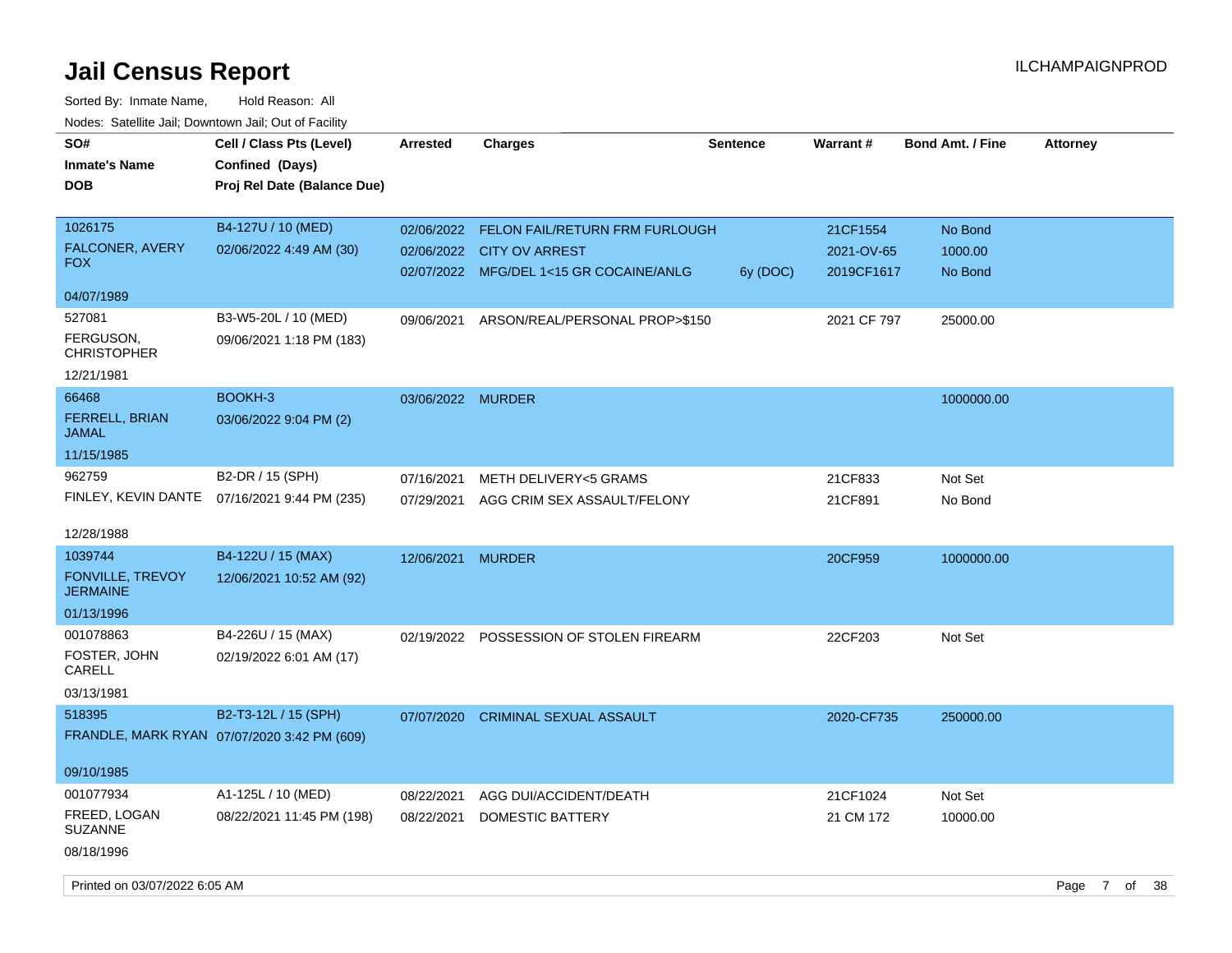# Jail Census Report

ILCHAMPAIGNPROD

Sorted By: Inmate Name, Hold Reason: All

Nodes: Satellite Jail; Downtown Jail; Out of Facility

| SO# / Inmate's Name / DOB | Cell / Class Pts (Level) / Confined (Days) / Proj Rel Date (Balance Due) | Arrested | Charges | Sentence | Warrant # | Bond Amt. / Fine | Attorney |
|---|---|---|---|---|---|---|---|
| 1026175<br>FALCONER, AVERY FOX<br>04/07/1989 | B4-127U / 10 (MED)<br>02/06/2022 4:49 AM (30) | 02/06/2022 | FELON FAIL/RETURN FRM FURLOUGH | | 21CF1554 | No Bond | |
| | | 02/06/2022 | CITY OV ARREST | | 2021-OV-65 | 1000.00 | |
| | | 02/07/2022 | MFG/DEL 1<15 GR COCAINE/ANLG | 6y (DOC) | 2019CF1617 | No Bond | |
| 527081<br>FERGUSON, CHRISTOPHER<br>12/21/1981 | B3-W5-20L / 10 (MED)<br>09/06/2021 1:18 PM (183) | 09/06/2021 | ARSON/REAL/PERSONAL PROP>$150 | | 2021 CF 797 | 25000.00 | |
| 66468<br>FERRELL, BRIAN JAMAL<br>11/15/1985 | BOOKH-3<br>03/06/2022 9:04 PM (2) | 03/06/2022 | MURDER | | | 1000000.00 | |
| 962759<br>FINLEY, KEVIN DANTE<br>12/28/1988 | B2-DR / 15 (SPH)<br>07/16/2021 9:44 PM (235) | 07/16/2021 | METH DELIVERY<5 GRAMS | | 21CF833 | Not Set | |
| | | 07/29/2021 | AGG CRIM SEX ASSAULT/FELONY | | 21CF891 | No Bond | |
| 1039744<br>FONVILLE, TREVOY JERMAINE<br>01/13/1996 | B4-122U / 15 (MAX)<br>12/06/2021 10:52 AM (92) | 12/06/2021 | MURDER | | 20CF959 | 1000000.00 | |
| 001078863<br>FOSTER, JOHN CARELL<br>03/13/1981 | B4-226U / 15 (MAX)<br>02/19/2022 6:01 AM (17) | 02/19/2022 | POSSESSION OF STOLEN FIREARM | | 22CF203 | Not Set | |
| 518395<br>FRANDLE, MARK RYAN<br>09/10/1985 | B2-T3-12L / 15 (SPH)<br>07/07/2020 3:42 PM (609) | 07/07/2020 | CRIMINAL SEXUAL ASSAULT | | 2020-CF735 | 250000.00 | |
| 001077934<br>FREED, LOGAN SUZANNE<br>08/18/1996 | A1-125L / 10 (MED)<br>08/22/2021 11:45 PM (198) | 08/22/2021 | AGG DUI/ACCIDENT/DEATH | | 21CF1024 | Not Set | |
| | | 08/22/2021 | DOMESTIC BATTERY | | 21 CM 172 | 10000.00 | |

Printed on 03/07/2022 6:05 AM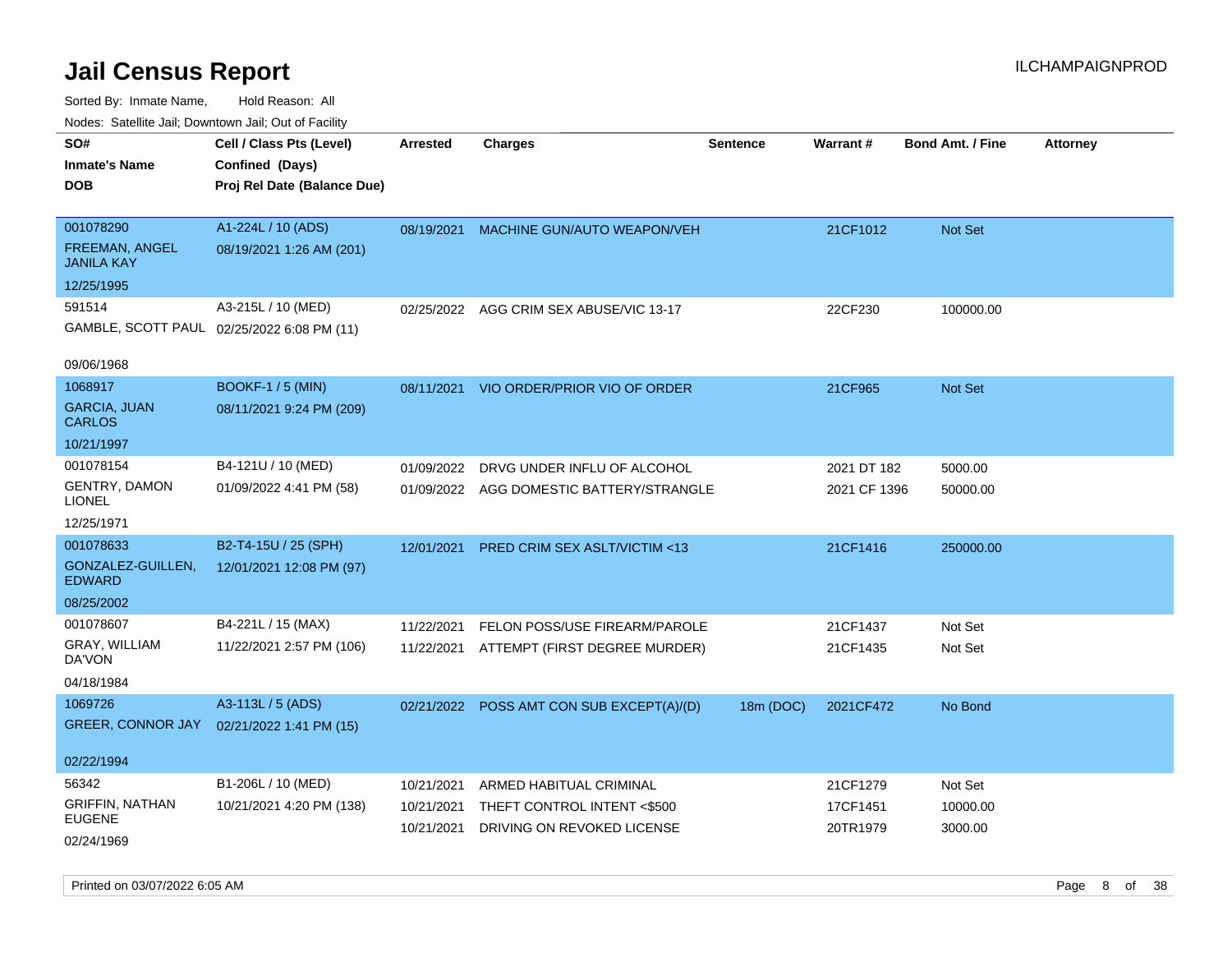# Jail Census Report

ILCHAMPAIGNPROD

Sorted By: Inmate Name, Hold Reason: All

Nodes: Satellite Jail; Downtown Jail; Out of Facility

| SO# / Inmate's Name / DOB | Cell / Class Pts (Level) / Confined (Days) / Proj Rel Date (Balance Due) | Arrested | Charges | Sentence | Warrant # | Bond Amt. / Fine | Attorney |
|---|---|---|---|---|---|---|---|
| 001078290<br>FREEMAN, ANGEL JANILA KAY<br>12/25/1995 | A1-224L / 10 (ADS)<br>08/19/2021 1:26 AM (201) | 08/19/2021 | MACHINE GUN/AUTO WEAPON/VEH | | 21CF1012 | Not Set | |
| 591514<br>GAMBLE, SCOTT PAUL<br>09/06/1968 | A3-215L / 10 (MED)<br>02/25/2022 6:08 PM (11) | 02/25/2022 | AGG CRIM SEX ABUSE/VIC 13-17 | | 22CF230 | 100000.00 | |
| 1068917<br>GARCIA, JUAN CARLOS<br>10/21/1997 | BOOKF-1 / 5 (MIN)<br>08/11/2021 9:24 PM (209) | 08/11/2021 | VIO ORDER/PRIOR VIO OF ORDER | | 21CF965 | Not Set | |
| 001078154<br>GENTRY, DAMON LIONEL<br>12/25/1971 | B4-121U / 10 (MED)<br>01/09/2022 4:41 PM (58) | 01/09/2022<br>01/09/2022 | DRVG UNDER INFLU OF ALCOHOL<br>AGG DOMESTIC BATTERY/STRANGLE | | 2021 DT 182<br>2021 CF 1396 | 5000.00<br>50000.00 | |
| 001078633<br>GONZALEZ-GUILLEN, EDWARD<br>08/25/2002 | B2-T4-15U / 25 (SPH)<br>12/01/2021 12:08 PM (97) | 12/01/2021 | PRED CRIM SEX ASLT/VICTIM <13 | | 21CF1416 | 250000.00 | |
| 001078607<br>GRAY, WILLIAM DA'VON<br>04/18/1984 | B4-221L / 15 (MAX)<br>11/22/2021 2:57 PM (106) | 11/22/2021<br>11/22/2021 | FELON POSS/USE FIREARM/PAROLE<br>ATTEMPT (FIRST DEGREE MURDER) | | 21CF1437<br>21CF1435 | Not Set<br>Not Set | |
| 1069726<br>GREER, CONNOR JAY<br>02/22/1994 | A3-113L / 5 (ADS)<br>02/21/2022 1:41 PM (15) | 02/21/2022 | POSS AMT CON SUB EXCEPT(A)/(D) | 18m (DOC) | 2021CF472 | No Bond | |
| 56342<br>GRIFFIN, NATHAN EUGENE<br>02/24/1969 | B1-206L / 10 (MED)<br>10/21/2021 4:20 PM (138) | 10/21/2021<br>10/21/2021<br>10/21/2021 | ARMED HABITUAL CRIMINAL<br>THEFT CONTROL INTENT <$500<br>DRIVING ON REVOKED LICENSE | | 21CF1279<br>17CF1451<br>20TR1979 | Not Set<br>10000.00<br>3000.00 | |

Printed on 03/07/2022 6:05 AM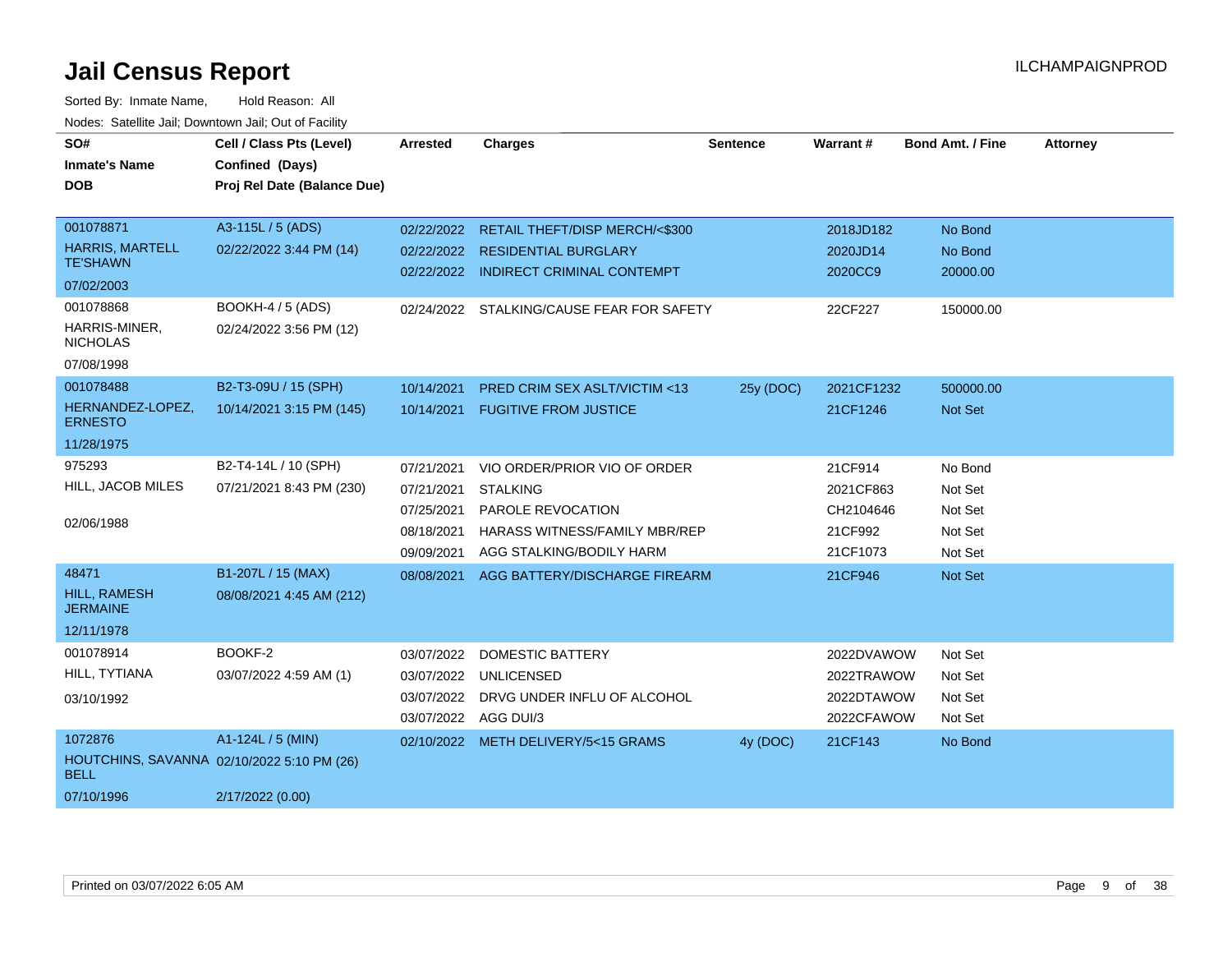# Jail Census Report

ILCHAMPAIGNPROD

Sorted By: Inmate Name, Hold Reason: All

Nodes: Satellite Jail; Downtown Jail; Out of Facility

| SO# / Inmate's Name / DOB | Cell / Class Pts (Level) / Confined (Days) / Proj Rel Date (Balance Due) | Arrested | Charges | Sentence | Warrant # | Bond Amt. / Fine | Attorney |
|---|---|---|---|---|---|---|---|
| 001078871 | A3-115L / 5 (ADS) | 02/22/2022 | RETAIL THEFT/DISP MERCH/<$300 | | 2018JD182 | No Bond | |
| HARRIS, MARTELL TE'SHAWN | 02/22/2022 3:44 PM (14) | 02/22/2022 | RESIDENTIAL BURGLARY | | 2020JD14 | No Bond | |
| 07/02/2003 | | 02/22/2022 | INDIRECT CRIMINAL CONTEMPT | | 2020CC9 | 20000.00 | |
| 001078868 | BOOKH-4 / 5 (ADS) | 02/24/2022 | STALKING/CAUSE FEAR FOR SAFETY | | 22CF227 | 150000.00 | |
| HARRIS-MINER, NICHOLAS | 02/24/2022 3:56 PM (12) | | | | | | |
| 07/08/1998 | | | | | | | |
| 001078488 | B2-T3-09U / 15 (SPH) | 10/14/2021 | PRED CRIM SEX ASLT/VICTIM <13 | 25y (DOC) | 2021CF1232 | 500000.00 | |
| HERNANDEZ-LOPEZ, ERNESTO | 10/14/2021 3:15 PM (145) | 10/14/2021 | FUGITIVE FROM JUSTICE | | 21CF1246 | Not Set | |
| 11/28/1975 | | | | | | | |
| 975293 | B2-T4-14L / 10 (SPH) | 07/21/2021 | VIO ORDER/PRIOR VIO OF ORDER | | 21CF914 | No Bond | |
| HILL, JACOB MILES | 07/21/2021 8:43 PM (230) | 07/21/2021 | STALKING | | 2021CF863 | Not Set | |
| 02/06/1988 | | 07/25/2021 | PAROLE REVOCATION | | CH2104646 | Not Set | |
| | | 08/18/2021 | HARASS WITNESS/FAMILY MBR/REP | | 21CF992 | Not Set | |
| | | 09/09/2021 | AGG STALKING/BODILY HARM | | 21CF1073 | Not Set | |
| 48471 | B1-207L / 15 (MAX) | 08/08/2021 | AGG BATTERY/DISCHARGE FIREARM | | 21CF946 | Not Set | |
| HILL, RAMESH JERMAINE | 08/08/2021 4:45 AM (212) | | | | | | |
| 12/11/1978 | | | | | | | |
| 001078914 | BOOKF-2 | 03/07/2022 | DOMESTIC BATTERY | | 2022DVAWOW | Not Set | |
| HILL, TYTIANA | 03/07/2022 4:59 AM (1) | 03/07/2022 | UNLICENSED | | 2022TRAWOW | Not Set | |
| 03/10/1992 | | 03/07/2022 | DRVG UNDER INFLU OF ALCOHOL | | 2022DTAWOW | Not Set | |
| | | 03/07/2022 | AGG DUI/3 | | 2022CFAWOW | Not Set | |
| 1072876 | A1-124L / 5 (MIN) | 02/10/2022 | METH DELIVERY/5<15 GRAMS | 4y (DOC) | 21CF143 | No Bond | |
| HOUTCHINS, SAVANNA BELL | 02/10/2022 5:10 PM (26) | | | | | | |
| 07/10/1996 | 2/17/2022 (0.00) | | | | | | |

Printed on 03/07/2022 6:05 AM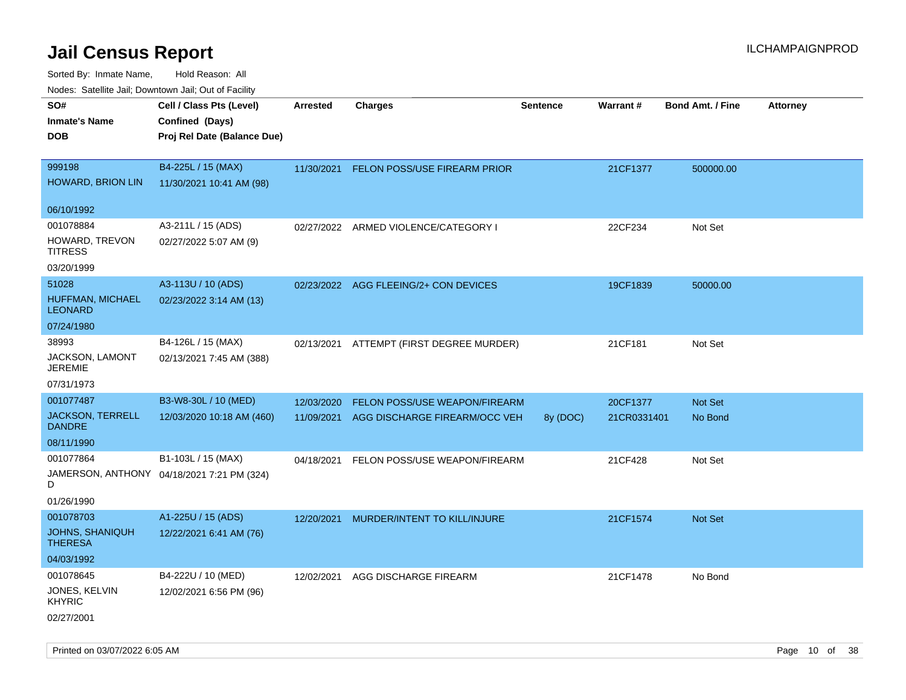# Jail Census Report

ILCHAMPAIGNPROD

Sorted By: Inmate Name, Hold Reason: All

Nodes: Satellite Jail; Downtown Jail; Out of Facility

| SO# / Inmate's Name / DOB | Cell / Class Pts (Level) / Confined (Days) / Proj Rel Date (Balance Due) | Arrested | Charges | Sentence | Warrant # | Bond Amt. / Fine | Attorney |
|---|---|---|---|---|---|---|---|
| 999198<br>HOWARD, BRION LIN<br>06/10/1992 | B4-225L / 15 (MAX)<br>11/30/2021 10:41 AM (98) | 11/30/2021 | FELON POSS/USE FIREARM PRIOR | | 21CF1377 | 500000.00 | |
| 001078884<br>HOWARD, TREVON TITRESS<br>03/20/1999 | A3-211L / 15 (ADS)<br>02/27/2022 5:07 AM (9) | 02/27/2022 | ARMED VIOLENCE/CATEGORY I | | 22CF234 | Not Set | |
| 51028<br>HUFFMAN, MICHAEL LEONARD<br>07/24/1980 | A3-113U / 10 (ADS)<br>02/23/2022 3:14 AM (13) | 02/23/2022 | AGG FLEEING/2+ CON DEVICES | | 19CF1839 | 50000.00 | |
| 38993<br>JACKSON, LAMONT JEREMIE<br>07/31/1973 | B4-126L / 15 (MAX)<br>02/13/2021 7:45 AM (388) | 02/13/2021 | ATTEMPT (FIRST DEGREE MURDER) | | 21CF181 | Not Set | |
| 001077487<br>JACKSON, TERRELL DANDRE<br>08/11/1990 | B3-W8-30L / 10 (MED)<br>12/03/2020 10:18 AM (460) | 12/03/2020 | FELON POSS/USE WEAPON/FIREARM | | 20CF1377 | Not Set | |
| | | 11/09/2021 | AGG DISCHARGE FIREARM/OCC VEH | 8y (DOC) | 21CR0331401 | No Bond | |
| 001077864<br>JAMERSON, ANTHONY D<br>01/26/1990 | B1-103L / 15 (MAX)<br>04/18/2021 7:21 PM (324) | 04/18/2021 | FELON POSS/USE WEAPON/FIREARM | | 21CF428 | Not Set | |
| 001078703<br>JOHNS, SHANIQUH THERESA<br>04/03/1992 | A1-225U / 15 (ADS)<br>12/22/2021 6:41 AM (76) | 12/20/2021 | MURDER/INTENT TO KILL/INJURE | | 21CF1574 | Not Set | |
| 001078645<br>JONES, KELVIN KHYRIC<br>02/27/2001 | B4-222U / 10 (MED)<br>12/02/2021 6:56 PM (96) | 12/02/2021 | AGG DISCHARGE FIREARM | | 21CF1478 | No Bond | |

Printed on 03/07/2022 6:05 AM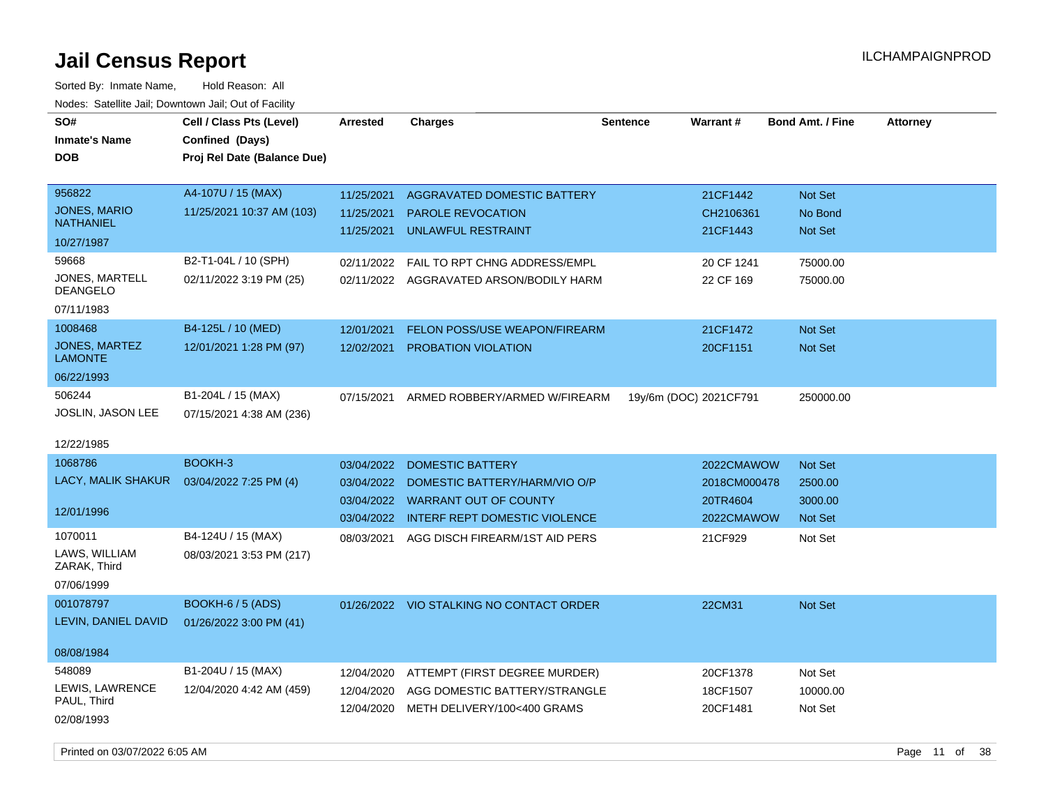# Jail Census Report

ILCHAMPAIGNPROD

Sorted By: Inmate Name, Hold Reason: All

Nodes: Satellite Jail; Downtown Jail; Out of Facility

| SO# / Inmate's Name / DOB | Cell / Class Pts (Level) / Confined (Days) / Proj Rel Date (Balance Due) | Arrested | Charges | Sentence | Warrant # | Bond Amt. / Fine | Attorney |
|---|---|---|---|---|---|---|---|
| 956822<br>JONES, MARIO NATHANIEL<br>10/27/1987 | A4-107U / 15 (MAX)<br>11/25/2021 10:37 AM (103) | 11/25/2021<br>11/25/2021<br>11/25/2021 | AGGRAVATED DOMESTIC BATTERY<br>PAROLE REVOCATION<br>UNLAWFUL RESTRAINT | | 21CF1442<br>CH2106361<br>21CF1443 | Not Set<br>No Bond<br>Not Set | |
| 59668<br>JONES, MARTELL DEANGELO<br>07/11/1983 | B2-T1-04L / 10 (SPH)<br>02/11/2022 3:19 PM (25) | 02/11/2022<br>02/11/2022 | FAIL TO RPT CHNG ADDRESS/EMPL<br>AGGRAVATED ARSON/BODILY HARM | | 20 CF 1241<br>22 CF 169 | 75000.00<br>75000.00 | |
| 1008468<br>JONES, MARTEZ LAMONTE<br>06/22/1993 | B4-125L / 10 (MED)<br>12/01/2021 1:28 PM (97) | 12/01/2021<br>12/02/2021 | FELON POSS/USE WEAPON/FIREARM<br>PROBATION VIOLATION | | 21CF1472<br>20CF1151 | Not Set<br>Not Set | |
| 506244<br>JOSLIN, JASON LEE<br>12/22/1985 | B1-204L / 15 (MAX)<br>07/15/2021 4:38 AM (236) | 07/15/2021 | ARMED ROBBERY/ARMED W/FIREARM | 19y/6m (DOC) | 2021CF791 | 250000.00 | |
| 1068786<br>LACY, MALIK SHAKUR<br>12/01/1996 | BOOKH-3<br>03/04/2022 7:25 PM (4) | 03/04/2022<br>03/04/2022<br>03/04/2022<br>03/04/2022 | DOMESTIC BATTERY<br>DOMESTIC BATTERY/HARM/VIO O/P<br>WARRANT OUT OF COUNTY<br>INTERF REPT DOMESTIC VIOLENCE | | 2022CMAWOW<br>2018CM000478<br>20TR4604<br>2022CMAWOW | Not Set<br>2500.00<br>3000.00<br>Not Set | |
| 1070011<br>LAWS, WILLIAM ZARAK, Third<br>07/06/1999 | B4-124U / 15 (MAX)<br>08/03/2021 3:53 PM (217) | 08/03/2021 | AGG DISCH FIREARM/1ST AID PERS | | 21CF929 | Not Set | |
| 001078797<br>LEVIN, DANIEL DAVID<br>08/08/1984 | BOOKH-6 / 5 (ADS)<br>01/26/2022 3:00 PM (41) | 01/26/2022 | VIO STALKING NO CONTACT ORDER | | 22CM31 | Not Set | |
| 548089<br>LEWIS, LAWRENCE PAUL, Third<br>02/08/1993 | B1-204U / 15 (MAX)<br>12/04/2020 4:42 AM (459) | 12/04/2020<br>12/04/2020<br>12/04/2020 | ATTEMPT (FIRST DEGREE MURDER)<br>AGG DOMESTIC BATTERY/STRANGLE<br>METH DELIVERY/100<400 GRAMS | | 20CF1378<br>18CF1507<br>20CF1481 | Not Set<br>10000.00<br>Not Set | |

Printed on 03/07/2022 6:05 AM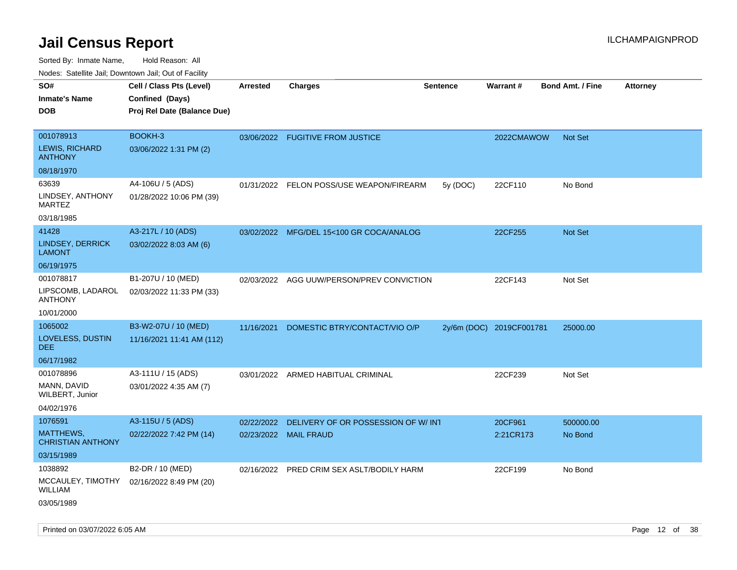# Jail Census Report

ILCHAMPAIGNPROD

Sorted By: Inmate Name, Hold Reason: All

Nodes: Satellite Jail; Downtown Jail; Out of Facility

| SO# / Inmate's Name / DOB | Cell / Class Pts (Level) / Confined (Days) / Proj Rel Date (Balance Due) | Arrested | Charges | Sentence | Warrant # | Bond Amt. / Fine | Attorney |
|---|---|---|---|---|---|---|---|
| 001078913<br>LEWIS, RICHARD ANTHONY<br>08/18/1970 | BOOKH-3<br>03/06/2022 1:31 PM (2) | 03/06/2022 | FUGITIVE FROM JUSTICE | | 2022CMAWOW | Not Set | |
| 63639<br>LINDSEY, ANTHONY MARTEZ<br>03/18/1985 | A4-106U / 5 (ADS)<br>01/28/2022 10:06 PM (39) | 01/31/2022 | FELON POSS/USE WEAPON/FIREARM | 5y (DOC) | 22CF110 | No Bond | |
| 41428<br>LINDSEY, DERRICK LAMONT<br>06/19/1975 | A3-217L / 10 (ADS)<br>03/02/2022 8:03 AM (6) | 03/02/2022 | MFG/DEL 15<100 GR COCA/ANALOG | | 22CF255 | Not Set | |
| 001078817<br>LIPSCOMB, LADAROL ANTHONY<br>10/01/2000 | B1-207U / 10 (MED)<br>02/03/2022 11:33 PM (33) | 02/03/2022 | AGG UUW/PERSON/PREV CONVICTION | | 22CF143 | Not Set | |
| 1065002<br>LOVELESS, DUSTIN DEE<br>06/17/1982 | B3-W2-07U / 10 (MED)<br>11/16/2021 11:41 AM (112) | 11/16/2021 | DOMESTIC BTRY/CONTACT/VIO O/P | 2y/6m (DOC) | 2019CF001781 | 25000.00 | |
| 001078896<br>MANN, DAVID WILBERT, Junior<br>04/02/1976 | A3-111U / 15 (ADS)<br>03/01/2022 4:35 AM (7) | 03/01/2022 | ARMED HABITUAL CRIMINAL | | 22CF239 | Not Set | |
| 1076591<br>MATTHEWS, CHRISTIAN ANTHONY<br>03/15/1989 | A3-115U / 5 (ADS)<br>02/22/2022 7:42 PM (14) | 02/22/2022<br>02/23/2022 | DELIVERY OF OR POSSESSION OF W/ INT<br>MAIL FRAUD | | 20CF961<br>2:21CR173 | 500000.00<br>No Bond | |
| 1038892<br>MCCAULEY, TIMOTHY WILLIAM<br>03/05/1989 | B2-DR / 10 (MED)<br>02/16/2022 8:49 PM (20) | 02/16/2022 | PRED CRIM SEX ASLT/BODILY HARM | | 22CF199 | No Bond | |

Printed on 03/07/2022 6:05 AM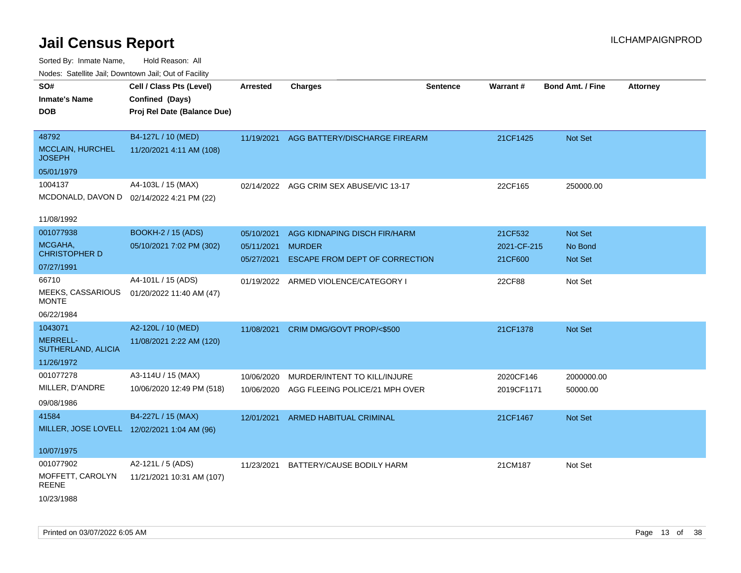# Jail Census Report

ILCHAMPAIGNPROD

Sorted By: Inmate Name, Hold Reason: All

Nodes: Satellite Jail; Downtown Jail; Out of Facility

| SO# / Inmate's Name / DOB | Cell / Class Pts (Level) / Confined (Days) / Proj Rel Date (Balance Due) | Arrested | Charges | Sentence | Warrant # | Bond Amt. / Fine | Attorney |
|---|---|---|---|---|---|---|---|
| 48792<br>MCCLAIN, HURCHEL JOSEPH<br>05/01/1979 | B4-127L / 10 (MED)<br>11/20/2021 4:11 AM (108) | 11/19/2021 | AGG BATTERY/DISCHARGE FIREARM | | 21CF1425 | Not Set | |
| 1004137<br>MCDONALD, DAVON D<br>11/08/1992 | A4-103L / 15 (MAX)<br>02/14/2022 4:21 PM (22) | 02/14/2022 | AGG CRIM SEX ABUSE/VIC 13-17 | | 22CF165 | 250000.00 | |
| 001077938<br>MCGAHA, CHRISTOPHER D<br>07/27/1991 | BOOKH-2 / 15 (ADS)<br>05/10/2021 7:02 PM (302) | 05/10/2021 | AGG KIDNAPING DISCH FIR/HARM | | 21CF532 | Not Set | |
| | | 05/11/2021 | MURDER | | 2021-CF-215 | No Bond | |
| | | 05/27/2021 | ESCAPE FROM DEPT OF CORRECTION | | 21CF600 | Not Set | |
| 66710<br>MEEKS, CASSARIOUS MONTE<br>06/22/1984 | A4-101L / 15 (ADS)<br>01/20/2022 11:40 AM (47) | 01/19/2022 | ARMED VIOLENCE/CATEGORY I | | 22CF88 | Not Set | |
| 1043071<br>MERRELL-SUTHERLAND, ALICIA<br>11/26/1972 | A2-120L / 10 (MED)<br>11/08/2021 2:22 AM (120) | 11/08/2021 | CRIM DMG/GOVT PROP/<$500 | | 21CF1378 | Not Set | |
| 001077278<br>MILLER, D'ANDRE<br>09/08/1986 | A3-114U / 15 (MAX)<br>10/06/2020 12:49 PM (518) | 10/06/2020 | MURDER/INTENT TO KILL/INJURE | | 2020CF146 | 2000000.00 | |
| | | 10/06/2020 | AGG FLEEING POLICE/21 MPH OVER | | 2019CF1171 | 50000.00 | |
| 41584<br>MILLER, JOSE LOVELL<br>10/07/1975 | B4-227L / 15 (MAX)<br>12/02/2021 1:04 AM (96) | 12/01/2021 | ARMED HABITUAL CRIMINAL | | 21CF1467 | Not Set | |
| 001077902<br>MOFFETT, CAROLYN REENE<br>10/23/1988 | A2-121L / 5 (ADS)<br>11/21/2021 10:31 AM (107) | 11/23/2021 | BATTERY/CAUSE BODILY HARM | | 21CM187 | Not Set | |

Printed on 03/07/2022 6:05 AM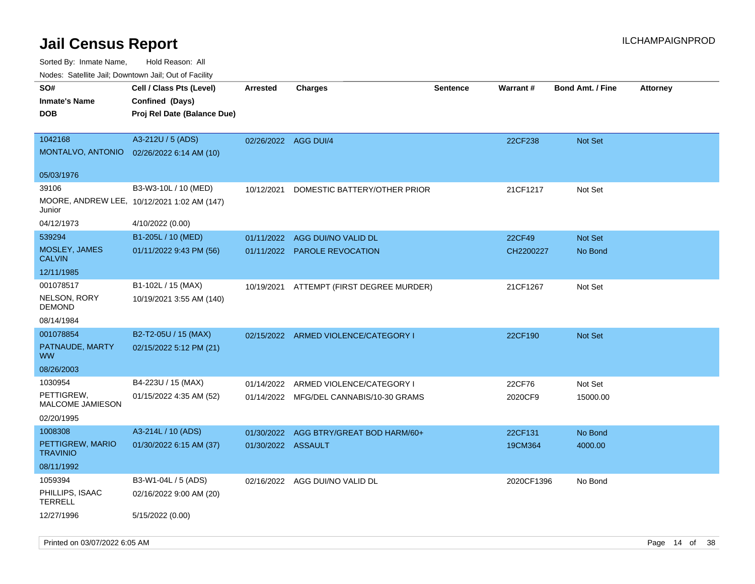# Jail Census Report

ILCHAMPAIGNPROD

Sorted By: Inmate Name, Hold Reason: All

Nodes: Satellite Jail; Downtown Jail; Out of Facility

| SO# / Inmate's Name / DOB | Cell / Class Pts (Level) / Confined (Days) / Proj Rel Date (Balance Due) | Arrested | Charges | Sentence | Warrant # | Bond Amt. / Fine | Attorney |
|---|---|---|---|---|---|---|---|
| 1042168<br>MONTALVO, ANTONIO<br>05/03/1976 | A3-212U / 5 (ADS)<br>02/26/2022 6:14 AM (10) | 02/26/2022 | AGG DUI/4 | | 22CF238 | Not Set | |
| 39106<br>MOORE, ANDREW LEE, Junior<br>04/12/1973 | B3-W3-10L / 10 (MED)<br>10/12/2021 1:02 AM (147)<br>4/10/2022 (0.00) | 10/12/2021 | DOMESTIC BATTERY/OTHER PRIOR | | 21CF1217 | Not Set | |
| 539294<br>MOSLEY, JAMES CALVIN<br>12/11/1985 | B1-205L / 10 (MED)<br>01/11/2022 9:43 PM (56) | 01/11/2022<br>01/11/2022 | AGG DUI/NO VALID DL<br>PAROLE REVOCATION | | 22CF49<br>CH2200227 | Not Set<br>No Bond | |
| 001078517<br>NELSON, RORY DEMOND<br>08/14/1984 | B1-102L / 15 (MAX)<br>10/19/2021 3:55 AM (140) | 10/19/2021 | ATTEMPT (FIRST DEGREE MURDER) | | 21CF1267 | Not Set | |
| 001078854<br>PATNAUDE, MARTY WW<br>08/26/2003 | B2-T2-05U / 15 (MAX)<br>02/15/2022 5:12 PM (21) | 02/15/2022 | ARMED VIOLENCE/CATEGORY I | | 22CF190 | Not Set | |
| 1030954<br>PETTIGREW, MALCOME JAMIESON<br>02/20/1995 | B4-223U / 15 (MAX)<br>01/15/2022 4:35 AM (52) | 01/14/2022<br>01/14/2022 | ARMED VIOLENCE/CATEGORY I<br>MFG/DEL CANNABIS/10-30 GRAMS | | 22CF76<br>2020CF9 | Not Set<br>15000.00 | |
| 1008308<br>PETTIGREW, MARIO TRAVINIO<br>08/11/1992 | A3-214L / 10 (ADS)<br>01/30/2022 6:15 AM (37) | 01/30/2022<br>01/30/2022 | AGG BTRY/GREAT BOD HARM/60+<br>ASSAULT | | 22CF131<br>19CM364 | No Bond<br>4000.00 | |
| 1059394<br>PHILLIPS, ISAAC TERRELL<br>12/27/1996 | B3-W1-04L / 5 (ADS)<br>02/16/2022 9:00 AM (20)<br>5/15/2022 (0.00) | 02/16/2022 | AGG DUI/NO VALID DL | | 2020CF1396 | No Bond | |

Printed on 03/07/2022 6:05 AM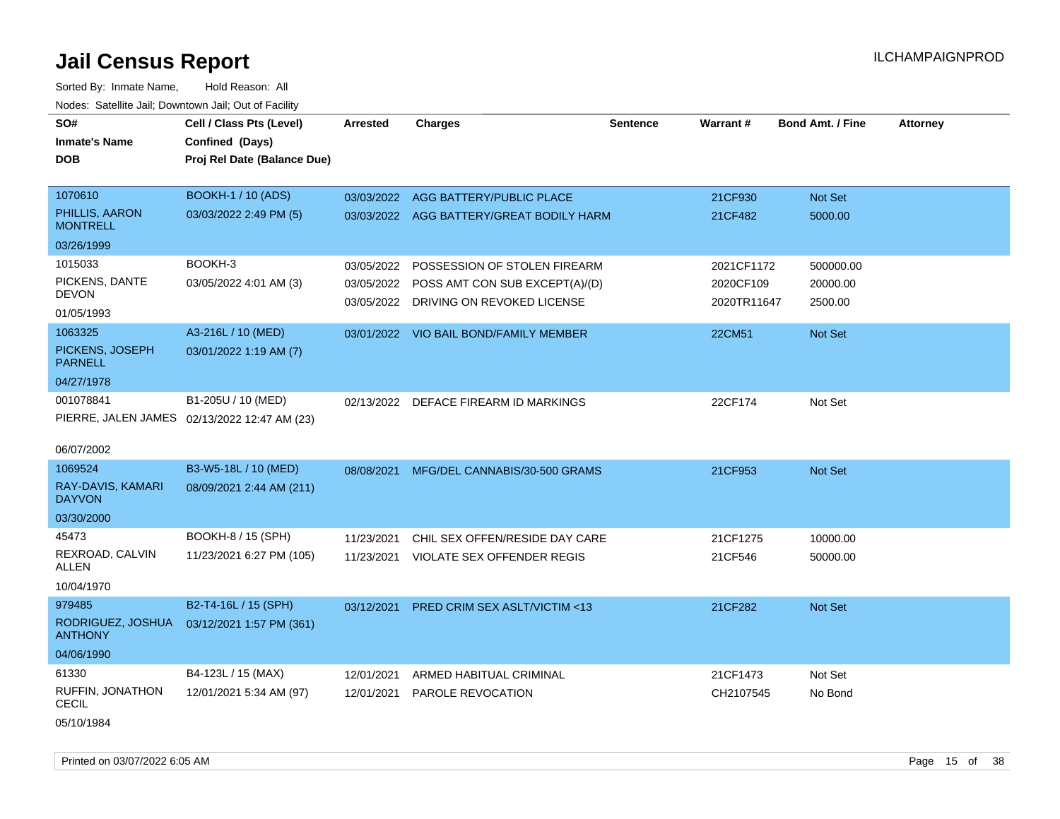# Jail Census Report

ILCHAMPAIGNPROD

Sorted By: Inmate Name, Hold Reason: All

Nodes: Satellite Jail; Downtown Jail; Out of Facility

| SO# / Inmate's Name / DOB | Cell / Class Pts (Level) / Confined (Days) / Proj Rel Date (Balance Due) | Arrested | Charges | Sentence | Warrant # | Bond Amt. / Fine | Attorney |
|---|---|---|---|---|---|---|---|
| 1070610<br>PHILLIS, AARON MONTRELL<br>03/26/1999 | BOOKH-1 / 10 (ADS)<br>03/03/2022 2:49 PM (5) | 03/03/2022<br>03/03/2022 | AGG BATTERY/PUBLIC PLACE<br>AGG BATTERY/GREAT BODILY HARM | | 21CF930<br>21CF482 | Not Set<br>5000.00 | |
| 1015033<br>PICKENS, DANTE DEVON<br>01/05/1993 | BOOKH-3<br>03/05/2022 4:01 AM (3) | 03/05/2022<br>03/05/2022<br>03/05/2022 | POSSESSION OF STOLEN FIREARM<br>POSS AMT CON SUB EXCEPT(A)/(D)<br>DRIVING ON REVOKED LICENSE | | 2021CF1172<br>2020CF109<br>2020TR11647 | 500000.00<br>20000.00<br>2500.00 | |
| 1063325<br>PICKENS, JOSEPH PARNELL<br>04/27/1978 | A3-216L / 10 (MED)<br>03/01/2022 1:19 AM (7) | 03/01/2022 | VIO BAIL BOND/FAMILY MEMBER | | 22CM51 | Not Set | |
| 001078841<br>PIERRE, JALEN JAMES<br>06/07/2002 | B1-205U / 10 (MED)<br>02/13/2022 12:47 AM (23) | 02/13/2022 | DEFACE FIREARM ID MARKINGS | | 22CF174 | Not Set | |
| 1069524<br>RAY-DAVIS, KAMARI DAYVON<br>03/30/2000 | B3-W5-18L / 10 (MED)<br>08/09/2021 2:44 AM (211) | 08/08/2021 | MFG/DEL CANNABIS/30-500 GRAMS | | 21CF953 | Not Set | |
| 45473<br>REXROAD, CALVIN ALLEN<br>10/04/1970 | BOOKH-8 / 15 (SPH)<br>11/23/2021 6:27 PM (105) | 11/23/2021<br>11/23/2021 | CHIL SEX OFFEN/RESIDE DAY CARE<br>VIOLATE SEX OFFENDER REGIS | | 21CF1275<br>21CF546 | 10000.00<br>50000.00 | |
| 979485<br>RODRIGUEZ, JOSHUA ANTHONY<br>04/06/1990 | B2-T4-16L / 15 (SPH)<br>03/12/2021 1:57 PM (361) | 03/12/2021 | PRED CRIM SEX ASLT/VICTIM <13 | | 21CF282 | Not Set | |
| 61330<br>RUFFIN, JONATHON CECIL<br>05/10/1984 | B4-123L / 15 (MAX)<br>12/01/2021 5:34 AM (97) | 12/01/2021<br>12/01/2021 | ARMED HABITUAL CRIMINAL<br>PAROLE REVOCATION | | 21CF1473<br>CH2107545 | Not Set<br>No Bond | |

Printed on 03/07/2022 6:05 AM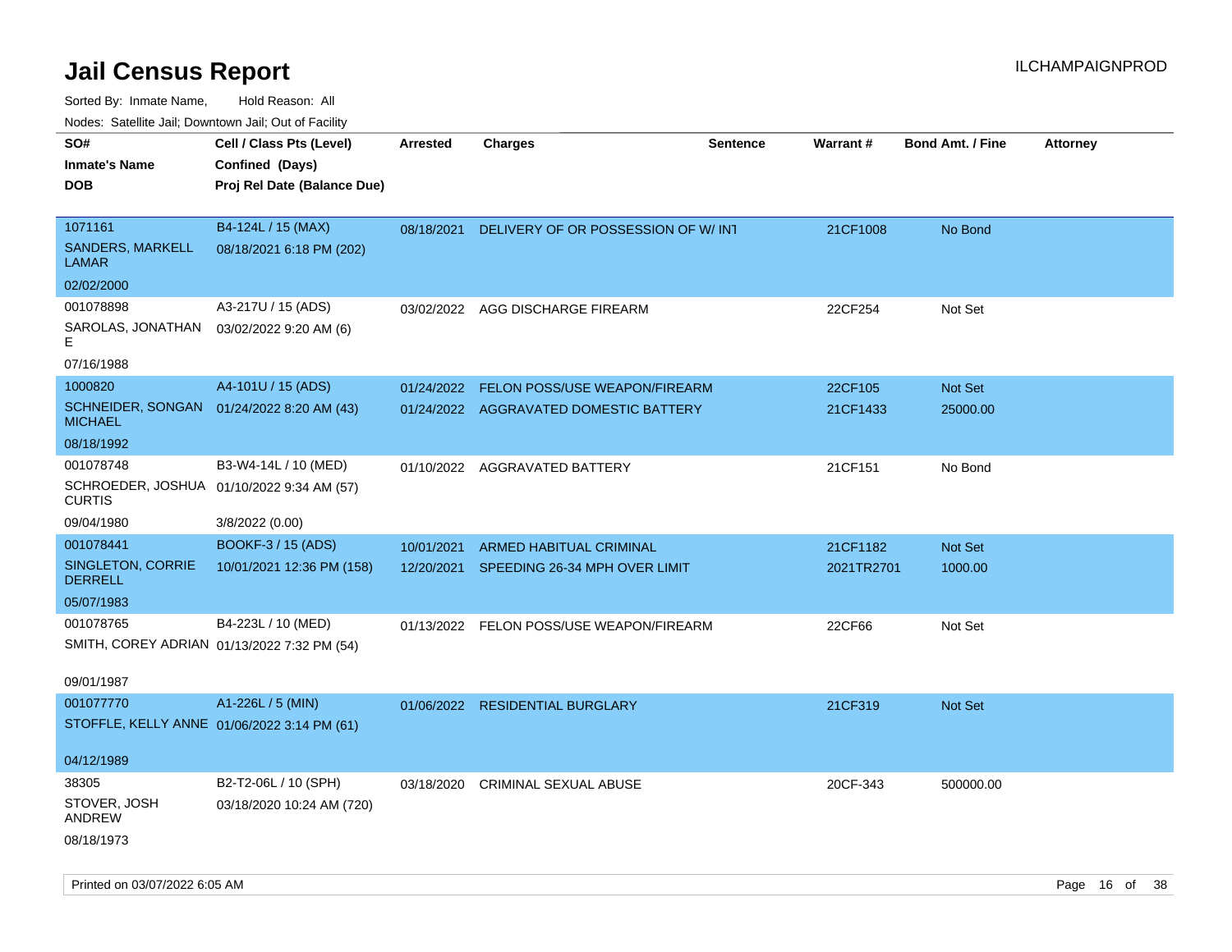# Jail Census Report

ILCHAMPAIGNPROD

Sorted By: Inmate Name, Hold Reason: All

Nodes: Satellite Jail; Downtown Jail; Out of Facility

| SO# / Inmate's Name / DOB | Cell / Class Pts (Level) / Confined (Days) / Proj Rel Date (Balance Due) | Arrested | Charges | Sentence | Warrant # | Bond Amt. / Fine | Attorney |
|---|---|---|---|---|---|---|---|
| 1071161<br>SANDERS, MARKELL LAMAR<br>02/02/2000 | B4-124L / 15 (MAX)<br>08/18/2021 6:18 PM (202) | 08/18/2021 | DELIVERY OF OR POSSESSION OF W/ INT | | 21CF1008 | No Bond | |
| 001078898<br>SAROLAS, JONATHAN E<br>07/16/1988 | A3-217U / 15 (ADS)<br>03/02/2022 9:20 AM (6) | 03/02/2022 | AGG DISCHARGE FIREARM | | 22CF254 | Not Set | |
| 1000820<br>SCHNEIDER, SONGAN MICHAEL<br>08/18/1992 | A4-101U / 15 (ADS)<br>01/24/2022 8:20 AM (43) | 01/24/2022<br>01/24/2022 | FELON POSS/USE WEAPON/FIREARM<br>AGGRAVATED DOMESTIC BATTERY | | 22CF105<br>21CF1433 | Not Set<br>25000.00 | |
| 001078748<br>SCHROEDER, JOSHUA CURTIS<br>09/04/1980 | B3-W4-14L / 10 (MED)<br>01/10/2022 9:34 AM (57)<br>3/8/2022 (0.00) | 01/10/2022 | AGGRAVATED BATTERY | | 21CF151 | No Bond | |
| 001078441<br>SINGLETON, CORRIE DERRELL<br>05/07/1983 | BOOKF-3 / 15 (ADS)<br>10/01/2021 12:36 PM (158) | 10/01/2021<br>12/20/2021 | ARMED HABITUAL CRIMINAL<br>SPEEDING 26-34 MPH OVER LIMIT | | 21CF1182<br>2021TR2701 | Not Set<br>1000.00 | |
| 001078765<br>SMITH, COREY ADRIAN<br>09/01/1987 | B4-223L / 10 (MED)<br>01/13/2022 7:32 PM (54) | 01/13/2022 | FELON POSS/USE WEAPON/FIREARM | | 22CF66 | Not Set | |
| 001077770<br>STOFFLE, KELLY ANNE<br>04/12/1989 | A1-226L / 5 (MIN)<br>01/06/2022 3:14 PM (61) | 01/06/2022 | RESIDENTIAL BURGLARY | | 21CF319 | Not Set | |
| 38305<br>STOVER, JOSH ANDREW<br>08/18/1973 | B2-T2-06L / 10 (SPH)<br>03/18/2020 10:24 AM (720) | 03/18/2020 | CRIMINAL SEXUAL ABUSE | | 20CF-343 | 500000.00 | |

Printed on 03/07/2022 6:05 AM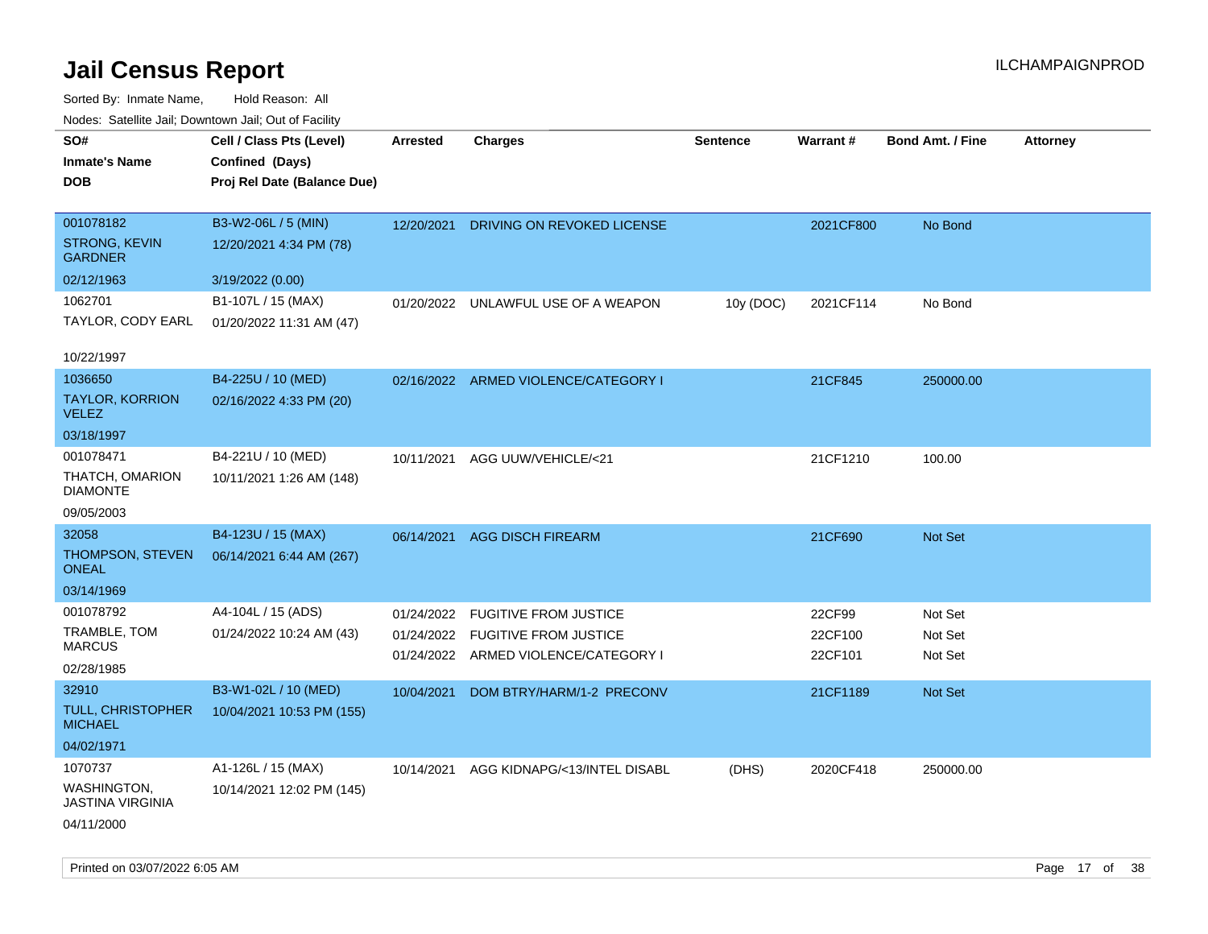# Jail Census Report

Sorted By: Inmate Name, Hold Reason: All

Nodes: Satellite Jail; Downtown Jail; Out of Facility

| SO# / Inmate's Name / DOB | Cell / Class Pts (Level) / Confined (Days) / Proj Rel Date (Balance Due) | Arrested | Charges | Sentence | Warrant # | Bond Amt. / Fine | Attorney |
|---|---|---|---|---|---|---|---|
| 001078182<br>STRONG, KEVIN GARDNER<br>02/12/1963 | B3-W2-06L / 5 (MIN)<br>12/20/2021 4:34 PM (78)<br>3/19/2022 (0.00) | 12/20/2021 | DRIVING ON REVOKED LICENSE | | 2021CF800 | No Bond | |
| 1062701<br>TAYLOR, CODY EARL<br>10/22/1997 | B1-107L / 15 (MAX)<br>01/20/2022 11:31 AM (47) | 01/20/2022 | UNLAWFUL USE OF A WEAPON | 10y (DOC) | 2021CF114 | No Bond | |
| 1036650<br>TAYLOR, KORRION VELEZ<br>03/18/1997 | B4-225U / 10 (MED)<br>02/16/2022 4:33 PM (20) | 02/16/2022 | ARMED VIOLENCE/CATEGORY I | | 21CF845 | 250000.00 | |
| 001078471<br>THATCH, OMARION DIAMONTE<br>09/05/2003 | B4-221U / 10 (MED)<br>10/11/2021 1:26 AM (148) | 10/11/2021 | AGG UUW/VEHICLE/<21 | | 21CF1210 | 100.00 | |
| 32058<br>THOMPSON, STEVEN ONEAL<br>03/14/1969 | B4-123U / 15 (MAX)<br>06/14/2021 6:44 AM (267) | 06/14/2021 | AGG DISCH FIREARM | | 21CF690 | Not Set | |
| 001078792<br>TRAMBLE, TOM MARCUS<br>02/28/1985 | A4-104L / 15 (ADS)<br>01/24/2022 10:24 AM (43) | 01/24/2022<br>01/24/2022<br>01/24/2022 | FUGITIVE FROM JUSTICE<br>FUGITIVE FROM JUSTICE<br>ARMED VIOLENCE/CATEGORY I | | 22CF99<br>22CF100<br>22CF101 | Not Set<br>Not Set<br>Not Set | |
| 32910<br>TULL, CHRISTOPHER MICHAEL<br>04/02/1971 | B3-W1-02L / 10 (MED)<br>10/04/2021 10:53 PM (155) | 10/04/2021 | DOM BTRY/HARM/1-2 PRECONV | | 21CF1189 | Not Set | |
| 1070737<br>WASHINGTON, JASTINA VIRGINIA<br>04/11/2000 | A1-126L / 15 (MAX)<br>10/14/2021 12:02 PM (145) | 10/14/2021 | AGG KIDNAPG/<13/INTEL DISABL | (DHS) | 2020CF418 | 250000.00 | |

Printed on 03/07/2022 6:05 AM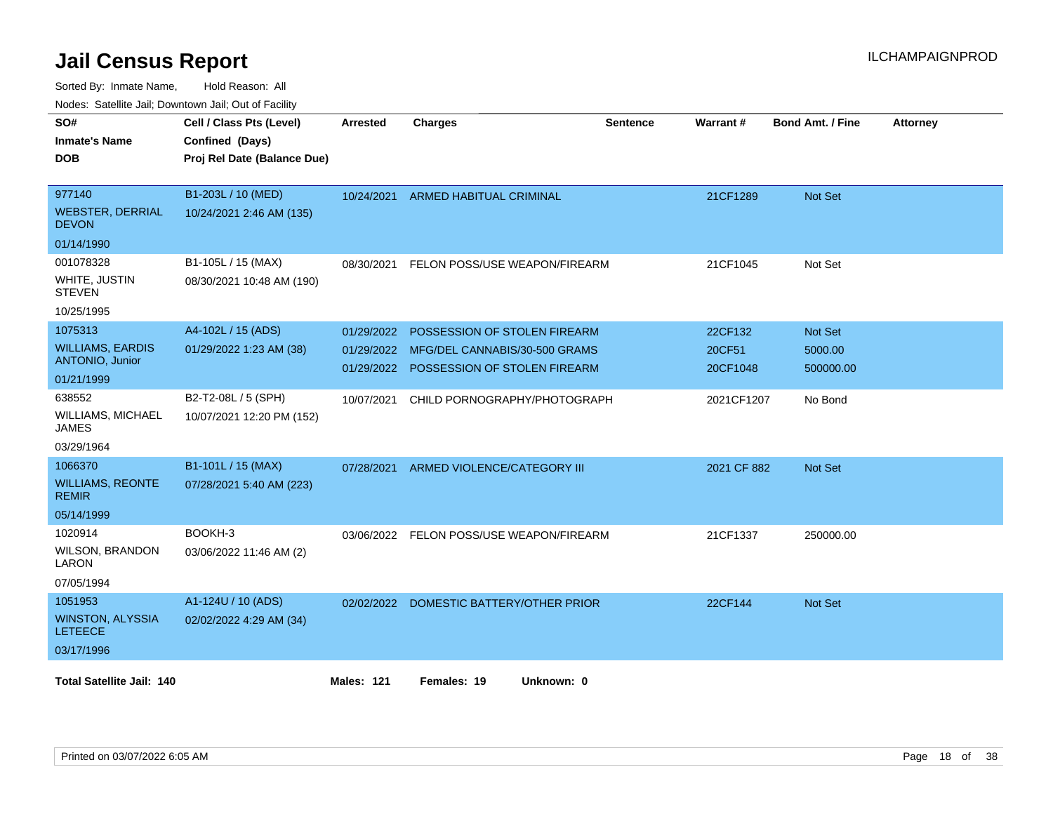# Jail Census Report

ILCHAMPAIGNPROD

Sorted By: Inmate Name, Hold Reason: All

Nodes: Satellite Jail; Downtown Jail; Out of Facility

| SO# / Inmate's Name / DOB | Cell / Class Pts (Level) / Confined (Days) / Proj Rel Date (Balance Due) | Arrested | Charges | Sentence | Warrant # | Bond Amt. / Fine | Attorney |
|---|---|---|---|---|---|---|---|
| 977140<br>WEBSTER, DERRIAL DEVON<br>01/14/1990 | B1-203L / 10 (MED)<br>10/24/2021 2:46 AM (135) | 10/24/2021 | ARMED HABITUAL CRIMINAL | | 21CF1289 | Not Set | |
| 001078328<br>WHITE, JUSTIN STEVEN<br>10/25/1995 | B1-105L / 15 (MAX)<br>08/30/2021 10:48 AM (190) | 08/30/2021 | FELON POSS/USE WEAPON/FIREARM | | 21CF1045 | Not Set | |
| 1075313<br>WILLIAMS, EARDIS ANTONIO, Junior<br>01/21/1999 | A4-102L / 15 (ADS)<br>01/29/2022 1:23 AM (38) | 01/29/2022 | POSSESSION OF STOLEN FIREARM | | 22CF132 | Not Set | |
| | | 01/29/2022 | MFG/DEL CANNABIS/30-500 GRAMS | | 20CF51 | 5000.00 | |
| | | 01/29/2022 | POSSESSION OF STOLEN FIREARM | | 20CF1048 | 500000.00 | |
| 638552<br>WILLIAMS, MICHAEL JAMES<br>03/29/1964 | B2-T2-08L / 5 (SPH)<br>10/07/2021 12:20 PM (152) | 10/07/2021 | CHILD PORNOGRAPHY/PHOTOGRAPH | | 2021CF1207 | No Bond | |
| 1066370<br>WILLIAMS, REONTE REMIR<br>05/14/1999 | B1-101L / 15 (MAX)<br>07/28/2021 5:40 AM (223) | 07/28/2021 | ARMED VIOLENCE/CATEGORY III | | 2021 CF 882 | Not Set | |
| 1020914<br>WILSON, BRANDON LARON<br>07/05/1994 | BOOKH-3<br>03/06/2022 11:46 AM (2) | 03/06/2022 | FELON POSS/USE WEAPON/FIREARM | | 21CF1337 | 250000.00 | |
| 1051953<br>WINSTON, ALYSSIA LETEECE<br>03/17/1996 | A1-124U / 10 (ADS)<br>02/02/2022 4:29 AM (34) | 02/02/2022 | DOMESTIC BATTERY/OTHER PRIOR | | 22CF144 | Not Set | |

**Total Satellite Jail: 140** **Males: 121** **Females: 19** **Unknown: 0**

Printed on 03/07/2022 6:05 AM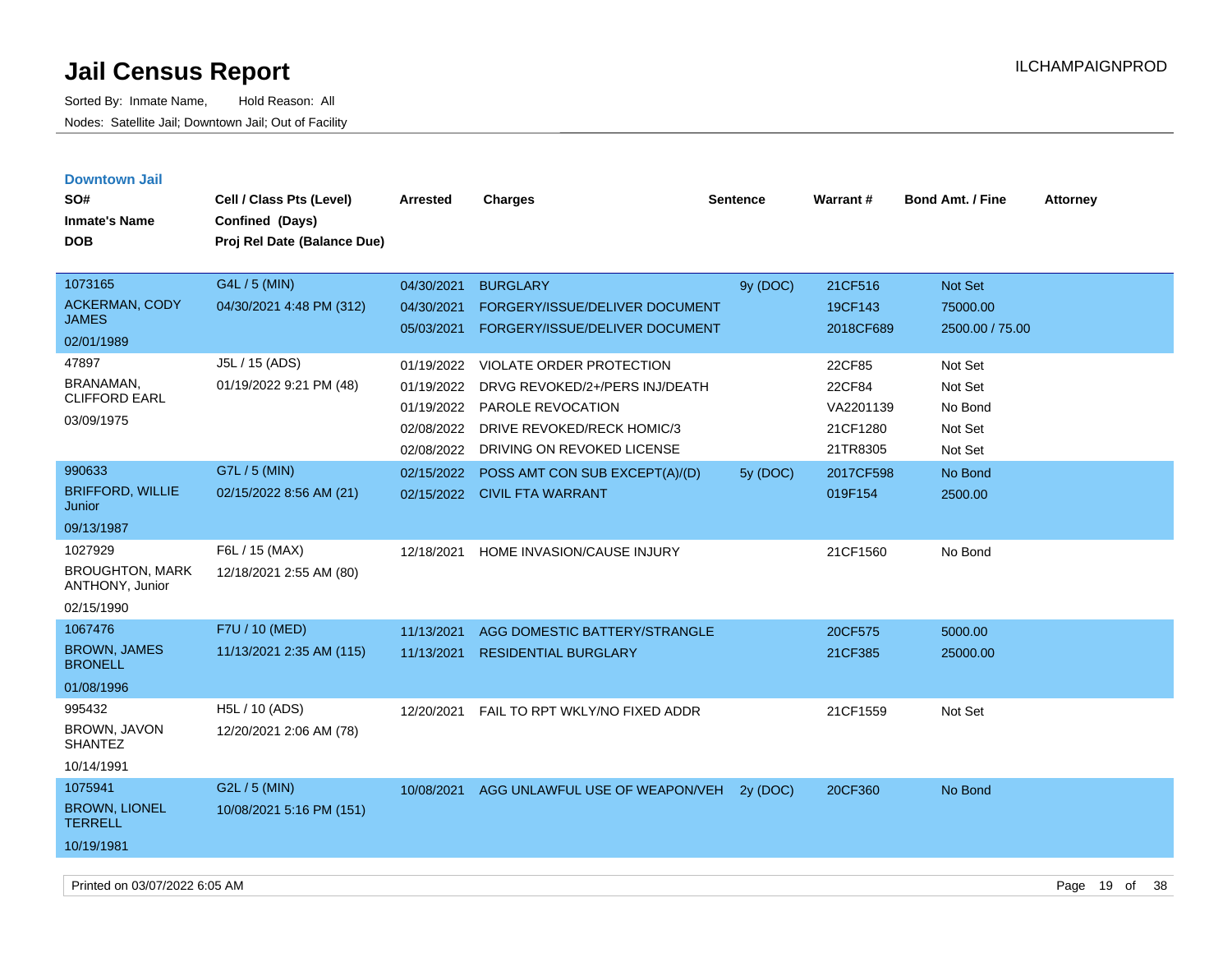# Jail Census Report

Sorted By: Inmate Name, Hold Reason: All
Nodes: Satellite Jail; Downtown Jail; Out of Facility

ILCHAMPAIGNPROD

## Downtown Jail

| SO# / Inmate's Name / DOB | Cell / Class Pts (Level) / Confined (Days) / Proj Rel Date (Balance Due) | Arrested | Charges | Sentence | Warrant # | Bond Amt. / Fine | Attorney |
|---|---|---|---|---|---|---|---|
| 1073165 ACKERMAN, CODY JAMES 02/01/1989 | G4L / 5 (MIN) 04/30/2021 4:48 PM (312) | 04/30/2021 | BURGLARY | 9y (DOC) | 21CF516 | Not Set | |
| | | 04/30/2021 | FORGERY/ISSUE/DELIVER DOCUMENT | | 19CF143 | 75000.00 | |
| | | 05/03/2021 | FORGERY/ISSUE/DELIVER DOCUMENT | | 2018CF689 | 2500.00 / 75.00 | |
| 47897 BRANAMAN, CLIFFORD EARL 03/09/1975 | J5L / 15 (ADS) 01/19/2022 9:21 PM (48) | 01/19/2022 | VIOLATE ORDER PROTECTION | | 22CF85 | Not Set | |
| | | 01/19/2022 | DRVG REVOKED/2+/PERS INJ/DEATH | | 22CF84 | Not Set | |
| | | 01/19/2022 | PAROLE REVOCATION | | VA2201139 | No Bond | |
| | | 02/08/2022 | DRIVE REVOKED/RECK HOMIC/3 | | 21CF1280 | Not Set | |
| | | 02/08/2022 | DRIVING ON REVOKED LICENSE | | 21TR8305 | Not Set | |
| 990633 BRIFFORD, WILLIE Junior 09/13/1987 | G7L / 5 (MIN) 02/15/2022 8:56 AM (21) | 02/15/2022 | POSS AMT CON SUB EXCEPT(A)/(D) | 5y (DOC) | 2017CF598 | No Bond | |
| | | 02/15/2022 | CIVIL FTA WARRANT | | 019F154 | 2500.00 | |
| 1027929 BROUGHTON, MARK ANTHONY, Junior 02/15/1990 | F6L / 15 (MAX) 12/18/2021 2:55 AM (80) | 12/18/2021 | HOME INVASION/CAUSE INJURY | | 21CF1560 | No Bond | |
| 1067476 BROWN, JAMES BRONELL 01/08/1996 | F7U / 10 (MED) 11/13/2021 2:35 AM (115) | 11/13/2021 | AGG DOMESTIC BATTERY/STRANGLE | | 20CF575 | 5000.00 | |
| | | 11/13/2021 | RESIDENTIAL BURGLARY | | 21CF385 | 25000.00 | |
| 995432 BROWN, JAVON SHANTEZ 10/14/1991 | H5L / 10 (ADS) 12/20/2021 2:06 AM (78) | 12/20/2021 | FAIL TO RPT WKLY/NO FIXED ADDR | | 21CF1559 | Not Set | |
| 1075941 BROWN, LIONEL TERRELL 10/19/1981 | G2L / 5 (MIN) 10/08/2021 5:16 PM (151) | 10/08/2021 | AGG UNLAWFUL USE OF WEAPON/VEH | 2y (DOC) | 20CF360 | No Bond | |

Printed on 03/07/2022 6:05 AM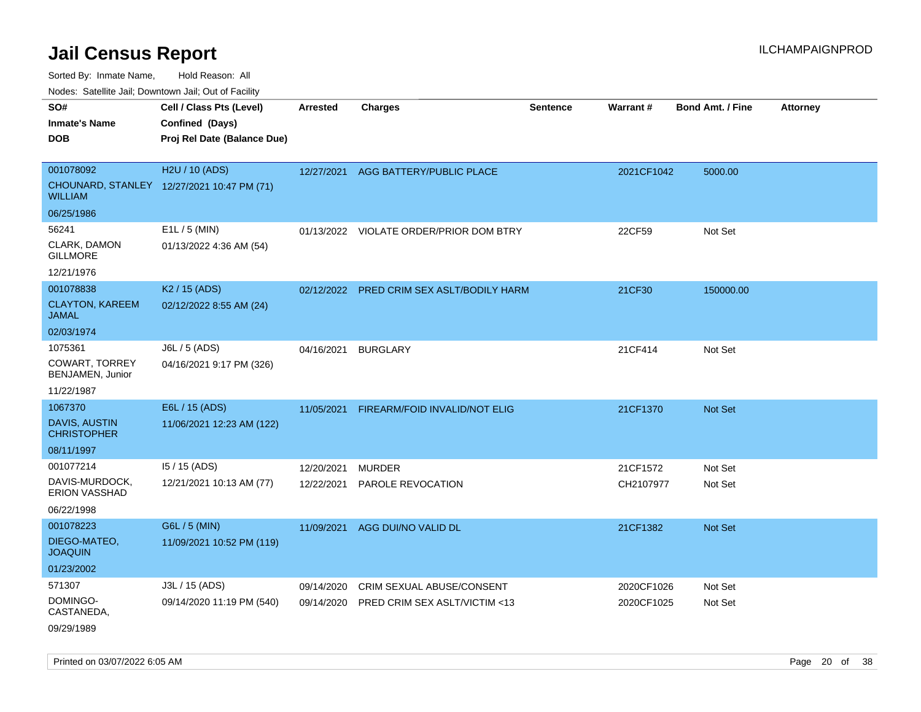# Jail Census Report

ILCHAMPAIGNPROD

Sorted By: Inmate Name, Hold Reason: All

Nodes: Satellite Jail; Downtown Jail; Out of Facility

| SO# / Inmate's Name / DOB | Cell / Class Pts (Level) / Confined (Days) / Proj Rel Date (Balance Due) | Arrested | Charges | Sentence | Warrant # | Bond Amt. / Fine | Attorney |
|---|---|---|---|---|---|---|---|
| 001078092<br>CHOUNARD, STANLEY WILLIAM<br>06/25/1986 | H2U / 10 (ADS)<br>12/27/2021 10:47 PM (71) | 12/27/2021 | AGG BATTERY/PUBLIC PLACE | | 2021CF1042 | 5000.00 | |
| 56241<br>CLARK, DAMON GILLMORE<br>12/21/1976 | E1L / 5 (MIN)<br>01/13/2022 4:36 AM (54) | 01/13/2022 | VIOLATE ORDER/PRIOR DOM BTRY | | 22CF59 | Not Set | |
| 001078838<br>CLAYTON, KAREEM JAMAL<br>02/03/1974 | K2 / 15 (ADS)<br>02/12/2022 8:55 AM (24) | 02/12/2022 | PRED CRIM SEX ASLT/BODILY HARM | | 21CF30 | 150000.00 | |
| 1075361<br>COWART, TORREY BENJAMEN, Junior<br>11/22/1987 | J6L / 5 (ADS)<br>04/16/2021 9:17 PM (326) | 04/16/2021 | BURGLARY | | 21CF414 | Not Set | |
| 1067370<br>DAVIS, AUSTIN CHRISTOPHER<br>08/11/1997 | E6L / 15 (ADS)<br>11/06/2021 12:23 AM (122) | 11/05/2021 | FIREARM/FOID INVALID/NOT ELIG | | 21CF1370 | Not Set | |
| 001077214<br>DAVIS-MURDOCK, ERION VASSHAD<br>06/22/1998 | I5 / 15 (ADS)<br>12/21/2021 10:13 AM (77) | 12/20/2021<br>12/22/2021 | MURDER<br>PAROLE REVOCATION | | 21CF1572<br>CH2107977 | Not Set<br>Not Set | |
| 001078223<br>DIEGO-MATEO, JOAQUIN<br>01/23/2002 | G6L / 5 (MIN)<br>11/09/2021 10:52 PM (119) | 11/09/2021 | AGG DUI/NO VALID DL | | 21CF1382 | Not Set | |
| 571307<br>DOMINGO-CASTANEDA,<br>09/29/1989 | J3L / 15 (ADS)<br>09/14/2020 11:19 PM (540) | 09/14/2020<br>09/14/2020 | CRIM SEXUAL ABUSE/CONSENT<br>PRED CRIM SEX ASLT/VICTIM <13 | | 2020CF1026<br>2020CF1025 | Not Set<br>Not Set | |

Printed on 03/07/2022 6:05 AM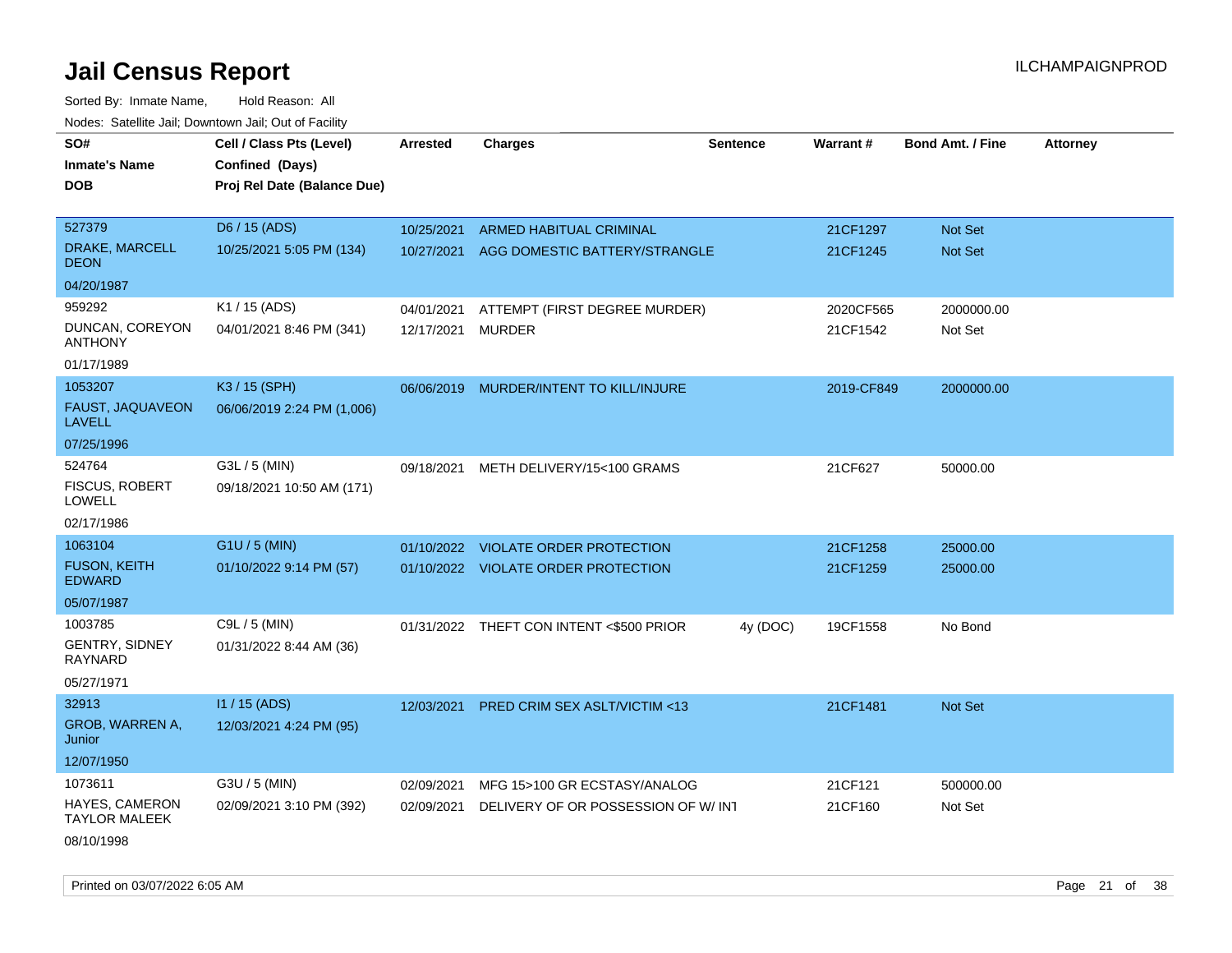# Jail Census Report

ILCHAMPAIGNPROD

Sorted By: Inmate Name, Hold Reason: All

Nodes: Satellite Jail; Downtown Jail; Out of Facility

| SO# / Inmate's Name / DOB | Cell / Class Pts (Level) / Confined (Days) / Proj Rel Date (Balance Due) | Arrested | Charges | Sentence | Warrant # | Bond Amt. / Fine | Attorney |
|---|---|---|---|---|---|---|---|
| 527379<br>DRAKE, MARCELL DEON<br>04/20/1987 | D6 / 15 (ADS)<br>10/25/2021 5:05 PM (134) | 10/25/2021<br>10/27/2021 | ARMED HABITUAL CRIMINAL<br>AGG DOMESTIC BATTERY/STRANGLE | | 21CF1297<br>21CF1245 | Not Set<br>Not Set | |
| 959292<br>DUNCAN, COREYON ANTHONY<br>01/17/1989 | K1 / 15 (ADS)<br>04/01/2021 8:46 PM (341) | 04/01/2021<br>12/17/2021 | ATTEMPT (FIRST DEGREE MURDER)<br>MURDER | | 2020CF565<br>21CF1542 | 2000000.00<br>Not Set | |
| 1053207<br>FAUST, JAQUAVEON LAVELL<br>07/25/1996 | K3 / 15 (SPH)<br>06/06/2019 2:24 PM (1,006) | 06/06/2019 | MURDER/INTENT TO KILL/INJURE | | 2019-CF849 | 2000000.00 | |
| 524764<br>FISCUS, ROBERT LOWELL<br>02/17/1986 | G3L / 5 (MIN)<br>09/18/2021 10:50 AM (171) | 09/18/2021 | METH DELIVERY/15<100 GRAMS | | 21CF627 | 50000.00 | |
| 1063104<br>FUSON, KEITH EDWARD<br>05/07/1987 | G1U / 5 (MIN)<br>01/10/2022 9:14 PM (57) | 01/10/2022<br>01/10/2022 | VIOLATE ORDER PROTECTION<br>VIOLATE ORDER PROTECTION | | 21CF1258<br>21CF1259 | 25000.00<br>25000.00 | |
| 1003785<br>GENTRY, SIDNEY RAYNARD<br>05/27/1971 | C9L / 5 (MIN)<br>01/31/2022 8:44 AM (36) | 01/31/2022 | THEFT CON INTENT <$500 PRIOR | 4y (DOC) | 19CF1558 | No Bond | |
| 32913<br>GROB, WARREN A, Junior<br>12/07/1950 | I1 / 15 (ADS)<br>12/03/2021 4:24 PM (95) | 12/03/2021 | PRED CRIM SEX ASLT/VICTIM <13 | | 21CF1481 | Not Set | |
| 1073611<br>HAYES, CAMERON TAYLOR MALEEK<br>08/10/1998 | G3U / 5 (MIN)<br>02/09/2021 3:10 PM (392) | 02/09/2021<br>02/09/2021 | MFG 15>100 GR ECSTASY/ANALOG<br>DELIVERY OF OR POSSESSION OF W/ INT | | 21CF121<br>21CF160 | 500000.00<br>Not Set | |

Printed on 03/07/2022 6:05 AM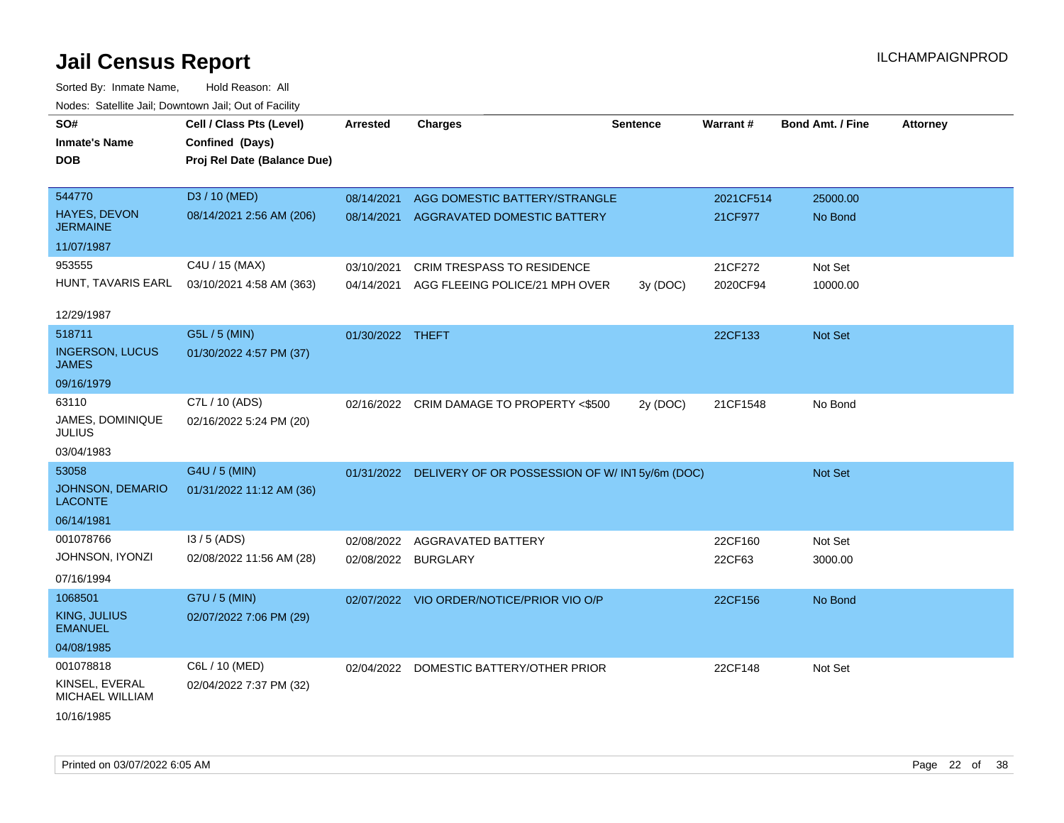# Jail Census Report

Sorted By: Inmate Name, Hold Reason: All

Nodes: Satellite Jail; Downtown Jail; Out of Facility

| SO# / Inmate's Name / DOB | Cell / Class Pts (Level) / Confined (Days) / Proj Rel Date (Balance Due) | Arrested | Charges | Sentence | Warrant # | Bond Amt. / Fine | Attorney |
|---|---|---|---|---|---|---|---|
| 544770<br>HAYES, DEVON JERMAINE<br>11/07/1987 | D3 / 10 (MED)<br>08/14/2021 2:56 AM (206) | 08/14/2021 | AGG DOMESTIC BATTERY/STRANGLE | | 2021CF514 | 25000.00 | |
| | | 08/14/2021 | AGGRAVATED DOMESTIC BATTERY | | 21CF977 | No Bond | |
| 953555<br>HUNT, TAVARIS EARL<br>12/29/1987 | C4U / 15 (MAX)<br>03/10/2021 4:58 AM (363) | 03/10/2021 | CRIM TRESPASS TO RESIDENCE | | 21CF272 | Not Set | |
| | | 04/14/2021 | AGG FLEEING POLICE/21 MPH OVER | 3y (DOC) | 2020CF94 | 10000.00 | |
| 518711<br>INGERSON, LUCUS JAMES<br>09/16/1979 | G5L / 5 (MIN)<br>01/30/2022 4:57 PM (37) | 01/30/2022 | THEFT | | 22CF133 | Not Set | |
| 63110<br>JAMES, DOMINIQUE JULIUS<br>03/04/1983 | C7L / 10 (ADS)<br>02/16/2022 5:24 PM (20) | 02/16/2022 | CRIM DAMAGE TO PROPERTY <$500 | 2y (DOC) | 21CF1548 | No Bond | |
| 53058<br>JOHNSON, DEMARIO LACONTE<br>06/14/1981 | G4U / 5 (MIN)<br>01/31/2022 11:12 AM (36) | 01/31/2022 | DELIVERY OF OR POSSESSION OF W/ INT | 5y/6m (DOC) | | Not Set | |
| 001078766<br>JOHNSON, IYONZI<br>07/16/1994 | I3 / 5 (ADS)<br>02/08/2022 11:56 AM (28) | 02/08/2022 | AGGRAVATED BATTERY | | 22CF160 | Not Set | |
| | | 02/08/2022 | BURGLARY | | 22CF63 | 3000.00 | |
| 1068501<br>KING, JULIUS EMANUEL<br>04/08/1985 | G7U / 5 (MIN)<br>02/07/2022 7:06 PM (29) | 02/07/2022 | VIO ORDER/NOTICE/PRIOR VIO O/P | | 22CF156 | No Bond | |
| 001078818<br>KINSEL, EVERAL MICHAEL WILLIAM<br>10/16/1985 | C6L / 10 (MED)<br>02/04/2022 7:37 PM (32) | 02/04/2022 | DOMESTIC BATTERY/OTHER PRIOR | | 22CF148 | Not Set | |

Printed on 03/07/2022 6:05 AM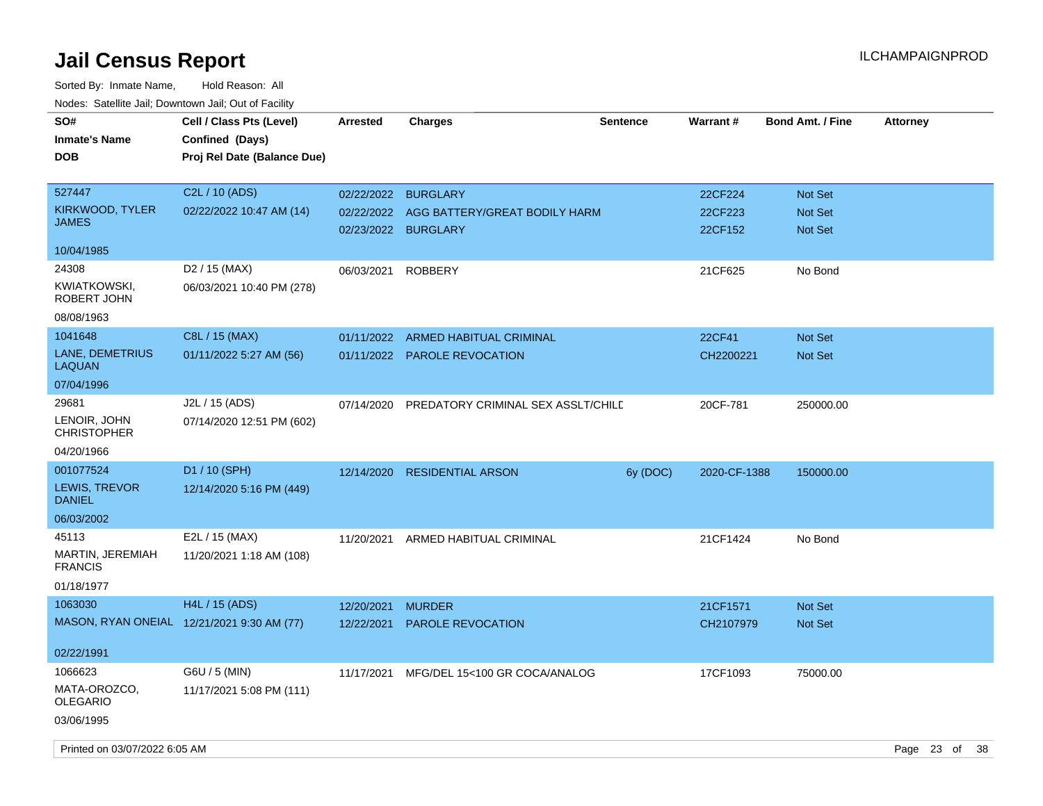# Jail Census Report

ILCHAMPAIGNPROD

Sorted By: Inmate Name, Hold Reason: All

Nodes: Satellite Jail; Downtown Jail; Out of Facility

| SO# / Inmate's Name / DOB | Cell / Class Pts (Level) / Confined (Days) / Proj Rel Date (Balance Due) | Arrested | Charges | Sentence | Warrant # | Bond Amt. / Fine | Attorney |
|---|---|---|---|---|---|---|---|
| 527447<br>KIRKWOOD, TYLER JAMES<br>10/04/1985 | C2L / 10 (ADS)<br>02/22/2022 10:47 AM (14) | 02/22/2022 | BURGLARY | | 22CF224 | Not Set | |
| | | 02/22/2022 | AGG BATTERY/GREAT BODILY HARM | | 22CF223 | Not Set | |
| | | 02/23/2022 | BURGLARY | | 22CF152 | Not Set | |
| 24308<br>KWIATKOWSKI, ROBERT JOHN<br>08/08/1963 | D2 / 15 (MAX)<br>06/03/2021 10:40 PM (278) | 06/03/2021 | ROBBERY | | 21CF625 | No Bond | |
| 1041648<br>LANE, DEMETRIUS LAQUAN<br>07/04/1996 | C8L / 15 (MAX)<br>01/11/2022 5:27 AM (56) | 01/11/2022 | ARMED HABITUAL CRIMINAL | | 22CF41 | Not Set | |
| | | 01/11/2022 | PAROLE REVOCATION | | CH2200221 | Not Set | |
| 29681<br>LENOIR, JOHN CHRISTOPHER<br>04/20/1966 | J2L / 15 (ADS)<br>07/14/2020 12:51 PM (602) | 07/14/2020 | PREDATORY CRIMINAL SEX ASSLT/CHILD | | 20CF-781 | 250000.00 | |
| 001077524<br>LEWIS, TREVOR DANIEL<br>06/03/2002 | D1 / 10 (SPH)<br>12/14/2020 5:16 PM (449) | 12/14/2020 | RESIDENTIAL ARSON | 6y (DOC) | 2020-CF-1388 | 150000.00 | |
| 45113<br>MARTIN, JEREMIAH FRANCIS<br>01/18/1977 | E2L / 15 (MAX)<br>11/20/2021 1:18 AM (108) | 11/20/2021 | ARMED HABITUAL CRIMINAL | | 21CF1424 | No Bond | |
| 1063030<br>MASON, RYAN ONEIAL<br>02/22/1991 | H4L / 15 (ADS)<br>12/21/2021 9:30 AM (77) | 12/20/2021 | MURDER | | 21CF1571 | Not Set | |
| | | 12/22/2021 | PAROLE REVOCATION | | CH2107979 | Not Set | |
| 1066623<br>MATA-OROZCO, OLEGARIO<br>03/06/1995 | G6U / 5 (MIN)<br>11/17/2021 5:08 PM (111) | 11/17/2021 | MFG/DEL 15<100 GR COCA/ANALOG | | 17CF1093 | 75000.00 | |

Printed on 03/07/2022 6:05 AM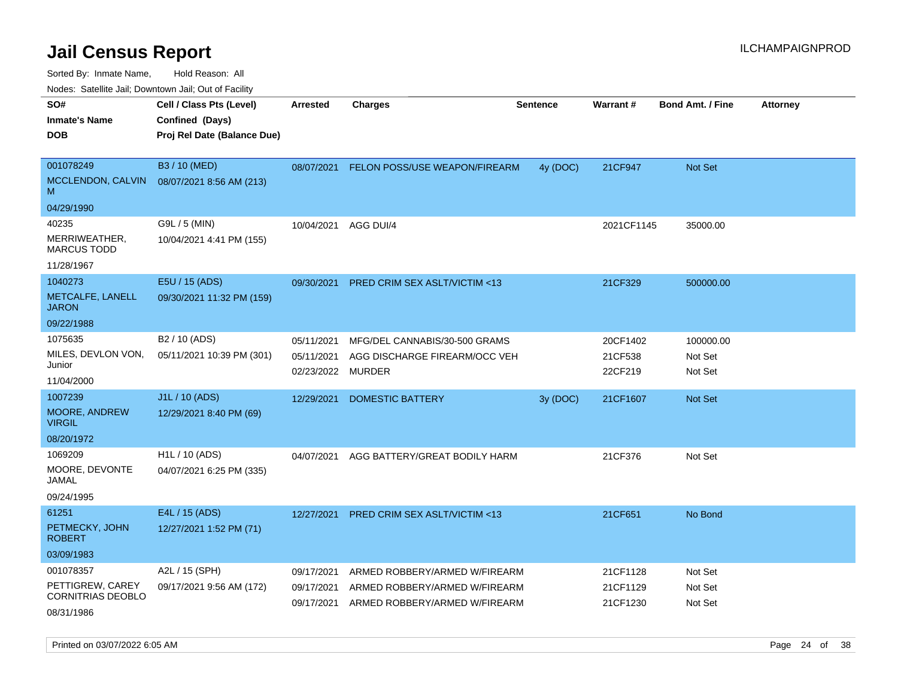# Jail Census Report

ILCHAMPAIGNPROD

Sorted By: Inmate Name, Hold Reason: All

Nodes: Satellite Jail; Downtown Jail; Out of Facility

| SO#<br>Inmate's Name<br>DOB | Cell / Class Pts (Level)<br>Confined (Days)<br>Proj Rel Date (Balance Due) | Arrested | Charges | Sentence | Warrant # | Bond Amt. / Fine | Attorney |
|---|---|---|---|---|---|---|---|
| 001078249<br>MCCLENDON, CALVIN M<br>04/29/1990 | B3 / 10 (MED)<br>08/07/2021 8:56 AM (213) | 08/07/2021 | FELON POSS/USE WEAPON/FIREARM | 4y (DOC) | 21CF947 | Not Set | |
| 40235<br>MERRIWEATHER, MARCUS TODD<br>11/28/1967 | G9L / 5 (MIN)<br>10/04/2021 4:41 PM (155) | 10/04/2021 | AGG DUI/4 | | 2021CF1145 | 35000.00 | |
| 1040273<br>METCALFE, LANELL JARON<br>09/22/1988 | E5U / 15 (ADS)<br>09/30/2021 11:32 PM (159) | 09/30/2021 | PRED CRIM SEX ASLT/VICTIM <13 | | 21CF329 | 500000.00 | |
| 1075635<br>MILES, DEVLON VON, Junior<br>11/04/2000 | B2 / 10 (ADS)<br>05/11/2021 10:39 PM (301) | 05/11/2021<br>05/11/2021<br>02/23/2022 | MFG/DEL CANNABIS/30-500 GRAMS<br>AGG DISCHARGE FIREARM/OCC VEH<br>MURDER | | 20CF1402<br>21CF538<br>22CF219 | 100000.00<br>Not Set<br>Not Set | |
| 1007239<br>MOORE, ANDREW VIRGIL<br>08/20/1972 | J1L / 10 (ADS)<br>12/29/2021 8:40 PM (69) | 12/29/2021 | DOMESTIC BATTERY | 3y (DOC) | 21CF1607 | Not Set | |
| 1069209<br>MOORE, DEVONTE JAMAL<br>09/24/1995 | H1L / 10 (ADS)<br>04/07/2021 6:25 PM (335) | 04/07/2021 | AGG BATTERY/GREAT BODILY HARM | | 21CF376 | Not Set | |
| 61251<br>PETMECKY, JOHN ROBERT<br>03/09/1983 | E4L / 15 (ADS)<br>12/27/2021 1:52 PM (71) | 12/27/2021 | PRED CRIM SEX ASLT/VICTIM <13 | | 21CF651 | No Bond | |
| 001078357<br>PETTIGREW, CAREY CORNITRIAS DEOBLO<br>08/31/1986 | A2L / 15 (SPH)<br>09/17/2021 9:56 AM (172) | 09/17/2021<br>09/17/2021<br>09/17/2021 | ARMED ROBBERY/ARMED W/FIREARM<br>ARMED ROBBERY/ARMED W/FIREARM<br>ARMED ROBBERY/ARMED W/FIREARM | | 21CF1128<br>21CF1129<br>21CF1230 | Not Set<br>Not Set<br>Not Set | |

Printed on 03/07/2022 6:05 AM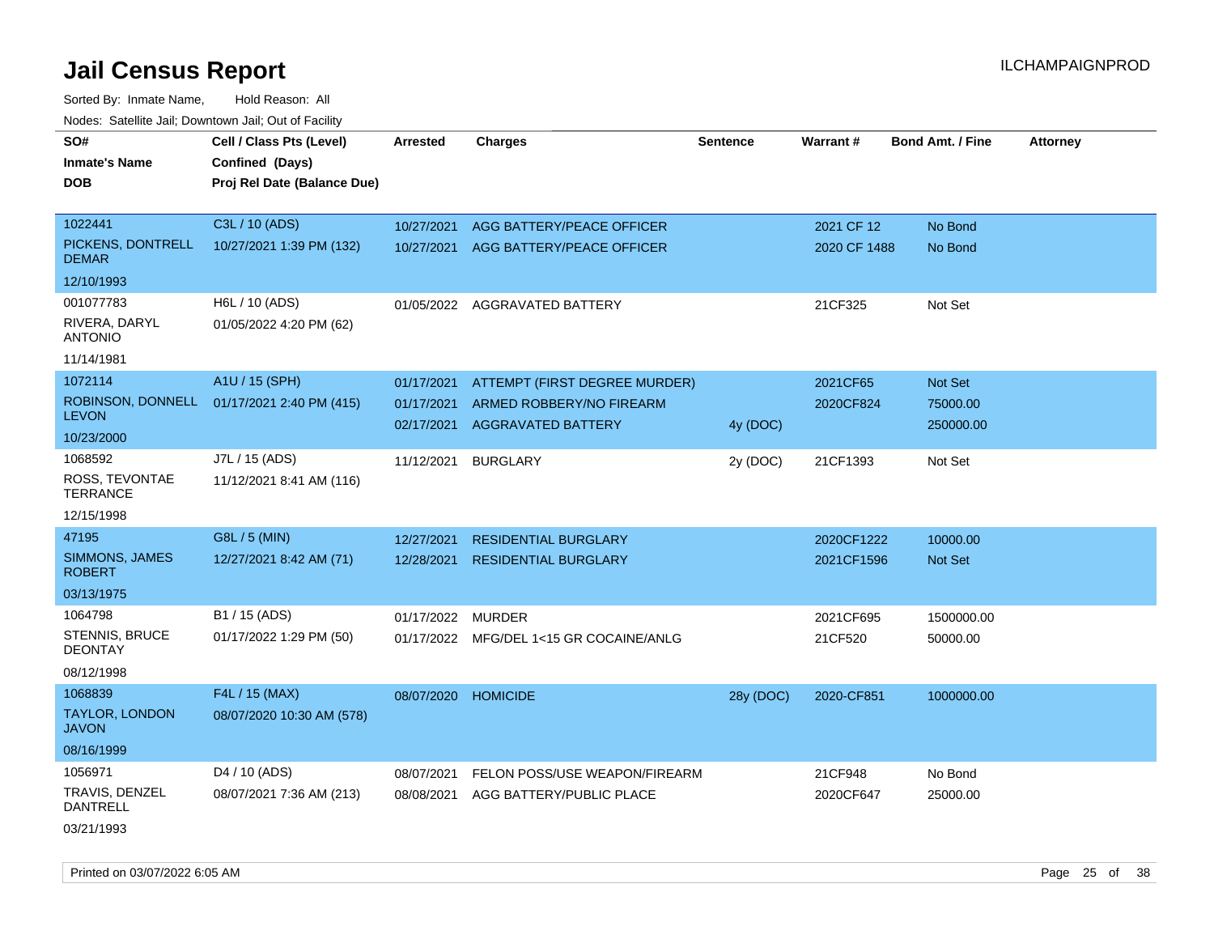# Jail Census Report

ILCHAMPAIGNPROD

Sorted By: Inmate Name, Hold Reason: All

Nodes: Satellite Jail; Downtown Jail; Out of Facility

| SO# / Inmate's Name / DOB | Cell / Class Pts (Level) / Confined (Days) / Proj Rel Date (Balance Due) | Arrested | Charges | Sentence | Warrant # | Bond Amt. / Fine | Attorney |
|---|---|---|---|---|---|---|---|
| 1022441<br>PICKENS, DONTRELL DEMAR<br>12/10/1993 | C3L / 10 (ADS)<br>10/27/2021 1:39 PM (132) | 10/27/2021<br>10/27/2021 | AGG BATTERY/PEACE OFFICER<br>AGG BATTERY/PEACE OFFICER | | 2021 CF 12<br>2020 CF 1488 | No Bond<br>No Bond | |
| 001077783<br>RIVERA, DARYL ANTONIO<br>11/14/1981 | H6L / 10 (ADS)<br>01/05/2022 4:20 PM (62) | 01/05/2022 | AGGRAVATED BATTERY | | 21CF325 | Not Set | |
| 1072114<br>ROBINSON, DONNELL LEVON<br>10/23/2000 | A1U / 15 (SPH)<br>01/17/2021 2:40 PM (415) | 01/17/2021<br>01/17/2021<br>02/17/2021 | ATTEMPT (FIRST DEGREE MURDER)<br>ARMED ROBBERY/NO FIREARM<br>AGGRAVATED BATTERY | <br><br>4y (DOC) | 2021CF65<br>2020CF824 | Not Set<br>75000.00<br>250000.00 | |
| 1068592<br>ROSS, TEVONTAE TERRANCE<br>12/15/1998 | J7L / 15 (ADS)<br>11/12/2021 8:41 AM (116) | 11/12/2021 | BURGLARY | 2y (DOC) | 21CF1393 | Not Set | |
| 47195<br>SIMMONS, JAMES ROBERT<br>03/13/1975 | G8L / 5 (MIN)<br>12/27/2021 8:42 AM (71) | 12/27/2021<br>12/28/2021 | RESIDENTIAL BURGLARY<br>RESIDENTIAL BURGLARY | | 2020CF1222<br>2021CF1596 | 10000.00<br>Not Set | |
| 1064798<br>STENNIS, BRUCE DEONTAY<br>08/12/1998 | B1 / 15 (ADS)<br>01/17/2022 1:29 PM (50) | 01/17/2022<br>01/17/2022 | MURDER<br>MFG/DEL 1<15 GR COCAINE/ANLG | | 2021CF695<br>21CF520 | 1500000.00<br>50000.00 | |
| 1068839<br>TAYLOR, LONDON JAVON<br>08/16/1999 | F4L / 15 (MAX)<br>08/07/2020 10:30 AM (578) | 08/07/2020 | HOMICIDE | 28y (DOC) | 2020-CF851 | 1000000.00 | |
| 1056971<br>TRAVIS, DENZEL DANTRELL<br>03/21/1993 | D4 / 10 (ADS)<br>08/07/2021 7:36 AM (213) | 08/07/2021<br>08/08/2021 | FELON POSS/USE WEAPON/FIREARM<br>AGG BATTERY/PUBLIC PLACE | | 21CF948<br>2020CF647 | No Bond<br>25000.00 | |

Printed on 03/07/2022 6:05 AM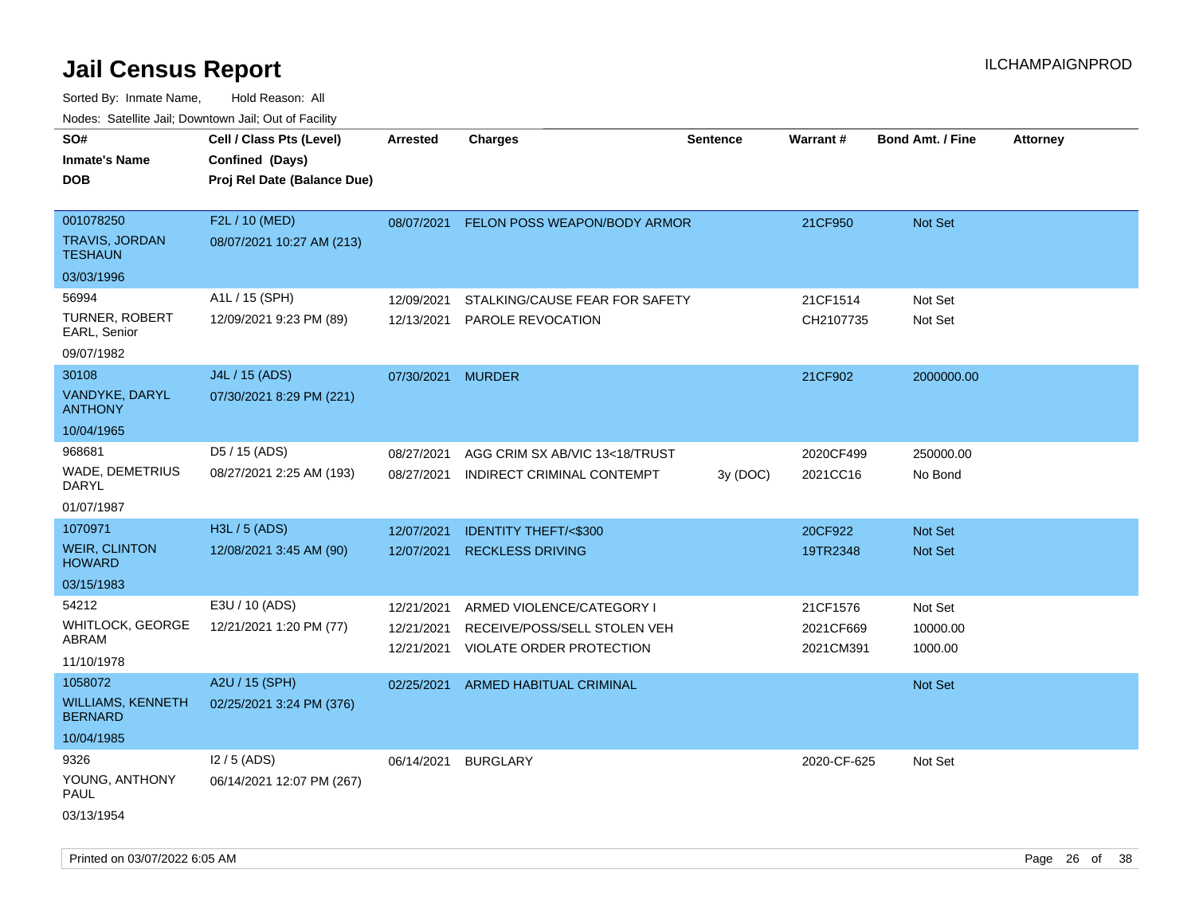# Jail Census Report

ILCHAMPAIGNPROD

Sorted By: Inmate Name, Hold Reason: All

Nodes: Satellite Jail; Downtown Jail; Out of Facility

| SO# / Inmate's Name / DOB | Cell / Class Pts (Level) / Confined (Days) / Proj Rel Date (Balance Due) | Arrested | Charges | Sentence | Warrant # | Bond Amt. / Fine | Attorney |
|---|---|---|---|---|---|---|---|
| 001078250<br>TRAVIS, JORDAN TESHAUN<br>03/03/1996 | F2L / 10 (MED)<br>08/07/2021 10:27 AM (213) | 08/07/2021 | FELON POSS WEAPON/BODY ARMOR | | 21CF950 | Not Set | |
| 56994<br>TURNER, ROBERT EARL, Senior<br>09/07/1982 | A1L / 15 (SPH)<br>12/09/2021 9:23 PM (89) | 12/09/2021<br>12/13/2021 | STALKING/CAUSE FEAR FOR SAFETY<br>PAROLE REVOCATION | | 21CF1514<br>CH2107735 | Not Set<br>Not Set | |
| 30108<br>VANDYKE, DARYL ANTHONY<br>10/04/1965 | J4L / 15 (ADS)<br>07/30/2021 8:29 PM (221) | 07/30/2021 | MURDER | | 21CF902 | 2000000.00 | |
| 968681<br>WADE, DEMETRIUS DARYL<br>01/07/1987 | D5 / 15 (ADS)<br>08/27/2021 2:25 AM (193) | 08/27/2021<br>08/27/2021 | AGG CRIM SX AB/VIC 13<18/TRUST<br>INDIRECT CRIMINAL CONTEMPT | <br>3y (DOC) | 2020CF499<br>2021CC16 | 250000.00<br>No Bond | |
| 1070971<br>WEIR, CLINTON HOWARD<br>03/15/1983 | H3L / 5 (ADS)<br>12/08/2021 3:45 AM (90) | 12/07/2021<br>12/07/2021 | IDENTITY THEFT/<$300<br>RECKLESS DRIVING | | 20CF922<br>19TR2348 | Not Set<br>Not Set | |
| 54212<br>WHITLOCK, GEORGE ABRAM<br>11/10/1978 | E3U / 10 (ADS)<br>12/21/2021 1:20 PM (77) | 12/21/2021<br>12/21/2021<br>12/21/2021 | ARMED VIOLENCE/CATEGORY I<br>RECEIVE/POSS/SELL STOLEN VEH<br>VIOLATE ORDER PROTECTION | | 21CF1576<br>2021CF669<br>2021CM391 | Not Set<br>10000.00<br>1000.00 | |
| 1058072<br>WILLIAMS, KENNETH BERNARD<br>10/04/1985 | A2U / 15 (SPH)<br>02/25/2021 3:24 PM (376) | 02/25/2021 | ARMED HABITUAL CRIMINAL | | | Not Set | |
| 9326<br>YOUNG, ANTHONY PAUL<br>03/13/1954 | I2 / 5 (ADS)<br>06/14/2021 12:07 PM (267) | 06/14/2021 | BURGLARY | | 2020-CF-625 | Not Set | |

Printed on 03/07/2022 6:05 AM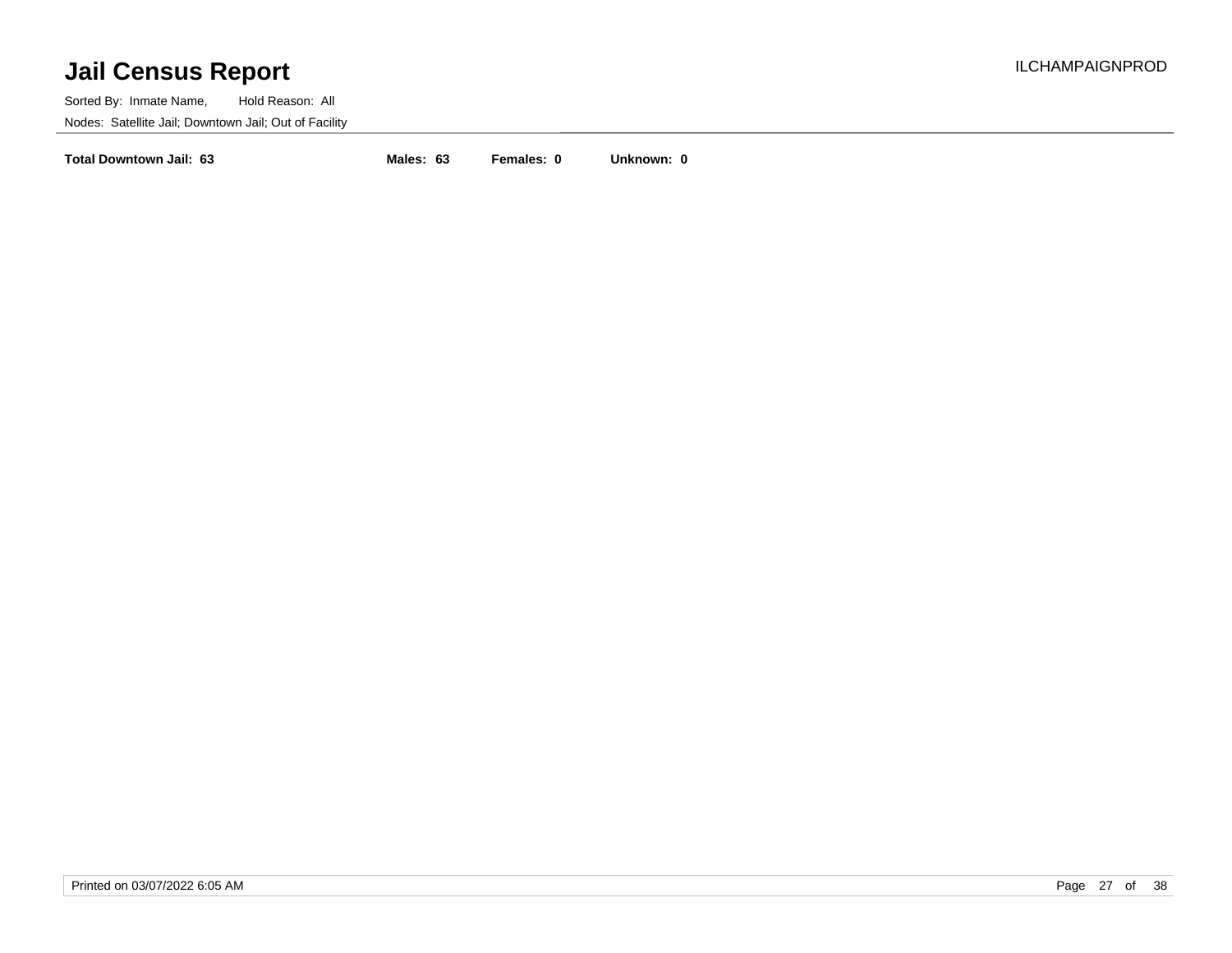**Total Downtown Jail: 63** **Males: 63** **Females: 0** **Unknown: 0**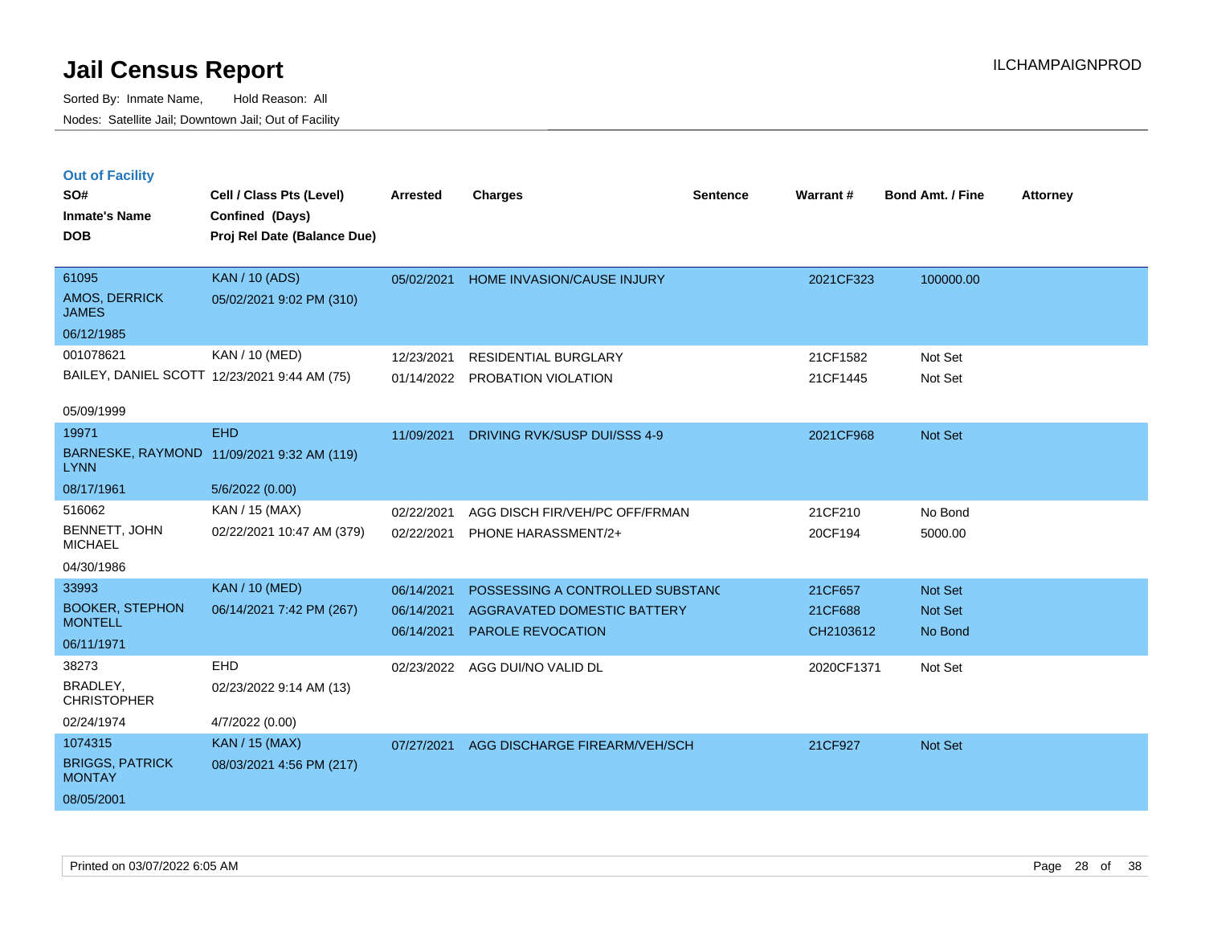# Jail Census Report

Sorted By: Inmate Name, Hold Reason: All

Nodes: Satellite Jail; Downtown Jail; Out of Facility

ILCHAMPAIGNPROD

## Out of Facility

| SO# / Inmate's Name / DOB | Cell / Class Pts (Level) / Confined (Days) / Proj Rel Date (Balance Due) | Arrested | Charges | Sentence | Warrant # | Bond Amt. / Fine | Attorney |
|---|---|---|---|---|---|---|---|
| 61095<br>AMOS, DERRICK JAMES<br>06/12/1985 | KAN / 10 (ADS)<br>05/02/2021 9:02 PM (310) | 05/02/2021 | HOME INVASION/CAUSE INJURY | | 2021CF323 | 100000.00 | |
| 001078621<br>BAILEY, DANIEL SCOTT<br>05/09/1999 | KAN / 10 (MED)<br>12/23/2021 9:44 AM (75) | 12/23/2021<br>01/14/2022 | RESIDENTIAL BURGLARY<br>PROBATION VIOLATION | | 21CF1582<br>21CF1445 | Not Set<br>Not Set | |
| 19971<br>BARNESKE, RAYMOND LYNN<br>08/17/1961 | EHD<br>11/09/2021 9:32 AM (119)<br>5/6/2022 (0.00) | 11/09/2021 | DRIVING RVK/SUSP DUI/SSS 4-9 | | 2021CF968 | Not Set | |
| 516062<br>BENNETT, JOHN MICHAEL<br>04/30/1986 | KAN / 15 (MAX)<br>02/22/2021 10:47 AM (379) | 02/22/2021<br>02/22/2021 | AGG DISCH FIR/VEH/PC OFF/FRMAN<br>PHONE HARASSMENT/2+ | | 21CF210<br>20CF194 | No Bond<br>5000.00 | |
| 33993<br>BOOKER, STEPHON MONTELL<br>06/11/1971 | KAN / 10 (MED)<br>06/14/2021 7:42 PM (267) | 06/14/2021<br>06/14/2021<br>06/14/2021 | POSSESSING A CONTROLLED SUBSTANC<br>AGGRAVATED DOMESTIC BATTERY<br>PAROLE REVOCATION | | 21CF657<br>21CF688<br>CH2103612 | Not Set<br>Not Set<br>No Bond | |
| 38273<br>BRADLEY, CHRISTOPHER<br>02/24/1974 | EHD<br>02/23/2022 9:14 AM (13)<br>4/7/2022 (0.00) | 02/23/2022 | AGG DUI/NO VALID DL | | 2020CF1371 | Not Set | |
| 1074315<br>BRIGGS, PATRICK MONTAY<br>08/05/2001 | KAN / 15 (MAX)<br>08/03/2021 4:56 PM (217) | 07/27/2021 | AGG DISCHARGE FIREARM/VEH/SCH | | 21CF927 | Not Set | |

Printed on 03/07/2022 6:05 AM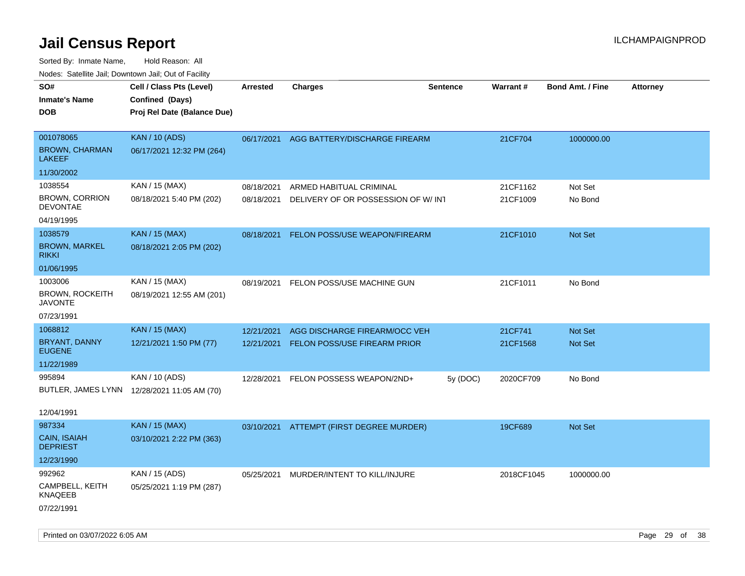# Jail Census Report

ILCHAMPAIGNPROD

Sorted By: Inmate Name, Hold Reason: All

Nodes: Satellite Jail; Downtown Jail; Out of Facility

| SO# / Inmate's Name / DOB | Cell / Class Pts (Level) / Confined (Days) / Proj Rel Date (Balance Due) | Arrested | Charges | Sentence | Warrant # | Bond Amt. / Fine | Attorney |
|---|---|---|---|---|---|---|---|
| 001078065<br>BROWN, CHARMAN LAKEEF<br>11/30/2002 | KAN / 10 (ADS)<br>06/17/2021 12:32 PM (264) | 06/17/2021 | AGG BATTERY/DISCHARGE FIREARM | | 21CF704 | 1000000.00 | |
| 1038554<br>BROWN, CORRION DEVONTAE<br>04/19/1995 | KAN / 15 (MAX)<br>08/18/2021 5:40 PM (202) | 08/18/2021<br>08/18/2021 | ARMED HABITUAL CRIMINAL<br>DELIVERY OF OR POSSESSION OF W/ INT | | 21CF1162<br>21CF1009 | Not Set<br>No Bond | |
| 1038579<br>BROWN, MARKEL RIKKI<br>01/06/1995 | KAN / 15 (MAX)<br>08/18/2021 2:05 PM (202) | 08/18/2021 | FELON POSS/USE WEAPON/FIREARM | | 21CF1010 | Not Set | |
| 1003006<br>BROWN, ROCKEITH JAVONTE<br>07/23/1991 | KAN / 15 (MAX)<br>08/19/2021 12:55 AM (201) | 08/19/2021 | FELON POSS/USE MACHINE GUN | | 21CF1011 | No Bond | |
| 1068812<br>BRYANT, DANNY EUGENE<br>11/22/1989 | KAN / 15 (MAX)<br>12/21/2021 1:50 PM (77) | 12/21/2021<br>12/21/2021 | AGG DISCHARGE FIREARM/OCC VEH<br>FELON POSS/USE FIREARM PRIOR | | 21CF741<br>21CF1568 | Not Set<br>Not Set | |
| 995894<br>BUTLER, JAMES LYNN<br>12/04/1991 | KAN / 10 (ADS)<br>12/28/2021 11:05 AM (70) | 12/28/2021 | FELON POSSESS WEAPON/2ND+ | 5y (DOC) | 2020CF709 | No Bond | |
| 987334<br>CAIN, ISAIAH DEPRIEST<br>12/23/1990 | KAN / 15 (MAX)<br>03/10/2021 2:22 PM (363) | 03/10/2021 | ATTEMPT (FIRST DEGREE MURDER) | | 19CF689 | Not Set | |
| 992962<br>CAMPBELL, KEITH KNAQEEB<br>07/22/1991 | KAN / 15 (ADS)<br>05/25/2021 1:19 PM (287) | 05/25/2021 | MURDER/INTENT TO KILL/INJURE | | 2018CF1045 | 1000000.00 | |

Printed on 03/07/2022 6:05 AM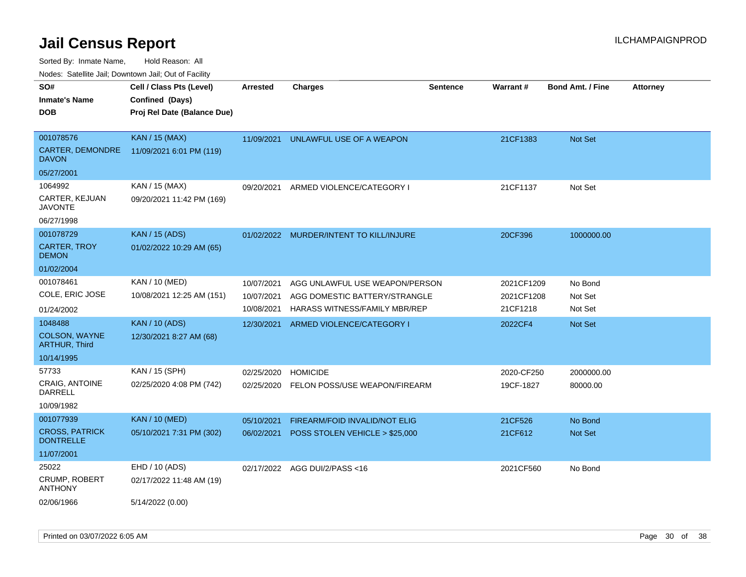# Jail Census Report

ILCHAMPAIGNPROD

Sorted By: Inmate Name, Hold Reason: All

Nodes: Satellite Jail; Downtown Jail; Out of Facility

| SO# / Inmate's Name / DOB | Cell / Class Pts (Level) / Confined (Days) / Proj Rel Date (Balance Due) | Arrested | Charges | Sentence | Warrant # | Bond Amt. / Fine | Attorney |
|---|---|---|---|---|---|---|---|
| 001078576<br>CARTER, DEMONDRE DAVON<br>05/27/2001 | KAN / 15 (MAX)<br>11/09/2021 6:01 PM (119) | 11/09/2021 | UNLAWFUL USE OF A WEAPON | | 21CF1383 | Not Set | |
| 1064992<br>CARTER, KEJUAN JAVONTE<br>06/27/1998 | KAN / 15 (MAX)<br>09/20/2021 11:42 PM (169) | 09/20/2021 | ARMED VIOLENCE/CATEGORY I | | 21CF1137 | Not Set | |
| 001078729<br>CARTER, TROY DEMON<br>01/02/2004 | KAN / 15 (ADS)<br>01/02/2022 10:29 AM (65) | 01/02/2022 | MURDER/INTENT TO KILL/INJURE | | 20CF396 | 1000000.00 | |
| 001078461<br>COLE, ERIC JOSE<br>01/24/2002 | KAN / 10 (MED)<br>10/08/2021 12:25 AM (151) | 10/07/2021<br>10/07/2021<br>10/08/2021 | AGG UNLAWFUL USE WEAPON/PERSON<br>AGG DOMESTIC BATTERY/STRANGLE<br>HARASS WITNESS/FAMILY MBR/REP | | 2021CF1209<br>2021CF1208<br>21CF1218 | No Bond<br>Not Set<br>Not Set | |
| 1048488<br>COLSON, WAYNE ARTHUR, Third<br>10/14/1995 | KAN / 10 (ADS)<br>12/30/2021 8:27 AM (68) | 12/30/2021 | ARMED VIOLENCE/CATEGORY I | | 2022CF4 | Not Set | |
| 57733<br>CRAIG, ANTOINE DARRELL<br>10/09/1982 | KAN / 15 (SPH)<br>02/25/2020 4:08 PM (742) | 02/25/2020<br>02/25/2020 | HOMICIDE<br>FELON POSS/USE WEAPON/FIREARM | | 2020-CF250<br>19CF-1827 | 2000000.00<br>80000.00 | |
| 001077939<br>CROSS, PATRICK DONTRELLE<br>11/07/2001 | KAN / 10 (MED)<br>05/10/2021 7:31 PM (302) | 05/10/2021<br>06/02/2021 | FIREARM/FOID INVALID/NOT ELIG<br>POSS STOLEN VEHICLE > $25,000 | | 21CF526<br>21CF612 | No Bond<br>Not Set | |
| 25022<br>CRUMP, ROBERT ANTHONY<br>02/06/1966 | EHD / 10 (ADS)<br>02/17/2022 11:48 AM (19)<br>5/14/2022 (0.00) | 02/17/2022 | AGG DUI/2/PASS <16 | | 2021CF560 | No Bond | |

Printed on 03/07/2022 6:05 AM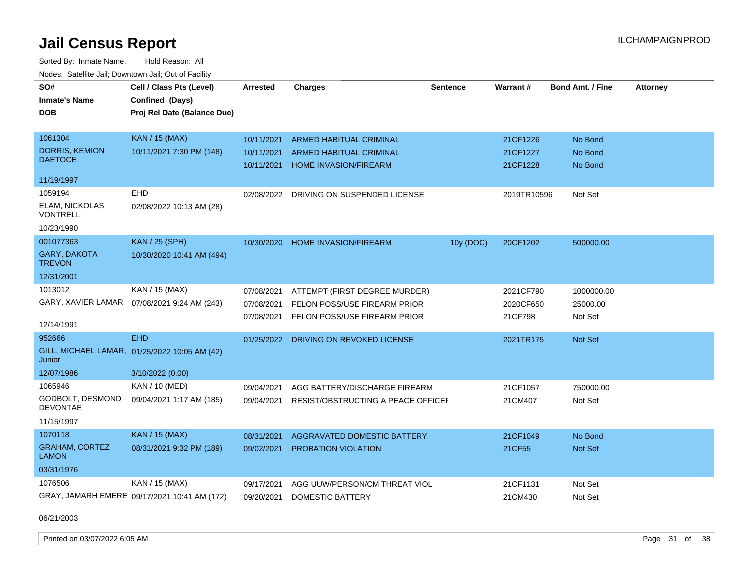# Jail Census Report

Sorted By: Inmate Name, Hold Reason: All

Nodes: Satellite Jail; Downtown Jail; Out of Facility

| SO# / Inmate's Name / DOB | Cell / Class Pts (Level) / Confined (Days) / Proj Rel Date (Balance Due) | Arrested | Charges | Sentence | Warrant # | Bond Amt. / Fine | Attorney |
|---|---|---|---|---|---|---|---|
| 1061304 | KAN / 15 (MAX) | 10/11/2021 | ARMED HABITUAL CRIMINAL | | 21CF1226 | No Bond | |
| DORRIS, KEMION DAETOCE | 10/11/2021 7:30 PM (148) | 10/11/2021 | ARMED HABITUAL CRIMINAL | | 21CF1227 | No Bond | |
| 11/19/1997 | | 10/11/2021 | HOME INVASION/FIREARM | | 21CF1228 | No Bond | |
| 1059194 | EHD | 02/08/2022 | DRIVING ON SUSPENDED LICENSE | | 2019TR10596 | Not Set | |
| ELAM, NICKOLAS VONTRELL | 02/08/2022 10:13 AM (28) | | | | | | |
| 10/23/1990 | | | | | | | |
| 001077363 | KAN / 25 (SPH) | 10/30/2020 | HOME INVASION/FIREARM | 10y (DOC) | 20CF1202 | 500000.00 | |
| GARY, DAKOTA TREVON | 10/30/2020 10:41 AM (494) | | | | | | |
| 12/31/2001 | | | | | | | |
| 1013012 | KAN / 15 (MAX) | 07/08/2021 | ATTEMPT (FIRST DEGREE MURDER) | | 2021CF790 | 1000000.00 | |
| GARY, XAVIER LAMAR | 07/08/2021 9:24 AM (243) | 07/08/2021 | FELON POSS/USE FIREARM PRIOR | | 2020CF650 | 25000.00 | |
| 12/14/1991 | | 07/08/2021 | FELON POSS/USE FIREARM PRIOR | | 21CF798 | Not Set | |
| 952666 | EHD | 01/25/2022 | DRIVING ON REVOKED LICENSE | | 2021TR175 | Not Set | |
| GILL, MICHAEL LAMAR, Junior | 01/25/2022 10:05 AM (42) | | | | | | |
| 12/07/1986 | 3/10/2022 (0.00) | | | | | | |
| 1065946 | KAN / 10 (MED) | 09/04/2021 | AGG BATTERY/DISCHARGE FIREARM | | 21CF1057 | 750000.00 | |
| GODBOLT, DESMOND DEVONTAE | 09/04/2021 1:17 AM (185) | 09/04/2021 | RESIST/OBSTRUCTING A PEACE OFFICEI | | 21CM407 | Not Set | |
| 11/15/1997 | | | | | | | |
| 1070118 | KAN / 15 (MAX) | 08/31/2021 | AGGRAVATED DOMESTIC BATTERY | | 21CF1049 | No Bond | |
| GRAHAM, CORTEZ LAMON | 08/31/2021 9:32 PM (189) | 09/02/2021 | PROBATION VIOLATION | | 21CF55 | Not Set | |
| 03/31/1976 | | | | | | | |
| 1076506 | KAN / 15 (MAX) | 09/17/2021 | AGG UUW/PERSON/CM THREAT VIOL | | 21CF1131 | Not Set | |
| GRAY, JAMARH EMERE | 09/17/2021 10:41 AM (172) | 09/20/2021 | DOMESTIC BATTERY | | 21CM430 | Not Set | |
| 06/21/2003 | | | | | | | |

Printed on 03/07/2022 6:05 AM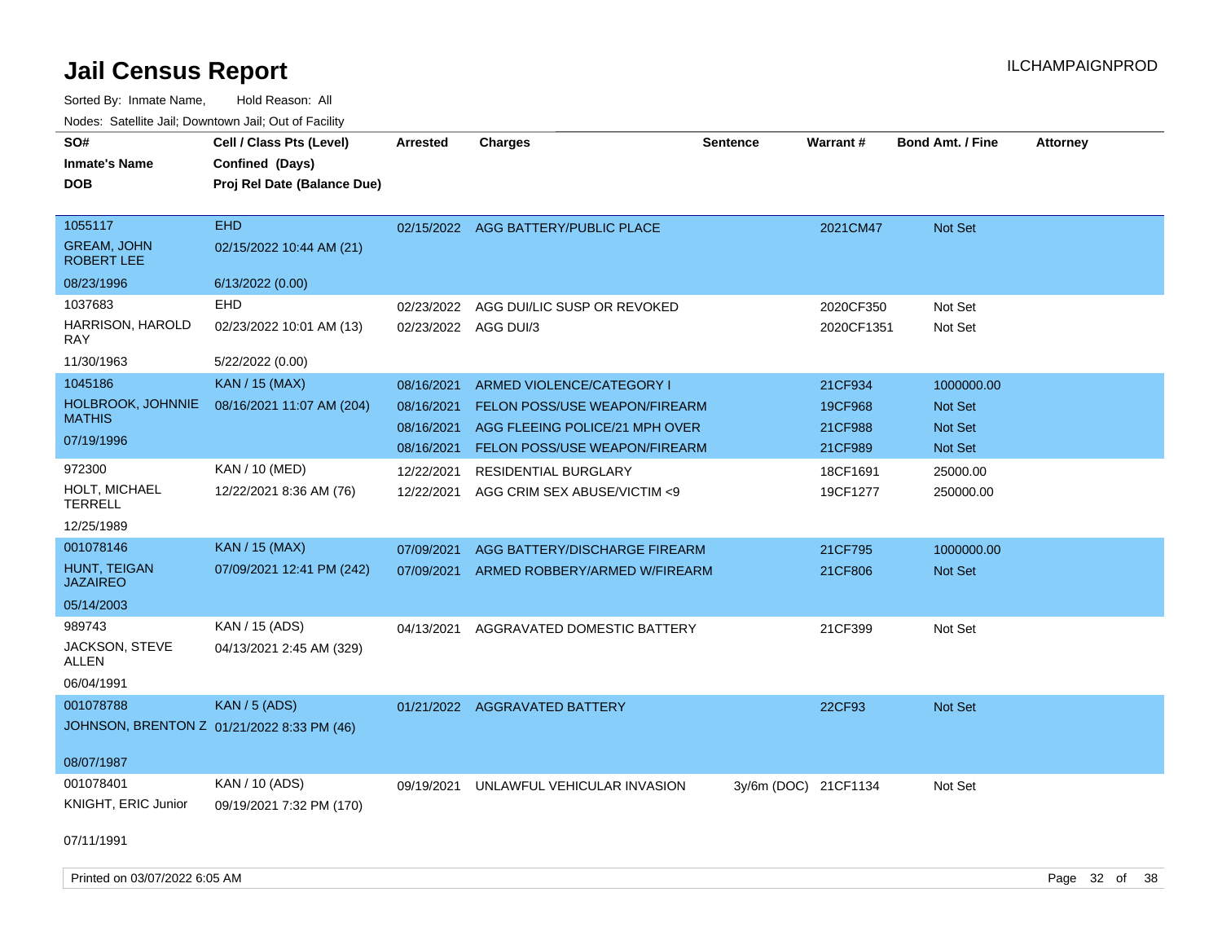# Jail Census Report

ILCHAMPAIGNPROD

Sorted By: Inmate Name, Hold Reason: All

Nodes: Satellite Jail; Downtown Jail; Out of Facility

| SO# / Inmate's Name / DOB | Cell / Class Pts (Level) / Confined (Days) / Proj Rel Date (Balance Due) | Arrested | Charges | Sentence | Warrant # | Bond Amt. / Fine | Attorney |
|---|---|---|---|---|---|---|---|
| 1055117<br>GREAM, JOHN ROBERT LEE<br>08/23/1996 | EHD<br>02/15/2022 10:44 AM (21)<br>6/13/2022 (0.00) | 02/15/2022 | AGG BATTERY/PUBLIC PLACE | | 2021CM47 | Not Set | |
| 1037683<br>HARRISON, HAROLD RAY<br>11/30/1963 | EHD<br>02/23/2022 10:01 AM (13)<br>5/22/2022 (0.00) | 02/23/2022 | AGG DUI/LIC SUSP OR REVOKED | | 2020CF350 | Not Set | |
| | | 02/23/2022 | AGG DUI/3 | | 2020CF1351 | Not Set | |
| 1045186<br>HOLBROOK, JOHNNIE MATHIS<br>07/19/1996 | KAN / 15 (MAX)<br>08/16/2021 11:07 AM (204) | 08/16/2021 | ARMED VIOLENCE/CATEGORY I | | 21CF934 | 1000000.00 | |
| | | 08/16/2021 | FELON POSS/USE WEAPON/FIREARM | | 19CF968 | Not Set | |
| | | 08/16/2021 | AGG FLEEING POLICE/21 MPH OVER | | 21CF988 | Not Set | |
| | | 08/16/2021 | FELON POSS/USE WEAPON/FIREARM | | 21CF989 | Not Set | |
| 972300<br>HOLT, MICHAEL TERRELL<br>12/25/1989 | KAN / 10 (MED)<br>12/22/2021 8:36 AM (76) | 12/22/2021 | RESIDENTIAL BURGLARY | | 18CF1691 | 25000.00 | |
| | | 12/22/2021 | AGG CRIM SEX ABUSE/VICTIM <9 | | 19CF1277 | 250000.00 | |
| 001078146<br>HUNT, TEIGAN JAZAIREO<br>05/14/2003 | KAN / 15 (MAX)<br>07/09/2021 12:41 PM (242) | 07/09/2021 | AGG BATTERY/DISCHARGE FIREARM | | 21CF795 | 1000000.00 | |
| | | 07/09/2021 | ARMED ROBBERY/ARMED W/FIREARM | | 21CF806 | Not Set | |
| 989743<br>JACKSON, STEVE ALLEN<br>06/04/1991 | KAN / 15 (ADS)<br>04/13/2021 2:45 AM (329) | 04/13/2021 | AGGRAVATED DOMESTIC BATTERY | | 21CF399 | Not Set | |
| 001078788<br>JOHNSON, BRENTON Z<br>08/07/1987 | KAN / 5 (ADS)<br>01/21/2022 8:33 PM (46) | 01/21/2022 | AGGRAVATED BATTERY | | 22CF93 | Not Set | |
| 001078401<br>KNIGHT, ERIC Junior<br>07/11/1991 | KAN / 10 (ADS)<br>09/19/2021 7:32 PM (170) | 09/19/2021 | UNLAWFUL VEHICULAR INVASION | 3y/6m (DOC) | 21CF1134 | Not Set | |

Printed on 03/07/2022 6:05 AM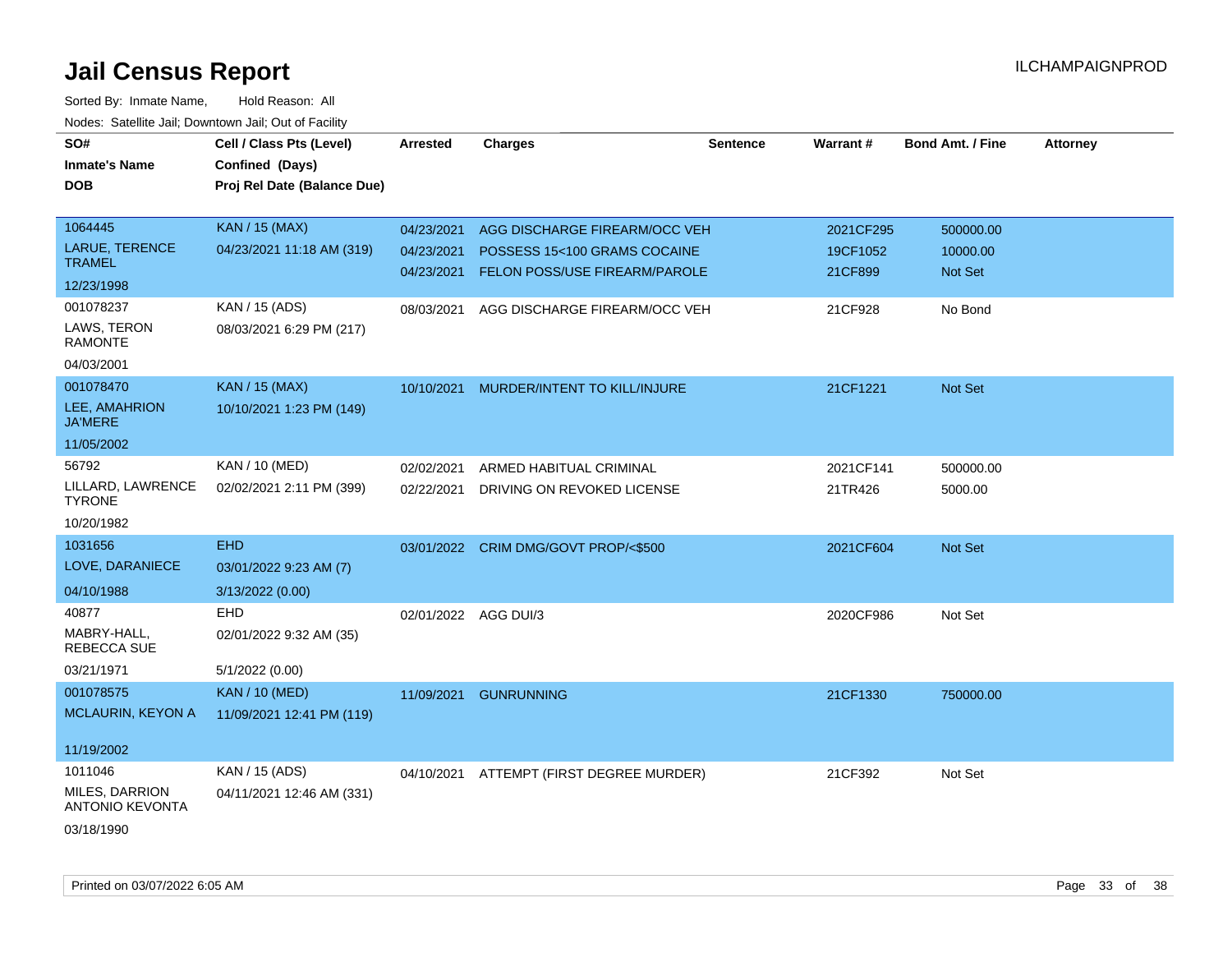# Jail Census Report

ILCHAMPAIGNPROD

Sorted By: Inmate Name, Hold Reason: All

Nodes: Satellite Jail; Downtown Jail; Out of Facility

| SO# / Inmate's Name / DOB | Cell / Class Pts (Level) / Confined (Days) / Proj Rel Date (Balance Due) | Arrested | Charges | Sentence | Warrant # | Bond Amt. / Fine | Attorney |
|---|---|---|---|---|---|---|---|
| 1064445<br>LARUE, TERENCE TRAMEL<br>12/23/1998 | KAN / 15 (MAX)<br>04/23/2021 11:18 AM (319) | 04/23/2021<br>04/23/2021<br>04/23/2021 | AGG DISCHARGE FIREARM/OCC VEH<br>POSSESS 15<100 GRAMS COCAINE<br>FELON POSS/USE FIREARM/PAROLE | | 2021CF295<br>19CF1052<br>21CF899 | 500000.00<br>10000.00<br>Not Set | |
| 001078237<br>LAWS, TERON RAMONTE<br>04/03/2001 | KAN / 15 (ADS)<br>08/03/2021 6:29 PM (217) | 08/03/2021 | AGG DISCHARGE FIREARM/OCC VEH | | 21CF928 | No Bond | |
| 001078470<br>LEE, AMAHRION JA'MERE<br>11/05/2002 | KAN / 15 (MAX)<br>10/10/2021 1:23 PM (149) | 10/10/2021 | MURDER/INTENT TO KILL/INJURE | | 21CF1221 | Not Set | |
| 56792<br>LILLARD, LAWRENCE TYRONE<br>10/20/1982 | KAN / 10 (MED)<br>02/02/2021 2:11 PM (399) | 02/02/2021<br>02/22/2021 | ARMED HABITUAL CRIMINAL<br>DRIVING ON REVOKED LICENSE | | 2021CF141<br>21TR426 | 500000.00<br>5000.00 | |
| 1031656<br>LOVE, DARANIECE<br>04/10/1988 | EHD<br>03/01/2022 9:23 AM (7)<br>3/13/2022 (0.00) | 03/01/2022 | CRIM DMG/GOVT PROP/<$500 | | 2021CF604 | Not Set | |
| 40877<br>MABRY-HALL, REBECCA SUE<br>03/21/1971 | EHD<br>02/01/2022 9:32 AM (35)<br>5/1/2022 (0.00) | 02/01/2022 | AGG DUI/3 | | 2020CF986 | Not Set | |
| 001078575<br>MCLAURIN, KEYON A<br>11/19/2002 | KAN / 10 (MED)<br>11/09/2021 12:41 PM (119) | 11/09/2021 | GUNRUNNING | | 21CF1330 | 750000.00 | |
| 1011046<br>MILES, DARRION ANTONIO KEVONTA<br>03/18/1990 | KAN / 15 (ADS)<br>04/11/2021 12:46 AM (331) | 04/10/2021 | ATTEMPT (FIRST DEGREE MURDER) | | 21CF392 | Not Set | |

Printed on 03/07/2022 6:05 AM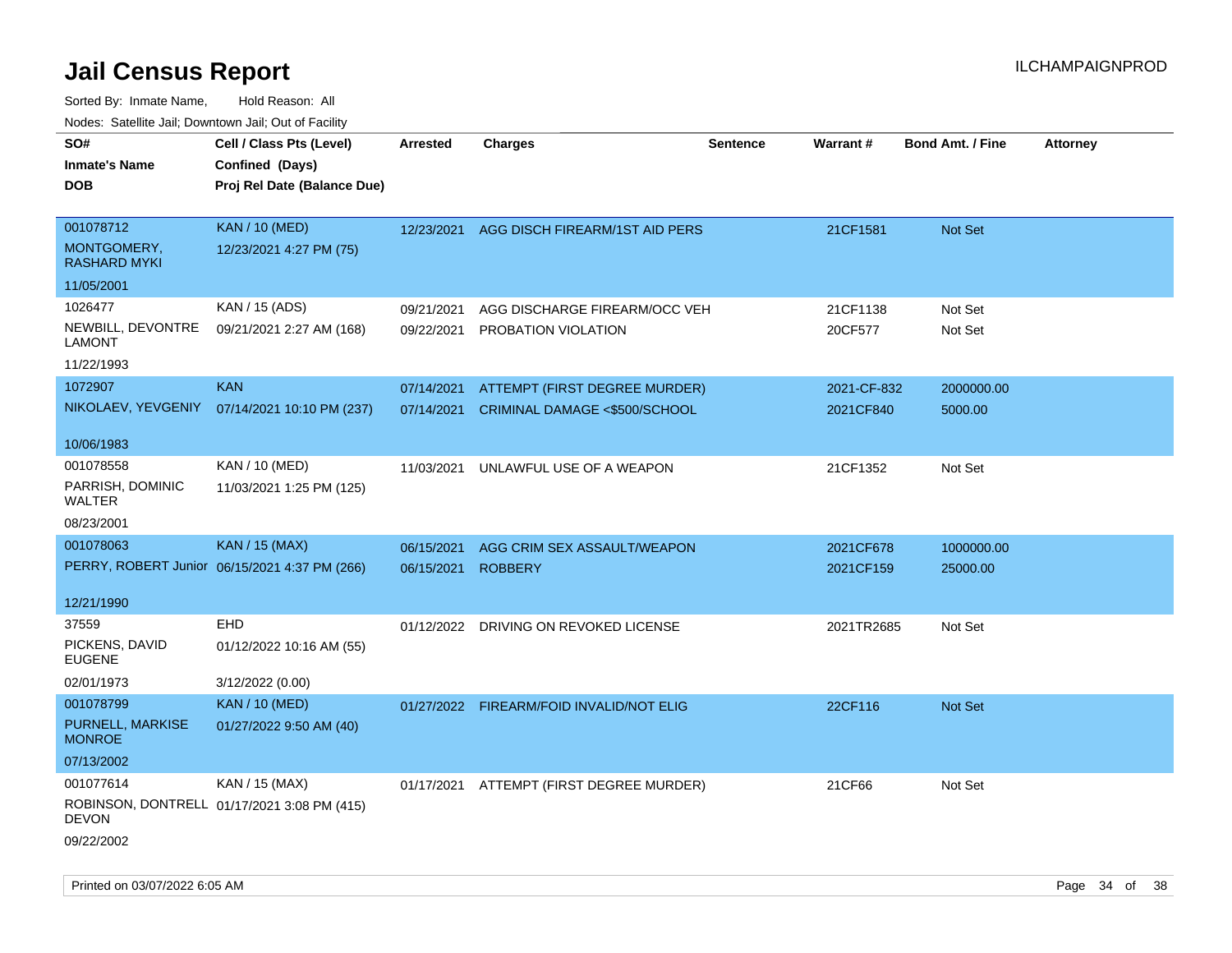# Jail Census Report

ILCHAMPAIGNPROD

Sorted By: Inmate Name, Hold Reason: All

Nodes: Satellite Jail; Downtown Jail; Out of Facility

| SO# / Inmate's Name / DOB | Cell / Class Pts (Level) / Confined (Days) / Proj Rel Date (Balance Due) | Arrested | Charges | Sentence | Warrant # | Bond Amt. / Fine | Attorney |
|---|---|---|---|---|---|---|---|
| 001078712 MONTGOMERY, RASHARD MYKI 11/05/2001 | KAN / 10 (MED) 12/23/2021 4:27 PM (75) | 12/23/2021 | AGG DISCH FIREARM/1ST AID PERS | | 21CF1581 | Not Set | |
| 1026477 NEWBILL, DEVONTRE LAMONT 11/22/1993 | KAN / 15 (ADS) 09/21/2021 2:27 AM (168) | 09/21/2021 | AGG DISCHARGE FIREARM/OCC VEH | | 21CF1138 | Not Set | |
| | | 09/22/2021 | PROBATION VIOLATION | | 20CF577 | Not Set | |
| 1072907 NIKOLAEV, YEVGENIY 10/06/1983 | KAN 07/14/2021 10:10 PM (237) | 07/14/2021 | ATTEMPT (FIRST DEGREE MURDER) | | 2021-CF-832 | 2000000.00 | |
| | | 07/14/2021 | CRIMINAL DAMAGE <$500/SCHOOL | | 2021CF840 | 5000.00 | |
| 001078558 PARRISH, DOMINIC WALTER 08/23/2001 | KAN / 10 (MED) 11/03/2021 1:25 PM (125) | 11/03/2021 | UNLAWFUL USE OF A WEAPON | | 21CF1352 | Not Set | |
| 001078063 PERRY, ROBERT Junior 12/21/1990 | KAN / 15 (MAX) 06/15/2021 4:37 PM (266) | 06/15/2021 | AGG CRIM SEX ASSAULT/WEAPON | | 2021CF678 | 1000000.00 | |
| | | 06/15/2021 | ROBBERY | | 2021CF159 | 25000.00 | |
| 37559 PICKENS, DAVID EUGENE 02/01/1973 | EHD 01/12/2022 10:16 AM (55) 3/12/2022 (0.00) | 01/12/2022 | DRIVING ON REVOKED LICENSE | | 2021TR2685 | Not Set | |
| 001078799 PURNELL, MARKISE MONROE 07/13/2002 | KAN / 10 (MED) 01/27/2022 9:50 AM (40) | 01/27/2022 | FIREARM/FOID INVALID/NOT ELIG | | 22CF116 | Not Set | |
| 001077614 ROBINSON, DONTRELL DEVON 09/22/2002 | KAN / 15 (MAX) 01/17/2021 3:08 PM (415) | 01/17/2021 | ATTEMPT (FIRST DEGREE MURDER) | | 21CF66 | Not Set | |

Printed on 03/07/2022 6:05 AM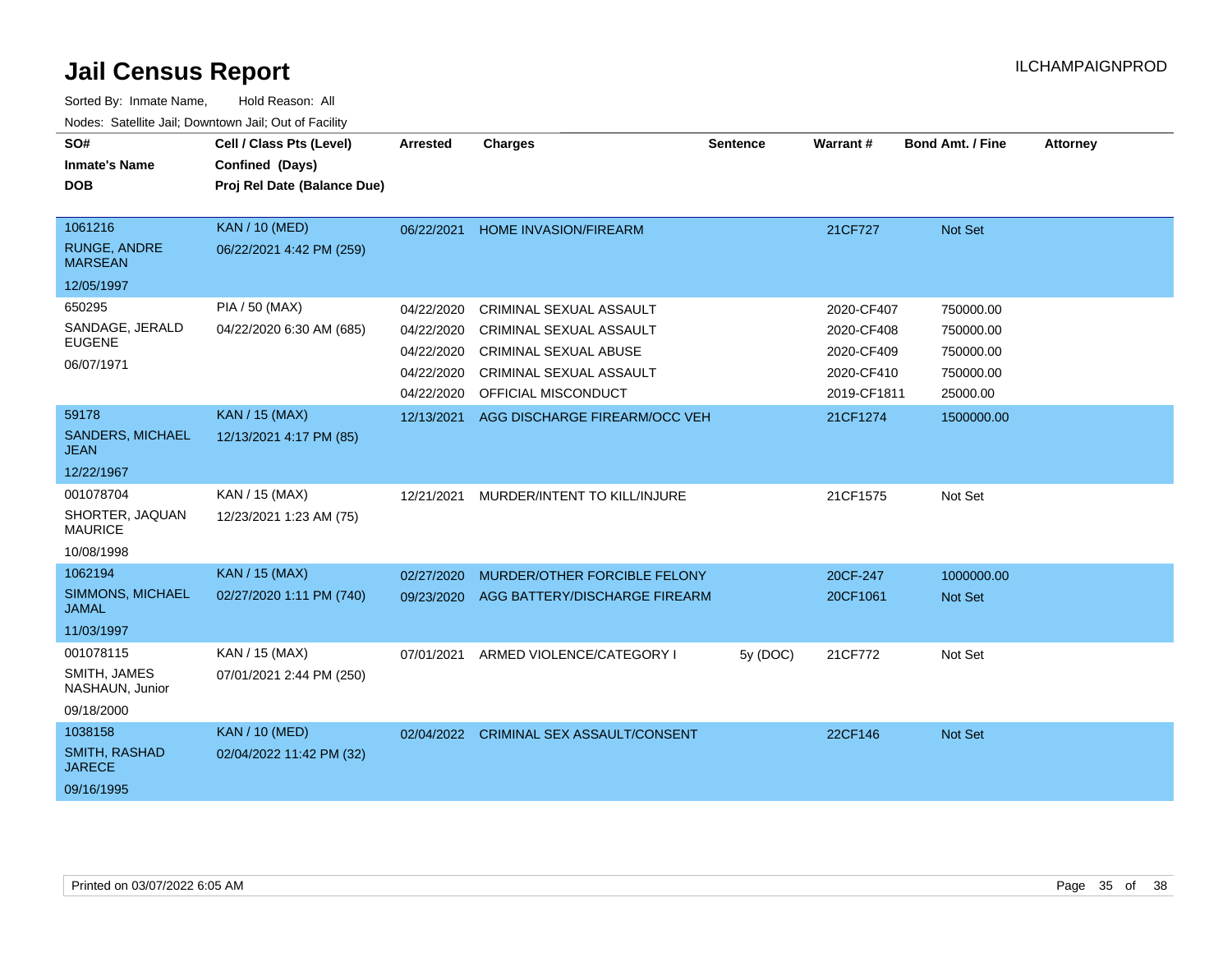# Jail Census Report

ILCHAMPAIGNPROD

Sorted By: Inmate Name, Hold Reason: All

Nodes: Satellite Jail; Downtown Jail; Out of Facility

| SO# / Inmate's Name / DOB | Cell / Class Pts (Level) / Confined (Days) / Proj Rel Date (Balance Due) | Arrested | Charges | Sentence | Warrant # | Bond Amt. / Fine | Attorney |
|---|---|---|---|---|---|---|---|
| 1061216 RUNGE, ANDRE MARSEAN 12/05/1997 | KAN / 10 (MED) 06/22/2021 4:42 PM (259) | 06/22/2021 | HOME INVASION/FIREARM | | 21CF727 | Not Set | |
| 650295 SANDAGE, JERALD EUGENE 06/07/1971 | PIA / 50 (MAX) 04/22/2020 6:30 AM (685) | 04/22/2020 | CRIMINAL SEXUAL ASSAULT | | 2020-CF407 | 750000.00 | |
| | | 04/22/2020 | CRIMINAL SEXUAL ASSAULT | | 2020-CF408 | 750000.00 | |
| | | 04/22/2020 | CRIMINAL SEXUAL ABUSE | | 2020-CF409 | 750000.00 | |
| | | 04/22/2020 | CRIMINAL SEXUAL ASSAULT | | 2020-CF410 | 750000.00 | |
| | | 04/22/2020 | OFFICIAL MISCONDUCT | | 2019-CF1811 | 25000.00 | |
| 59178 SANDERS, MICHAEL JEAN 12/22/1967 | KAN / 15 (MAX) 12/13/2021 4:17 PM (85) | 12/13/2021 | AGG DISCHARGE FIREARM/OCC VEH | | 21CF1274 | 1500000.00 | |
| 001078704 SHORTER, JAQUAN MAURICE 10/08/1998 | KAN / 15 (MAX) 12/23/2021 1:23 AM (75) | 12/21/2021 | MURDER/INTENT TO KILL/INJURE | | 21CF1575 | Not Set | |
| 1062194 SIMMONS, MICHAEL JAMAL 11/03/1997 | KAN / 15 (MAX) 02/27/2020 1:11 PM (740) | 02/27/2020 | MURDER/OTHER FORCIBLE FELONY | | 20CF-247 | 1000000.00 | |
| | | 09/23/2020 | AGG BATTERY/DISCHARGE FIREARM | | 20CF1061 | Not Set | |
| 001078115 SMITH, JAMES NASHAUN, Junior 09/18/2000 | KAN / 15 (MAX) 07/01/2021 2:44 PM (250) | 07/01/2021 | ARMED VIOLENCE/CATEGORY I | 5y (DOC) | 21CF772 | Not Set | |
| 1038158 SMITH, RASHAD JARECE 09/16/1995 | KAN / 10 (MED) 02/04/2022 11:42 PM (32) | 02/04/2022 | CRIMINAL SEX ASSAULT/CONSENT | | 22CF146 | Not Set | |

Printed on 03/07/2022 6:05 AM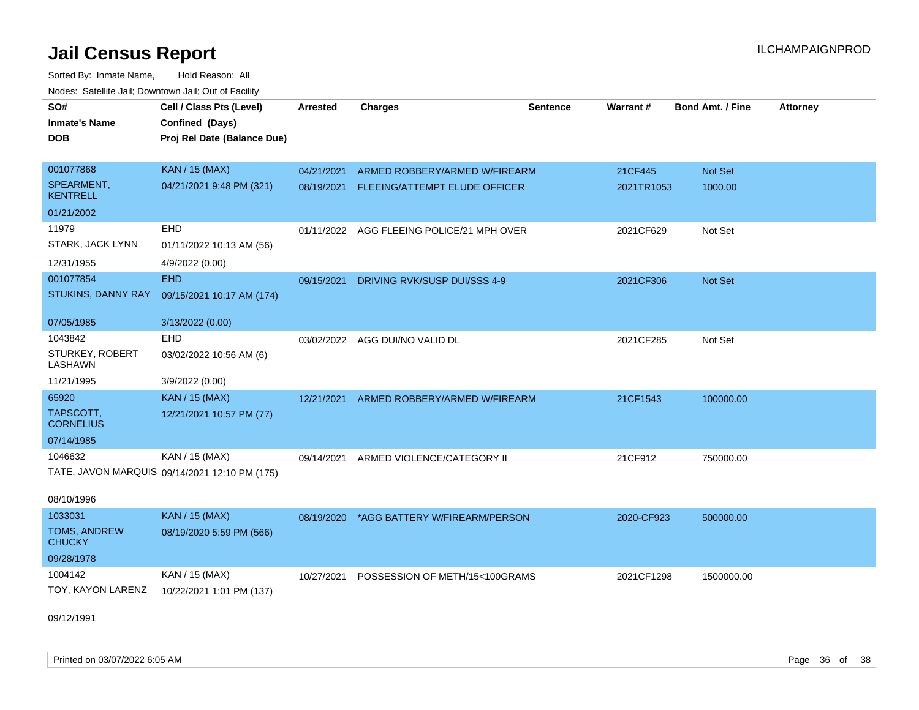# Jail Census Report

ILCHAMPAIGNPROD

Sorted By: Inmate Name, Hold Reason: All

Nodes: Satellite Jail; Downtown Jail; Out of Facility

| SO# / Inmate's Name / DOB | Cell / Class Pts (Level) / Confined (Days) / Proj Rel Date (Balance Due) | Arrested | Charges | Sentence | Warrant # | Bond Amt. / Fine | Attorney |
|---|---|---|---|---|---|---|---|
| 001077868<br>SPEARMENT, KENTRELL<br>01/21/2002 | KAN / 15 (MAX)<br>04/21/2021 9:48 PM (321) | 04/21/2021<br>08/19/2021 | ARMED ROBBERY/ARMED W/FIREARM<br>FLEEING/ATTEMPT ELUDE OFFICER | | 21CF445<br>2021TR1053 | Not Set<br>1000.00 | |
| 11979<br>STARK, JACK LYNN<br>12/31/1955 | EHD<br>01/11/2022 10:13 AM (56)<br>4/9/2022 (0.00) | 01/11/2022 | AGG FLEEING POLICE/21 MPH OVER | | 2021CF629 | Not Set | |
| 001077854<br>STUKINS, DANNY RAY<br>07/05/1985 | EHD<br>09/15/2021 10:17 AM (174)<br>3/13/2022 (0.00) | 09/15/2021 | DRIVING RVK/SUSP DUI/SSS 4-9 | | 2021CF306 | Not Set | |
| 1043842<br>STURKEY, ROBERT LASHAWN<br>11/21/1995 | EHD<br>03/02/2022 10:56 AM (6)<br>3/9/2022 (0.00) | 03/02/2022 | AGG DUI/NO VALID DL | | 2021CF285 | Not Set | |
| 65920<br>TAPSCOTT, CORNELIUS<br>07/14/1985 | KAN / 15 (MAX)<br>12/21/2021 10:57 PM (77) | 12/21/2021 | ARMED ROBBERY/ARMED W/FIREARM | | 21CF1543 | 100000.00 | |
| 1046632<br>TATE, JAVON MARQUIS<br>08/10/1996 | KAN / 15 (MAX)<br>09/14/2021 12:10 PM (175) | 09/14/2021 | ARMED VIOLENCE/CATEGORY II | | 21CF912 | 750000.00 | |
| 1033031<br>TOMS, ANDREW CHUCKY<br>09/28/1978 | KAN / 15 (MAX)<br>08/19/2020 5:59 PM (566) | 08/19/2020 | *AGG BATTERY W/FIREARM/PERSON | | 2020-CF923 | 500000.00 | |
| 1004142<br>TOY, KAYON LARENZ<br>09/12/1991 | KAN / 15 (MAX)<br>10/22/2021 1:01 PM (137) | 10/27/2021 | POSSESSION OF METH/15<100GRAMS | | 2021CF1298 | 1500000.00 | |

Printed on 03/07/2022 6:05 AM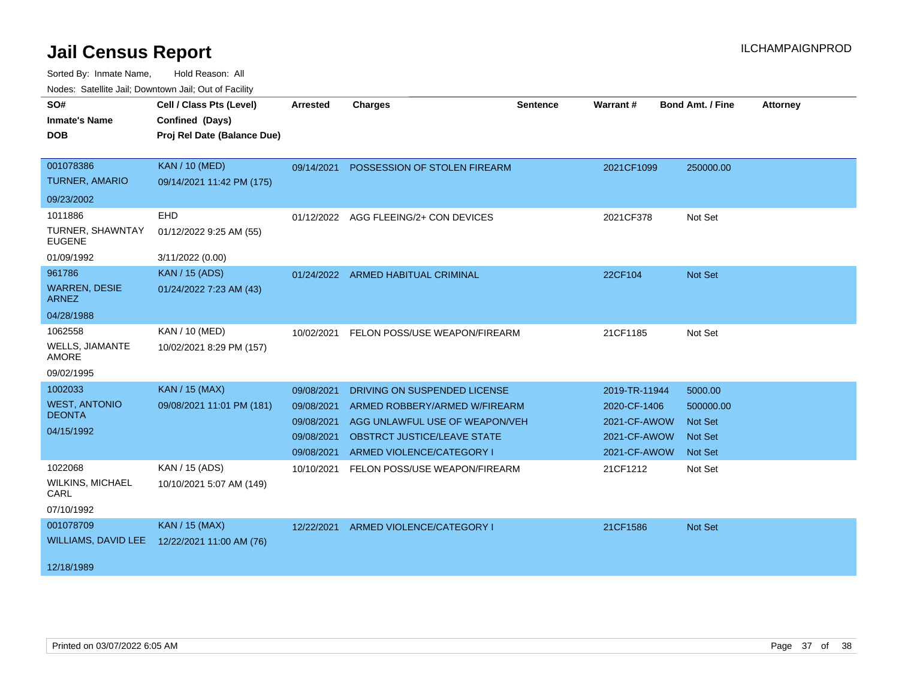# Jail Census Report

ILCHAMPAIGNPROD

Sorted By: Inmate Name, Hold Reason: All

Nodes: Satellite Jail; Downtown Jail; Out of Facility

| SO# / Inmate's Name / DOB | Cell / Class Pts (Level) / Confined (Days) / Proj Rel Date (Balance Due) | Arrested | Charges | Sentence | Warrant # | Bond Amt. / Fine | Attorney |
|---|---|---|---|---|---|---|---|
| 001078386 TURNER, AMARIO 09/23/2002 | KAN / 10 (MED) 09/14/2021 11:42 PM (175) | 09/14/2021 | POSSESSION OF STOLEN FIREARM | | 2021CF1099 | 250000.00 | |
| 1011886 TURNER, SHAWNTAY EUGENE 01/09/1992 | EHD 01/12/2022 9:25 AM (55) 3/11/2022 (0.00) | 01/12/2022 | AGG FLEEING/2+ CON DEVICES | | 2021CF378 | Not Set | |
| 961786 WARREN, DESIE ARNEZ 04/28/1988 | KAN / 15 (ADS) 01/24/2022 7:23 AM (43) | 01/24/2022 | ARMED HABITUAL CRIMINAL | | 22CF104 | Not Set | |
| 1062558 WELLS, JIAMANTE AMORE 09/02/1995 | KAN / 10 (MED) 10/02/2021 8:29 PM (157) | 10/02/2021 | FELON POSS/USE WEAPON/FIREARM | | 21CF1185 | Not Set | |
| 1002033 WEST, ANTONIO DEONTA 04/15/1992 | KAN / 15 (MAX) 09/08/2021 11:01 PM (181) | 09/08/2021 | DRIVING ON SUSPENDED LICENSE | | 2019-TR-11944 | 5000.00 | |
| | | 09/08/2021 | ARMED ROBBERY/ARMED W/FIREARM | | 2020-CF-1406 | 500000.00 | |
| | | 09/08/2021 | AGG UNLAWFUL USE OF WEAPON/VEH | | 2021-CF-AWOW | Not Set | |
| | | 09/08/2021 | OBSTRCT JUSTICE/LEAVE STATE | | 2021-CF-AWOW | Not Set | |
| | | 09/08/2021 | ARMED VIOLENCE/CATEGORY I | | 2021-CF-AWOW | Not Set | |
| 1022068 WILKINS, MICHAEL CARL 07/10/1992 | KAN / 15 (ADS) 10/10/2021 5:07 AM (149) | 10/10/2021 | FELON POSS/USE WEAPON/FIREARM | | 21CF1212 | Not Set | |
| 001078709 WILLIAMS, DAVID LEE 12/18/1989 | KAN / 15 (MAX) 12/22/2021 11:00 AM (76) | 12/22/2021 | ARMED VIOLENCE/CATEGORY I | | 21CF1586 | Not Set | |

Printed on 03/07/2022 6:05 AM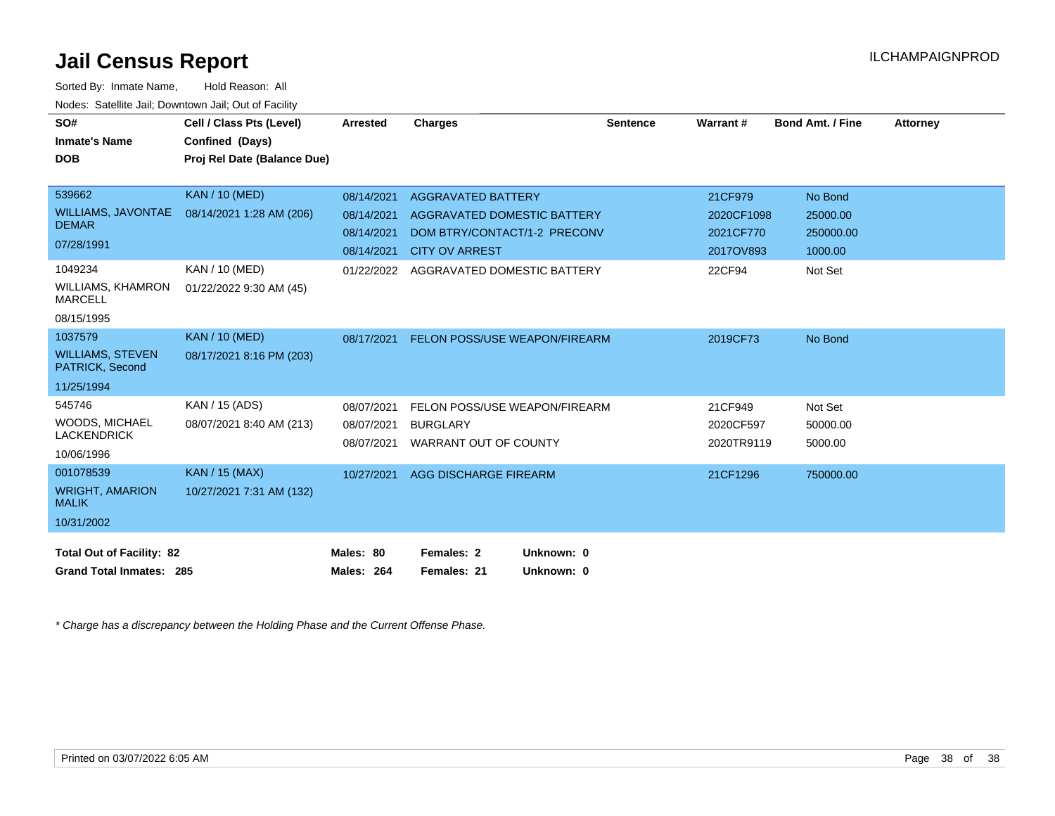# Jail Census Report

ILCHAMPAIGNPROD

Sorted By: Inmate Name, Hold Reason: All

Nodes: Satellite Jail; Downtown Jail; Out of Facility

| SO# / Inmate's Name / DOB | Cell / Class Pts (Level) / Confined (Days) / Proj Rel Date (Balance Due) | Arrested | Charges | Sentence | Warrant # | Bond Amt. / Fine | Attorney |
|---|---|---|---|---|---|---|---|
| 539662 WILLIAMS, JAVONTAE DEMAR 07/28/1991 | KAN / 10 (MED) 08/14/2021 1:28 AM (206) | 08/14/2021 | AGGRAVATED BATTERY | | 21CF979 | No Bond | |
| | | 08/14/2021 | AGGRAVATED DOMESTIC BATTERY | | 2020CF1098 | 25000.00 | |
| | | 08/14/2021 | DOM BTRY/CONTACT/1-2 PRECONV | | 2021CF770 | 250000.00 | |
| | | 08/14/2021 | CITY OV ARREST | | 2017OV893 | 1000.00 | |
| 1049234 WILLIAMS, KHAMRON MARCELL 08/15/1995 | KAN / 10 (MED) 01/22/2022 9:30 AM (45) | 01/22/2022 | AGGRAVATED DOMESTIC BATTERY | | 22CF94 | Not Set | |
| 1037579 WILLIAMS, STEVEN PATRICK, Second 11/25/1994 | KAN / 10 (MED) 08/17/2021 8:16 PM (203) | 08/17/2021 | FELON POSS/USE WEAPON/FIREARM | | 2019CF73 | No Bond | |
| 545746 WOODS, MICHAEL LACKENDRICK 10/06/1996 | KAN / 15 (ADS) 08/07/2021 8:40 AM (213) | 08/07/2021 | FELON POSS/USE WEAPON/FIREARM | | 21CF949 | Not Set | |
| | | 08/07/2021 | BURGLARY | | 2020CF597 | 50000.00 | |
| | | 08/07/2021 | WARRANT OUT OF COUNTY | | 2020TR9119 | 5000.00 | |
| 001078539 WRIGHT, AMARION MALIK 10/31/2002 | KAN / 15 (MAX) 10/27/2021 7:31 AM (132) | 10/27/2021 | AGG DISCHARGE FIREARM | | 21CF1296 | 750000.00 | |

**Total Out of Facility: 82** **Males: 80** **Females: 2** **Unknown: 0**

**Grand Total Inmates: 285** **Males: 264** **Females: 21** **Unknown: 0**

*\* Charge has a discrepancy between the Holding Phase and the Current Offense Phase.*

Printed on 03/07/2022 6:05 AM